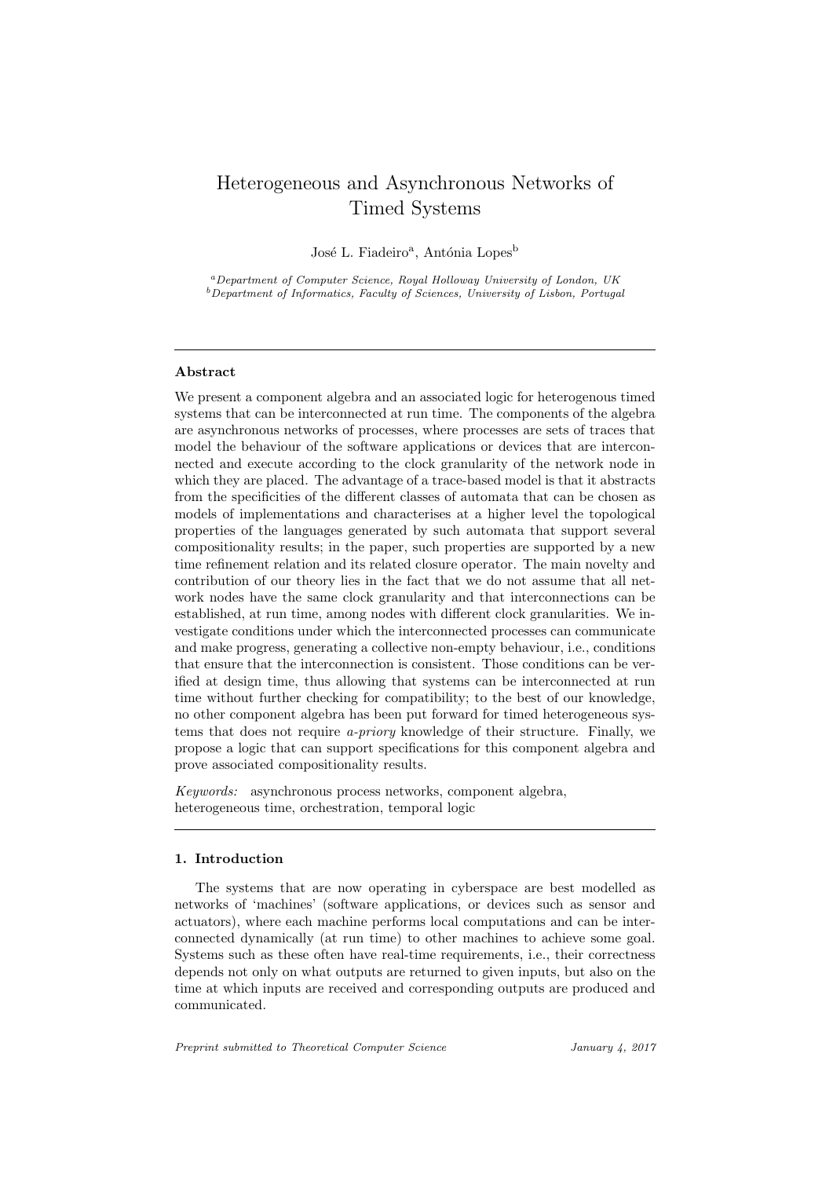# Heterogeneous and Asynchronous Networks of Timed Systems

José L. Fiadeiro[a], Antónia Lopes[b]

[a] *Department of Computer Science, Royal Holloway University of London, UK*
[b] *Department of Informatics, Faculty of Sciences, University of Lisbon, Portugal*

---

### Abstract

We present a component algebra and an associated logic for heterogenous timed systems that can be interconnected at run time. The components of the algebra are asynchronous networks of processes, where processes are sets of traces that model the behaviour of the software applications or devices that are interconnected and execute according to the clock granularity of the network node in which they are placed. The advantage of a trace-based model is that it abstracts from the specificities of the different classes of automata that can be chosen as models of implementations and characterises at a higher level the topological properties of the languages generated by such automata that support several compositionality results; in the paper, such properties are supported by a new time refinement relation and its related closure operator. The main novelty and contribution of our theory lies in the fact that we do not assume that all network nodes have the same clock granularity and that interconnections can be established, at run time, among nodes with different clock granularities. We investigate conditions under which the interconnected processes can communicate and make progress, generating a collective non-empty behaviour, i.e., conditions that ensure that the interconnection is consistent. Those conditions can be verified at design time, thus allowing that systems can be interconnected at run time without further checking for compatibility; to the best of our knowledge, no other component algebra has been put forward for timed heterogeneous systems that does not require *a-priory* knowledge of their structure. Finally, we propose a logic that can support specifications for this component algebra and prove associated compositionality results.

*Keywords:* asynchronous process networks, component algebra, heterogeneous time, orchestration, temporal logic

---

### 1. Introduction

The systems that are now operating in cyberspace are best modelled as networks of 'machines' (software applications, or devices such as sensor and actuators), where each machine performs local computations and can be interconnected dynamically (at run time) to other machines to achieve some goal. Systems such as these often have real-time requirements, i.e., their correctness depends not only on what outputs are returned to given inputs, but also on the time at which inputs are received and corresponding outputs are produced and communicated.

*Preprint submitted to Theoretical Computer Science* *January 4, 2017*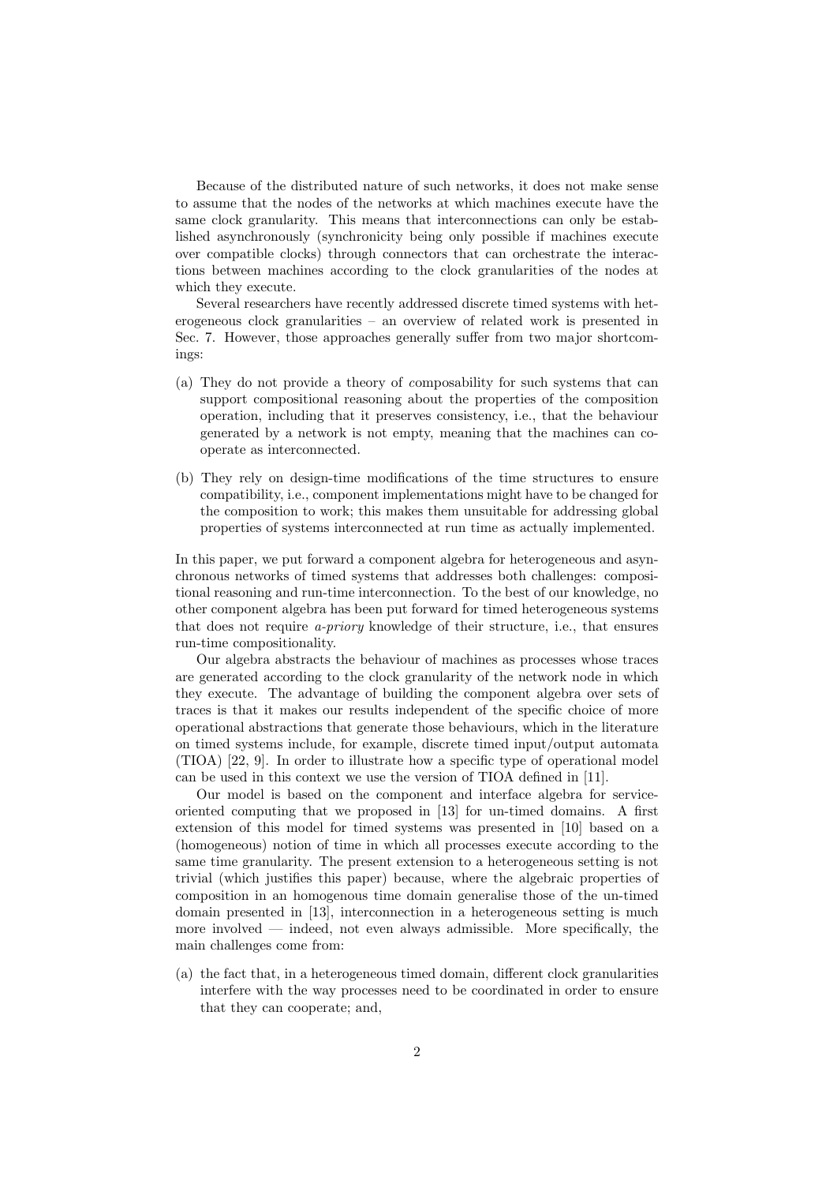Because of the distributed nature of such networks, it does not make sense to assume that the nodes of the networks at which machines execute have the same clock granularity. This means that interconnections can only be established asynchronously (synchronicity being only possible if machines execute over compatible clocks) through connectors that can orchestrate the interactions between machines according to the clock granularities of the nodes at which they execute.

Several researchers have recently addressed discrete timed systems with heterogeneous clock granularities – an overview of related work is presented in Sec. 7. However, those approaches generally suffer from two major shortcomings:

(a) They do not provide a theory of *c*omposability for such systems that can support compositional reasoning about the properties of the composition operation, including that it preserves consistency, i.e., that the behaviour generated by a network is not empty, meaning that the machines can cooperate as interconnected.

(b) They rely on design-time modifications of the time structures to ensure compatibility, i.e., component implementations might have to be changed for the composition to work; this makes them unsuitable for addressing global properties of systems interconnected at run time as actually implemented.

In this paper, we put forward a component algebra for heterogeneous and asynchronous networks of timed systems that addresses both challenges: compositional reasoning and run-time interconnection. To the best of our knowledge, no other component algebra has been put forward for timed heterogeneous systems that does not require *a-priory* knowledge of their structure, i.e., that ensures run-time compositionality.

Our algebra abstracts the behaviour of machines as processes whose traces are generated according to the clock granularity of the network node in which they execute. The advantage of building the component algebra over sets of traces is that it makes our results independent of the specific choice of more operational abstractions that generate those behaviours, which in the literature on timed systems include, for example, discrete timed input/output automata (TIOA) [22, 9]. In order to illustrate how a specific type of operational model can be used in this context we use the version of TIOA defined in [11].

Our model is based on the component and interface algebra for service-oriented computing that we proposed in [13] for un-timed domains. A first extension of this model for timed systems was presented in [10] based on a (homogeneous) notion of time in which all processes execute according to the same time granularity. The present extension to a heterogeneous setting is not trivial (which justifies this paper) because, where the algebraic properties of composition in an homogenous time domain generalise those of the un-timed domain presented in [13], interconnection in a heterogeneous setting is much more involved — indeed, not even always admissible. More specifically, the main challenges come from:

(a) the fact that, in a heterogeneous timed domain, different clock granularities interfere with the way processes need to be coordinated in order to ensure that they can cooperate; and,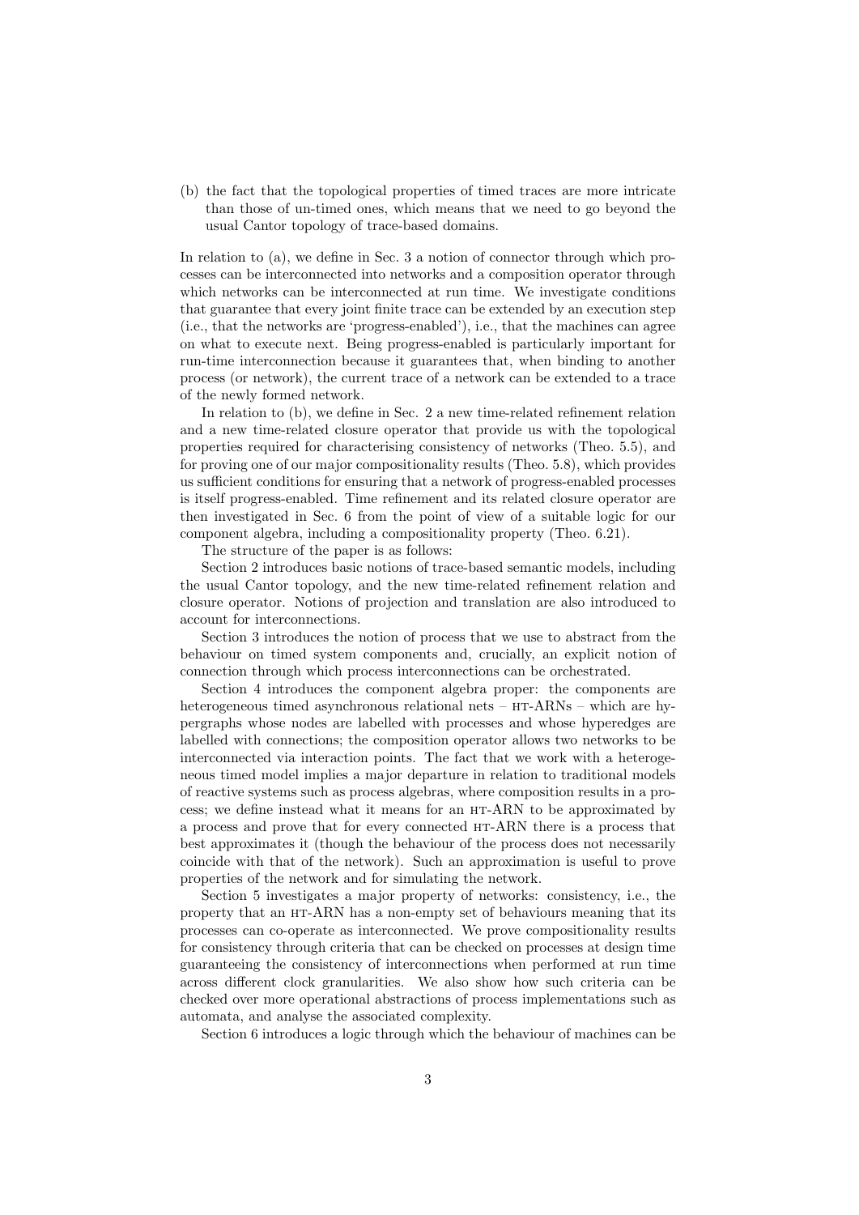(b) the fact that the topological properties of timed traces are more intricate than those of un-timed ones, which means that we need to go beyond the usual Cantor topology of trace-based domains.

In relation to (a), we define in Sec. 3 a notion of connector through which processes can be interconnected into networks and a composition operator through which networks can be interconnected at run time. We investigate conditions that guarantee that every joint finite trace can be extended by an execution step (i.e., that the networks are 'progress-enabled'), i.e., that the machines can agree on what to execute next. Being progress-enabled is particularly important for run-time interconnection because it guarantees that, when binding to another process (or network), the current trace of a network can be extended to a trace of the newly formed network.

In relation to (b), we define in Sec. 2 a new time-related refinement relation and a new time-related closure operator that provide us with the topological properties required for characterising consistency of networks (Theo. 5.5), and for proving one of our major compositionality results (Theo. 5.8), which provides us sufficient conditions for ensuring that a network of progress-enabled processes is itself progress-enabled. Time refinement and its related closure operator are then investigated in Sec. 6 from the point of view of a suitable logic for our component algebra, including a compositionality property (Theo. 6.21).

The structure of the paper is as follows:

Section 2 introduces basic notions of trace-based semantic models, including the usual Cantor topology, and the new time-related refinement relation and closure operator. Notions of projection and translation are also introduced to account for interconnections.

Section 3 introduces the notion of process that we use to abstract from the behaviour on timed system components and, crucially, an explicit notion of connection through which process interconnections can be orchestrated.

Section 4 introduces the component algebra proper: the components are heterogeneous timed asynchronous relational nets – HT-ARNs – which are hypergraphs whose nodes are labelled with processes and whose hyperedges are labelled with connections; the composition operator allows two networks to be interconnected via interaction points. The fact that we work with a heterogeneous timed model implies a major departure in relation to traditional models of reactive systems such as process algebras, where composition results in a process; we define instead what it means for an HT-ARN to be approximated by a process and prove that for every connected HT-ARN there is a process that best approximates it (though the behaviour of the process does not necessarily coincide with that of the network). Such an approximation is useful to prove properties of the network and for simulating the network.

Section 5 investigates a major property of networks: consistency, i.e., the property that an HT-ARN has a non-empty set of behaviours meaning that its processes can co-operate as interconnected. We prove compositionality results for consistency through criteria that can be checked on processes at design time guaranteeing the consistency of interconnections when performed at run time across different clock granularities. We also show how such criteria can be checked over more operational abstractions of process implementations such as automata, and analyse the associated complexity.

Section 6 introduces a logic through which the behaviour of machines can be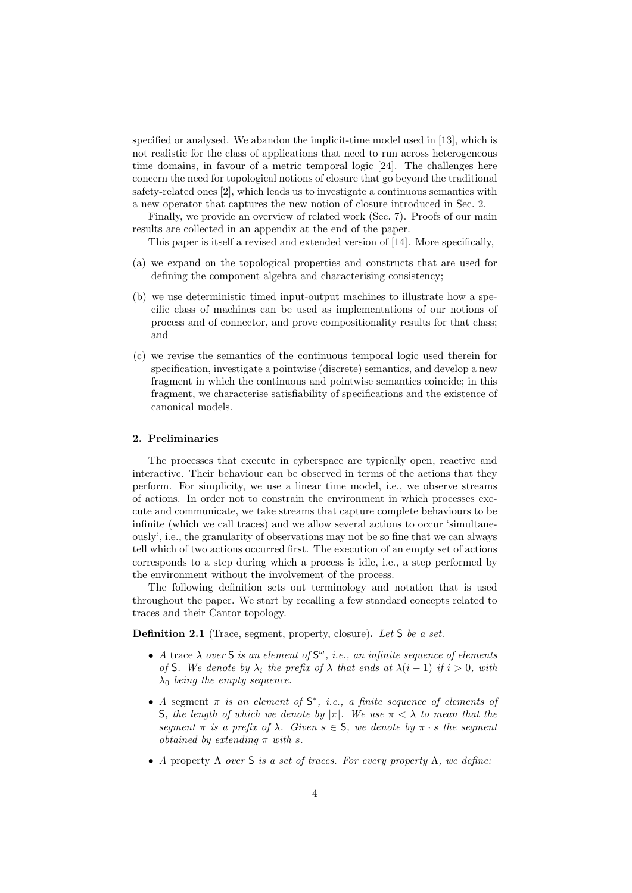specified or analysed. We abandon the implicit-time model used in [13], which is not realistic for the class of applications that need to run across heterogeneous time domains, in favour of a metric temporal logic [24]. The challenges here concern the need for topological notions of closure that go beyond the traditional safety-related ones [2], which leads us to investigate a continuous semantics with a new operator that captures the new notion of closure introduced in Sec. 2.

Finally, we provide an overview of related work (Sec. 7). Proofs of our main results are collected in an appendix at the end of the paper.

This paper is itself a revised and extended version of [14]. More specifically,

(a) we expand on the topological properties and constructs that are used for defining the component algebra and characterising consistency;

(b) we use deterministic timed input-output machines to illustrate how a specific class of machines can be used as implementations of our notions of process and of connector, and prove compositionality results for that class; and

(c) we revise the semantics of the continuous temporal logic used therein for specification, investigate a pointwise (discrete) semantics, and develop a new fragment in which the continuous and pointwise semantics coincide; in this fragment, we characterise satisfiability of specifications and the existence of canonical models.

## 2. Preliminaries

The processes that execute in cyberspace are typically open, reactive and interactive. Their behaviour can be observed in terms of the actions that they perform. For simplicity, we use a linear time model, i.e., we observe streams of actions. In order not to constrain the environment in which processes execute and communicate, we take streams that capture complete behaviours to be infinite (which we call traces) and we allow several actions to occur 'simultaneously', i.e., the granularity of observations may not be so fine that we can always tell which of two actions occurred first. The execution of an empty set of actions corresponds to a step during which a process is idle, i.e., a step performed by the environment without the involvement of the process.

The following definition sets out terminology and notation that is used throughout the paper. We start by recalling a few standard concepts related to traces and their Cantor topology.

**Definition 2.1** (Trace, segment, property, closure)**.** *Let $\mathsf{S}$ be a set.*

- *A* trace *$\lambda$ over $\mathsf{S}$ is an element of $\mathsf{S}^\omega$, i.e., an infinite sequence of elements of $\mathsf{S}$. We denote by $\lambda_i$ the prefix of $\lambda$ that ends at $\lambda(i-1)$ if $i > 0$, with $\lambda_0$ being the empty sequence.*
- *A* segment *$\pi$ is an element of $\mathsf{S}^*$, i.e., a finite sequence of elements of $\mathsf{S}$, the length of which we denote by $|\pi|$. We use $\pi < \lambda$ to mean that the segment $\pi$ is a prefix of $\lambda$. Given $s \in \mathsf{S}$, we denote by $\pi \cdot s$ the segment obtained by extending $\pi$ with $s$.*
- *A* property *$\Lambda$ over $\mathsf{S}$ is a set of traces. For every property $\Lambda$, we define:*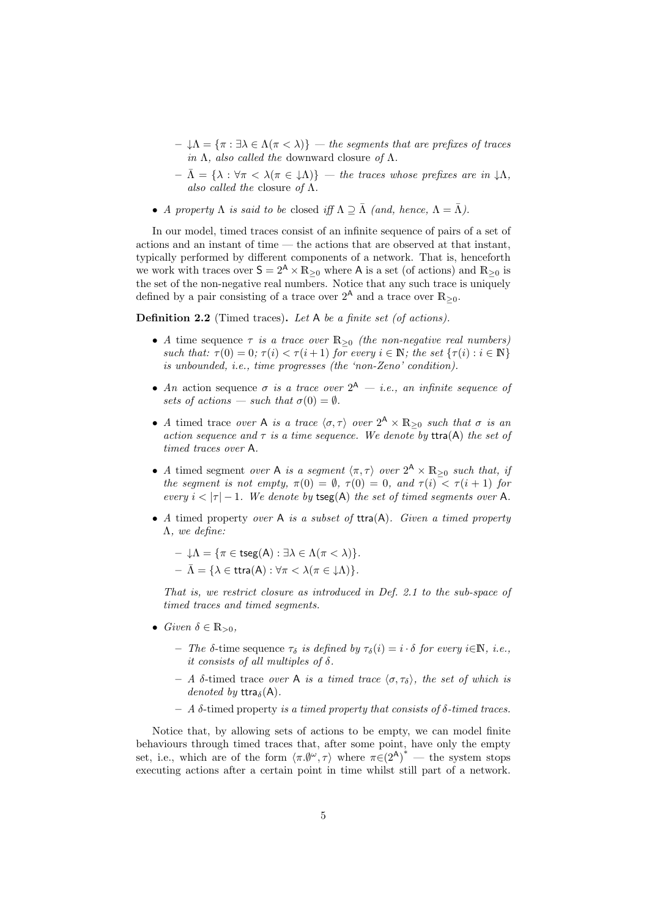- $\downarrow\Lambda = \{\pi : \exists\lambda \in \Lambda(\pi < \lambda)\}$ — *the segments that are prefixes of traces in* $\Lambda$*, also called the* downward closure *of* $\Lambda$*.*
  - $\bar{\Lambda} = \{\lambda : \forall\pi < \lambda(\pi \in \downarrow\Lambda)\}$ — *the traces whose prefixes are in* $\downarrow\Lambda$*, also called the* closure *of* $\Lambda$*.*

- *A property* $\Lambda$ *is said to be* closed *iff* $\Lambda \supseteq \bar{\Lambda}$ *(and, hence,* $\Lambda = \bar{\Lambda}$*).*

In our model, timed traces consist of an infinite sequence of pairs of a set of actions and an instant of time — the actions that are observed at that instant, typically performed by different components of a network. That is, henceforth we work with traces over $\mathsf{S} = 2^{\mathsf{A}} \times \mathbb{R}_{\geq 0}$ where $\mathsf{A}$ is a set (of actions) and $\mathbb{R}_{\geq 0}$ is the set of the non-negative real numbers. Notice that any such trace is uniquely defined by a pair consisting of a trace over $2^{\mathsf{A}}$ and a trace over $\mathbb{R}_{\geq 0}$.

**Definition 2.2** (Timed traces)**.** *Let* $\mathsf{A}$ *be a finite set (of actions).*

- *A* time sequence $\tau$ *is a trace over* $\mathbb{R}_{\geq 0}$ *(the non-negative real numbers) such that:* $\tau(0) = 0$*;* $\tau(i) < \tau(i+1)$ *for every* $i \in \mathbb{N}$*; the set* $\{\tau(i) : i \in \mathbb{N}\}$ *is unbounded, i.e., time progresses (the 'non-Zeno' condition).*

- *An* action sequence $\sigma$ *is a trace over* $2^{\mathsf{A}}$ — *i.e., an infinite sequence of sets of actions — such that* $\sigma(0) = \emptyset$*.*

- *A* timed trace *over* $\mathsf{A}$ *is a trace* $\langle\sigma, \tau\rangle$ *over* $2^{\mathsf{A}} \times \mathbb{R}_{\geq 0}$ *such that* $\sigma$ *is an action sequence and* $\tau$ *is a time sequence. We denote by* $\mathsf{ttra}(\mathsf{A})$ *the set of timed traces over* $\mathsf{A}$*.*

- *A* timed segment *over* $\mathsf{A}$ *is a segment* $\langle\pi, \tau\rangle$ *over* $2^{\mathsf{A}} \times \mathbb{R}_{\geq 0}$ *such that, if the segment is not empty,* $\pi(0) = \emptyset$*,* $\tau(0) = 0$*, and* $\tau(i) < \tau(i+1)$ *for every* $i < |\tau| - 1$*. We denote by* $\mathsf{tseg}(\mathsf{A})$ *the set of timed segments over* $\mathsf{A}$*.*

- *A* timed property *over* $\mathsf{A}$ *is a subset of* $\mathsf{ttra}(\mathsf{A})$*. Given a timed property* $\Lambda$*, we define:*
  - $\downarrow\Lambda = \{\pi \in \mathsf{tseg}(\mathsf{A}) : \exists\lambda \in \Lambda(\pi < \lambda)\}$*.*
  - $\bar{\Lambda} = \{\lambda \in \mathsf{ttra}(\mathsf{A}) : \forall\pi < \lambda(\pi \in \downarrow\Lambda)\}$*.*

  *That is, we restrict closure as introduced in Def. 2.1 to the sub-space of timed traces and timed segments.*

- *Given* $\delta \in \mathbb{R}_{>0}$*,*
  - *The* $\delta$-time sequence $\tau_\delta$ *is defined by* $\tau_\delta(i) = i \cdot \delta$ *for every* $i \in \mathbb{N}$*, i.e., it consists of all multiples of* $\delta$*.*
  - *A* $\delta$-timed trace *over* $\mathsf{A}$ *is a timed trace* $\langle\sigma, \tau_\delta\rangle$*, the set of which is denoted by* $\mathsf{ttra}_\delta(\mathsf{A})$*.*
  - *A* $\delta$-timed property *is a timed property that consists of* $\delta$*-timed traces.*

Notice that, by allowing sets of actions to be empty, we can model finite behaviours through timed traces that, after some point, have only the empty set, i.e., which are of the form $\langle\pi.\emptyset^\omega, \tau\rangle$ where $\pi \in (2^{\mathsf{A}})^*$ — the system stops executing actions after a certain point in time whilst still part of a network.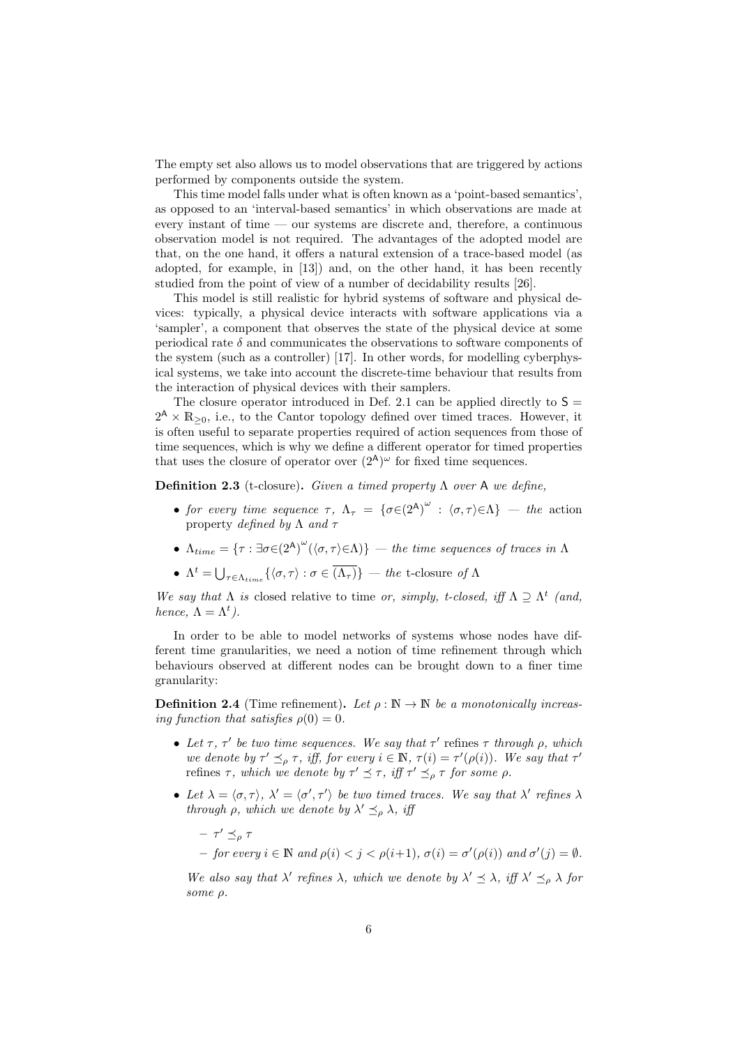The empty set also allows us to model observations that are triggered by actions performed by components outside the system.

This time model falls under what is often known as a 'point-based semantics', as opposed to an 'interval-based semantics' in which observations are made at every instant of time — our systems are discrete and, therefore, a continuous observation model is not required. The advantages of the adopted model are that, on the one hand, it offers a natural extension of a trace-based model (as adopted, for example, in [13]) and, on the other hand, it has been recently studied from the point of view of a number of decidability results [26].

This model is still realistic for hybrid systems of software and physical devices: typically, a physical device interacts with software applications via a 'sampler', a component that observes the state of the physical device at some periodical rate $\delta$ and communicates the observations to software components of the system (such as a controller) [17]. In other words, for modelling cyberphysical systems, we take into account the discrete-time behaviour that results from the interaction of physical devices with their samplers.

The closure operator introduced in Def. 2.1 can be applied directly to $\mathsf{S} = 2^{\mathsf{A}} \times \mathbb{R}_{\geq 0}$, i.e., to the Cantor topology defined over timed traces. However, it is often useful to separate properties required of action sequences from those of time sequences, which is why we define a different operator for timed properties that uses the closure of operator over $(2^{\mathsf{A}})^\omega$ for fixed time sequences.

**Definition 2.3** (t-closure)**.** *Given a timed property $\Lambda$ over $\mathsf{A}$ we define,*

- *for every time sequence $\tau$, $\Lambda_\tau = \{\sigma \in (2^{\mathsf{A}})^\omega : \langle \sigma, \tau \rangle \in \Lambda\}$ — the* action property *defined by $\Lambda$ and $\tau$*
- *$\Lambda_{time} = \{\tau : \exists \sigma \in (2^{\mathsf{A}})^\omega (\langle \sigma, \tau \rangle \in \Lambda)\}$ — the time sequences of traces in $\Lambda$*
- *$\Lambda^t = \bigcup_{\tau \in \Lambda_{time}} \{\langle \sigma, \tau \rangle : \sigma \in \overline{(\Lambda_\tau)}\}$ — the* t-closure *of $\Lambda$*

*We say that $\Lambda$ is* closed relative to time *or, simply, t-closed, iff $\Lambda \supseteq \Lambda^t$ (and, hence, $\Lambda = \Lambda^t$).*

In order to be able to model networks of systems whose nodes have different time granularities, we need a notion of time refinement through which behaviours observed at different nodes can be brought down to a finer time granularity:

**Definition 2.4** (Time refinement)**.** *Let $\rho : \mathbb{N} \to \mathbb{N}$ be a monotonically increasing function that satisfies $\rho(0) = 0$.*

- *Let $\tau$, $\tau'$ be two time sequences. We say that $\tau'$* refines *$\tau$ through $\rho$, which we denote by $\tau' \preceq_\rho \tau$, iff, for every $i \in \mathbb{N}$, $\tau(i) = \tau'(\rho(i))$. We say that $\tau'$* refines *$\tau$, which we denote by $\tau' \preceq \tau$, iff $\tau' \preceq_\rho \tau$ for some $\rho$.*
- *Let $\lambda = \langle \sigma, \tau \rangle$, $\lambda' = \langle \sigma', \tau' \rangle$ be two timed traces. We say that $\lambda'$ refines $\lambda$ through $\rho$, which we denote by $\lambda' \preceq_\rho \lambda$, iff*
  - *$\tau' \preceq_\rho \tau$*
  - *for every $i \in \mathbb{N}$ and $\rho(i) < j < \rho(i+1)$, $\sigma(i) = \sigma'(\rho(i))$ and $\sigma'(j) = \emptyset$.*

  *We also say that $\lambda'$ refines $\lambda$, which we denote by $\lambda' \preceq \lambda$, iff $\lambda' \preceq_\rho \lambda$ for some $\rho$.*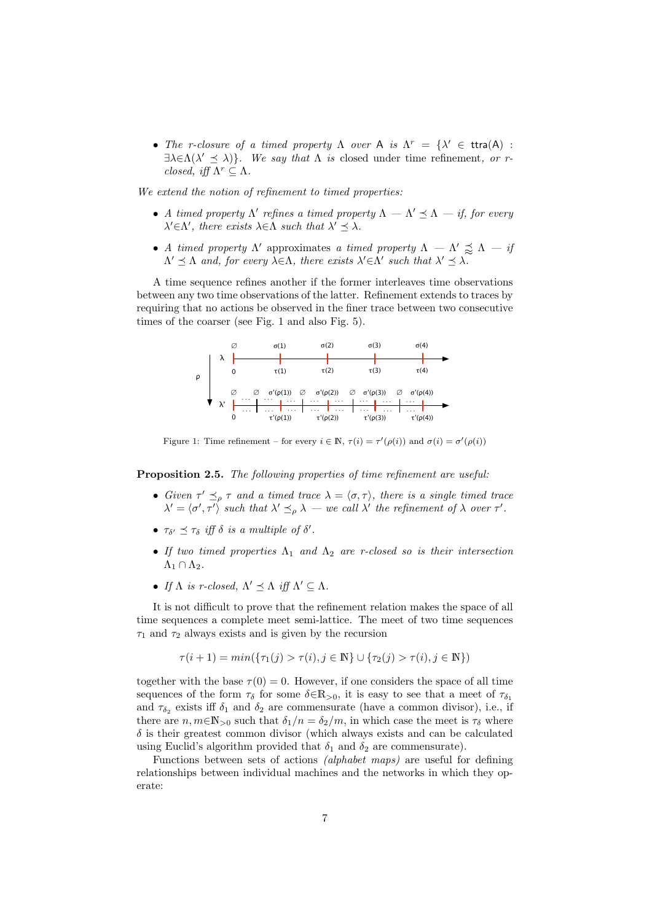- *The r-closure of a timed property $\Lambda$ over $\mathsf{A}$ is $\Lambda^r = \{\lambda' \in \mathsf{ttra}(\mathsf{A}) : \exists\lambda\in\Lambda(\lambda' \preceq \lambda)\}$. We say that $\Lambda$ is* closed under time refinement*, or r-closed, iff $\Lambda^r \subseteq \Lambda$.*

*We extend the notion of refinement to timed properties:*

- *A timed property $\Lambda'$ refines a timed property $\Lambda$ — $\Lambda' \preceq \Lambda$ — if, for every $\lambda'\in\Lambda'$, there exists $\lambda\in\Lambda$ such that $\lambda' \preceq \lambda$.*
- *A timed property $\Lambda'$* approximates *a timed property $\Lambda$ — $\Lambda' \precapprox \Lambda$ — if $\Lambda' \preceq \Lambda$ and, for every $\lambda\in\Lambda$, there exists $\lambda'\in\Lambda'$ such that $\lambda' \preceq \lambda$.*

A time sequence refines another if the former interleaves time observations between any two time observations of the latter. Refinement extends to traces by requiring that no actions be observed in the finer trace between two consecutive times of the coarser (see Fig. 1 and also Fig. 5).

Figure 1: Time refinement – for every $i \in \mathbb{N}$, $\tau(i) = \tau'(\rho(i))$ and $\sigma(i) = \sigma'(\rho(i))$

**Proposition 2.5.** *The following properties of time refinement are useful:*

- *Given $\tau' \preceq_\rho \tau$ and a timed trace $\lambda = \langle\sigma, \tau\rangle$, there is a single timed trace $\lambda' = \langle\sigma', \tau'\rangle$ such that $\lambda' \preceq_\rho \lambda$ — we call $\lambda'$ the refinement of $\lambda$ over $\tau'$.*
- *$\tau_{\delta'} \preceq \tau_\delta$ iff $\delta$ is a multiple of $\delta'$.*
- *If two timed properties $\Lambda_1$ and $\Lambda_2$ are r-closed so is their intersection $\Lambda_1 \cap \Lambda_2$.*
- *If $\Lambda$ is r-closed, $\Lambda' \preceq \Lambda$ iff $\Lambda' \subseteq \Lambda$.*

It is not difficult to prove that the refinement relation makes the space of all time sequences a complete meet semi-lattice. The meet of two time sequences $\tau_1$ and $\tau_2$ always exists and is given by the recursion

$$\tau(i+1) = min(\{\tau_1(j) > \tau(i), j \in \mathbb{N}\} \cup \{\tau_2(j) > \tau(i), j \in \mathbb{N}\})$$

together with the base $\tau(0) = 0$. However, if one considers the space of all time sequences of the form $\tau_\delta$ for some $\delta\in\mathbb{R}_{>0}$, it is easy to see that a meet of $\tau_{\delta_1}$ and $\tau_{\delta_2}$ exists iff $\delta_1$ and $\delta_2$ are commensurate (have a common divisor), i.e., if there are $n, m\in\mathbb{N}_{>0}$ such that $\delta_1/n = \delta_2/m$, in which case the meet is $\tau_\delta$ where $\delta$ is their greatest common divisor (which always exists and can be calculated using Euclid's algorithm provided that $\delta_1$ and $\delta_2$ are commensurate).

Functions between sets of actions *(alphabet maps)* are useful for defining relationships between individual machines and the networks in which they operate: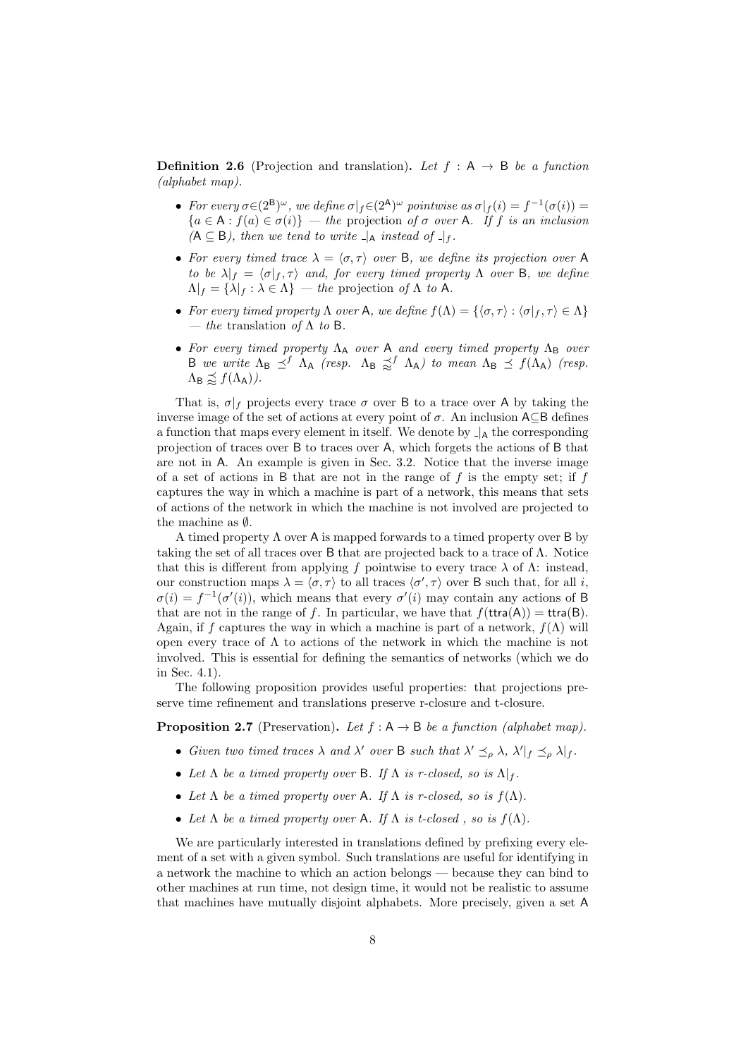**Definition 2.6** (Projection and translation)**.** *Let $f : \mathsf{A} \to \mathsf{B}$ be a function (alphabet map).*

- *For every $\sigma \in (2^{\mathsf{B}})^{\omega}$, we define $\sigma|_f \in (2^{\mathsf{A}})^{\omega}$ pointwise as $\sigma|_f(i) = f^{-1}(\sigma(i)) = \{a \in \mathsf{A} : f(a) \in \sigma(i)\}$ — the* projection *of $\sigma$ over $\mathsf{A}$. If $f$ is an inclusion ($\mathsf{A} \subseteq \mathsf{B}$), then we tend to write $\_|_{\mathsf{A}}$ instead of $\_|_f$.*
- *For every timed trace $\lambda = \langle \sigma, \tau \rangle$ over $\mathsf{B}$, we define its projection over $\mathsf{A}$ to be $\lambda|_f = \langle \sigma|_f, \tau \rangle$ and, for every timed property $\Lambda$ over $\mathsf{B}$, we define $\Lambda|_f = \{\lambda|_f : \lambda \in \Lambda\}$ — the* projection *of $\Lambda$ to $\mathsf{A}$.*
- *For every timed property $\Lambda$ over $\mathsf{A}$, we define $f(\Lambda) = \{\langle \sigma, \tau \rangle : \langle \sigma|_f, \tau \rangle \in \Lambda\}$ — the* translation *of $\Lambda$ to $\mathsf{B}$.*
- *For every timed property $\Lambda_{\mathsf{A}}$ over $\mathsf{A}$ and every timed property $\Lambda_{\mathsf{B}}$ over $\mathsf{B}$ we write $\Lambda_{\mathsf{B}} \preceq^f \Lambda_{\mathsf{A}}$ (resp. $\Lambda_{\mathsf{B}} \precapprox^f \Lambda_{\mathsf{A}}$) to mean $\Lambda_{\mathsf{B}} \preceq f(\Lambda_{\mathsf{A}})$ (resp. $\Lambda_{\mathsf{B}} \precapprox f(\Lambda_{\mathsf{A}})$).*

That is, $\sigma|_f$ projects every trace $\sigma$ over $\mathsf{B}$ to a trace over $\mathsf{A}$ by taking the inverse image of the set of actions at every point of $\sigma$. An inclusion $\mathsf{A} \subseteq \mathsf{B}$ defines a function that maps every element in itself. We denote by $\_|_{\mathsf{A}}$ the corresponding projection of traces over $\mathsf{B}$ to traces over $\mathsf{A}$, which forgets the actions of $\mathsf{B}$ that are not in $\mathsf{A}$. An example is given in Sec. 3.2. Notice that the inverse image of a set of actions in $\mathsf{B}$ that are not in the range of $f$ is the empty set; if $f$ captures the way in which a machine is part of a network, this means that sets of actions of the network in which the machine is not involved are projected to the machine as $\emptyset$.

A timed property $\Lambda$ over $\mathsf{A}$ is mapped forwards to a timed property over $\mathsf{B}$ by taking the set of all traces over $\mathsf{B}$ that are projected back to a trace of $\Lambda$. Notice that this is different from applying $f$ pointwise to every trace $\lambda$ of $\Lambda$: instead, our construction maps $\lambda = \langle \sigma, \tau \rangle$ to all traces $\langle \sigma', \tau \rangle$ over $\mathsf{B}$ such that, for all $i$, $\sigma(i) = f^{-1}(\sigma'(i))$, which means that every $\sigma'(i)$ may contain any actions of $\mathsf{B}$ that are not in the range of $f$. In particular, we have that $f(\mathsf{ttra}(\mathsf{A})) = \mathsf{ttra}(\mathsf{B})$. Again, if $f$ captures the way in which a machine is part of a network, $f(\Lambda)$ will open every trace of $\Lambda$ to actions of the network in which the machine is not involved. This is essential for defining the semantics of networks (which we do in Sec. 4.1).

The following proposition provides useful properties: that projections preserve time refinement and translations preserve r-closure and t-closure.

**Proposition 2.7** (Preservation)**.** *Let $f : \mathsf{A} \to \mathsf{B}$ be a function (alphabet map).*

- *Given two timed traces $\lambda$ and $\lambda'$ over $\mathsf{B}$ such that $\lambda' \preceq_{\rho} \lambda$, $\lambda'|_f \preceq_{\rho} \lambda|_f$.*
- *Let $\Lambda$ be a timed property over $\mathsf{B}$. If $\Lambda$ is r-closed, so is $\Lambda|_f$.*
- *Let $\Lambda$ be a timed property over $\mathsf{A}$. If $\Lambda$ is r-closed, so is $f(\Lambda)$.*
- *Let $\Lambda$ be a timed property over $\mathsf{A}$. If $\Lambda$ is t-closed , so is $f(\Lambda)$.*

We are particularly interested in translations defined by prefixing every element of a set with a given symbol. Such translations are useful for identifying in a network the machine to which an action belongs — because they can bind to other machines at run time, not design time, it would not be realistic to assume that machines have mutually disjoint alphabets. More precisely, given a set $\mathsf{A}$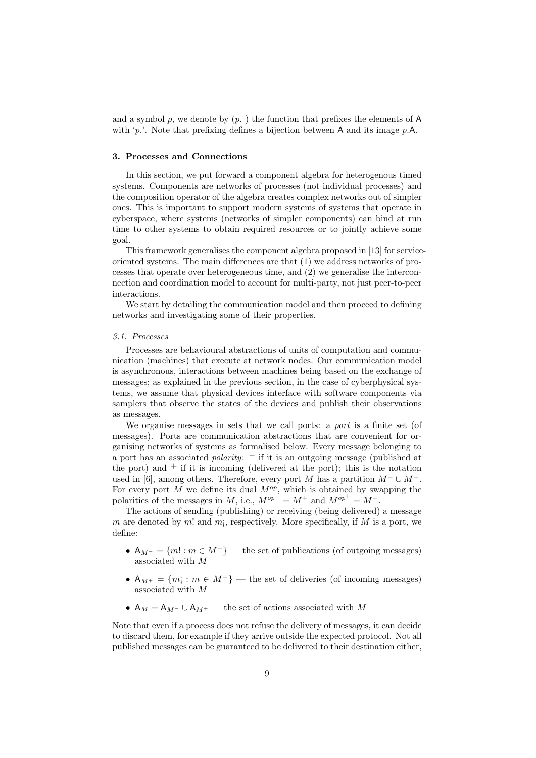and a symbol $p$, we denote by $(p.\_)$ the function that prefixes the elements of $\mathsf{A}$ with '$p.$'. Note that prefixing defines a bijection between $\mathsf{A}$ and its image $p.\mathsf{A}$.

## 3. Processes and Connections

In this section, we put forward a component algebra for heterogenous timed systems. Components are networks of processes (not individual processes) and the composition operator of the algebra creates complex networks out of simpler ones. This is important to support modern systems of systems that operate in cyberspace, where systems (networks of simpler components) can bind at run time to other systems to obtain required resources or to jointly achieve some goal.

This framework generalises the component algebra proposed in [13] for service-oriented systems. The main differences are that (1) we address networks of processes that operate over heterogeneous time, and (2) we generalise the interconnection and coordination model to account for multi-party, not just peer-to-peer interactions.

We start by detailing the communication model and then proceed to defining networks and investigating some of their properties.

### 3.1. Processes

Processes are behavioural abstractions of units of computation and communication (machines) that execute at network nodes. Our communication model is asynchronous, interactions between machines being based on the exchange of messages; as explained in the previous section, in the case of cyberphysical systems, we assume that physical devices interface with software components via samplers that observe the states of the devices and publish their observations as messages.

We organise messages in sets that we call ports: a *port* is a finite set (of messages). Ports are communication abstractions that are convenient for organising networks of systems as formalised below. Every message belonging to a port has an associated *polarity*: $^-$ if it is an outgoing message (published at the port) and $^+$ if it is incoming (delivered at the port); this is the notation used in [6], among others. Therefore, every port $M$ has a partition $M^- \cup M^+$. For every port $M$ we define its dual $M^{op}$, which is obtained by swapping the polarities of the messages in $M$, i.e., $M^{op^-} = M^+$ and $M^{op^+} = M^-$.

The actions of sending (publishing) or receiving (being delivered) a message $m$ are denoted by $m!$ and $m¡$, respectively. More specifically, if $M$ is a port, we define:

- $\mathsf{A}_{M^-} = \{m! : m \in M^-\}$ — the set of publications (of outgoing messages) associated with $M$
- $\mathsf{A}_{M^+} = \{m¡ : m \in M^+\}$ — the set of deliveries (of incoming messages) associated with $M$
- $\mathsf{A}_M = \mathsf{A}_{M^-} \cup \mathsf{A}_{M^+}$ — the set of actions associated with $M$

Note that even if a process does not refuse the delivery of messages, it can decide to discard them, for example if they arrive outside the expected protocol. Not all published messages can be guaranteed to be delivered to their destination either,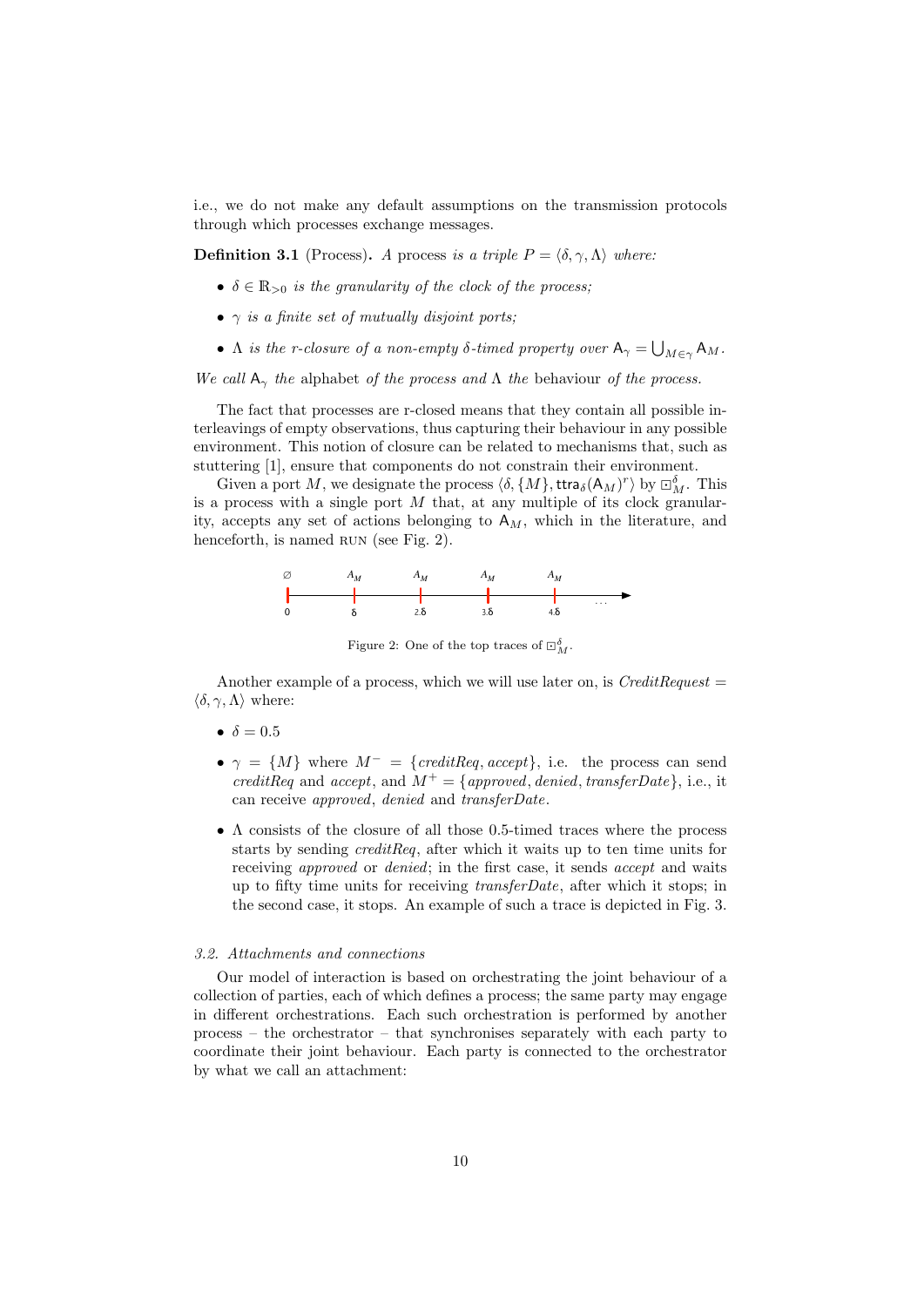i.e., we do not make any default assumptions on the transmission protocols through which processes exchange messages.

**Definition 3.1** (Process)**.** *A* process *is a triple* $P = \langle \delta, \gamma, \Lambda \rangle$ *where:*

- $\delta \in \mathbb{R}_{>0}$ *is the granularity of the clock of the process;*
- $\gamma$ *is a finite set of mutually disjoint ports;*
- $\Lambda$ *is the r-closure of a non-empty* $\delta$*-timed property over* $\mathsf{A}_\gamma = \bigcup_{M \in \gamma} \mathsf{A}_M$*.*

*We call* $\mathsf{A}_\gamma$ *the* alphabet *of the process and* $\Lambda$ *the* behaviour *of the process.*

The fact that processes are r-closed means that they contain all possible interleavings of empty observations, thus capturing their behaviour in any possible environment. This notion of closure can be related to mechanisms that, such as stuttering [1], ensure that components do not constrain their environment.

Given a port $M$, we designate the process $\langle \delta, \{M\}, \mathsf{ttra}_\delta(\mathsf{A}_M)^r \rangle$ by $\boxdot^\delta_M$. This is a process with a single port $M$ that, at any multiple of its clock granularity, accepts any set of actions belonging to $\mathsf{A}_M$, which in the literature, and henceforth, is named RUN (see Fig. 2).

Figure 2: One of the top traces of $\boxdot^\delta_M$.

Another example of a process, which we will use later on, is *CreditRequest* $= \langle \delta, \gamma, \Lambda \rangle$ where:

- $\delta = 0.5$
- $\gamma = \{M\}$ where $M^- = \{creditReq, accept\}$, i.e. the process can send *creditReq* and *accept*, and $M^+ = \{approved, denied, transferDate\}$, i.e., it can receive *approved*, *denied* and *transferDate*.
- $\Lambda$ consists of the closure of all those 0.5-timed traces where the process starts by sending *creditReq*, after which it waits up to ten time units for receiving *approved* or *denied*; in the first case, it sends *accept* and waits up to fifty time units for receiving *transferDate*, after which it stops; in the second case, it stops. An example of such a trace is depicted in Fig. 3.

### *3.2. Attachments and connections*

Our model of interaction is based on orchestrating the joint behaviour of a collection of parties, each of which defines a process; the same party may engage in different orchestrations. Each such orchestration is performed by another process – the orchestrator – that synchronises separately with each party to coordinate their joint behaviour. Each party is connected to the orchestrator by what we call an attachment: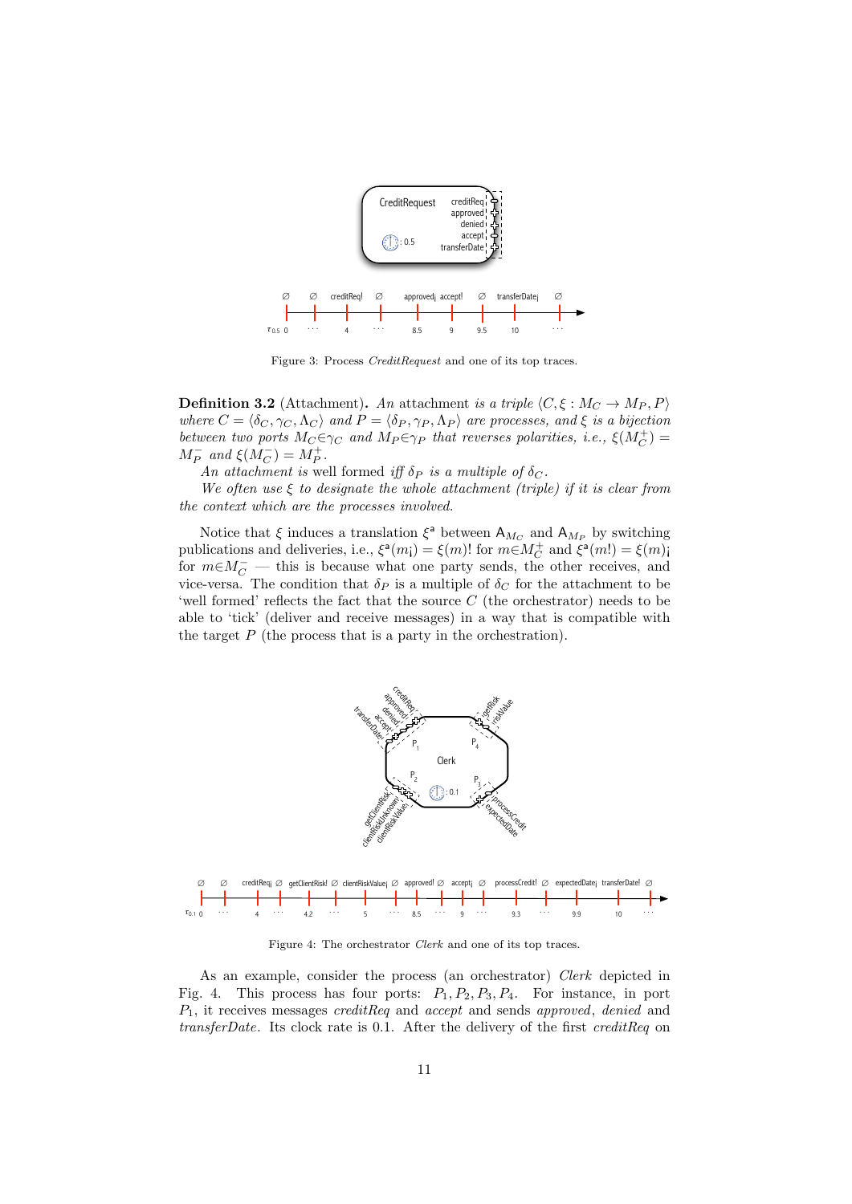Figure 3: Process *CreditRequest* and one of its top traces.

**Definition 3.2** (Attachment). *An attachment is a triple* $\langle C, \xi : M_C \to M_P, P\rangle$ *where* $C = \langle \delta_C, \gamma_C, \Lambda_C\rangle$ *and* $P = \langle \delta_P, \gamma_P, \Lambda_P\rangle$ *are processes, and* $\xi$ *is a bijection between two ports* $M_C \in \gamma_C$ *and* $M_P \in \gamma_P$ *that reverses polarities, i.e.,* $\xi(M_C^+) = M_P^-$ *and* $\xi(M_C^-) = M_P^+$.

*An attachment is* well formed *iff* $\delta_P$ *is a multiple of* $\delta_C$.

*We often use* $\xi$ *to designate the whole attachment (triple) if it is clear from the context which are the processes involved.*

Notice that $\xi$ induces a translation $\xi^{\mathsf{a}}$ between $\mathsf{A}_{M_C}$ and $\mathsf{A}_{M_P}$ by switching publications and deliveries, i.e., $\xi^{\mathsf{a}}(m_¡) = \xi(m)!$ for $m \in M_C^+$ and $\xi^{\mathsf{a}}(m!) = \xi(m)_¡$ for $m \in M_C^-$ — this is because what one party sends, the other receives, and vice-versa. The condition that $\delta_P$ is a multiple of $\delta_C$ for the attachment to be 'well formed' reflects the fact that the source $C$ (the orchestrator) needs to be able to 'tick' (deliver and receive messages) in a way that is compatible with the target $P$ (the process that is a party in the orchestration).

Figure 4: The orchestrator *Clerk* and one of its top traces.

As an example, consider the process (an orchestrator) *Clerk* depicted in Fig. 4. This process has four ports: $P_1, P_2, P_3, P_4$. For instance, in port $P_1$, it receives messages *creditReq* and *accept* and sends *approved*, *denied* and *transferDate*. Its clock rate is 0.1. After the delivery of the first *creditReq* on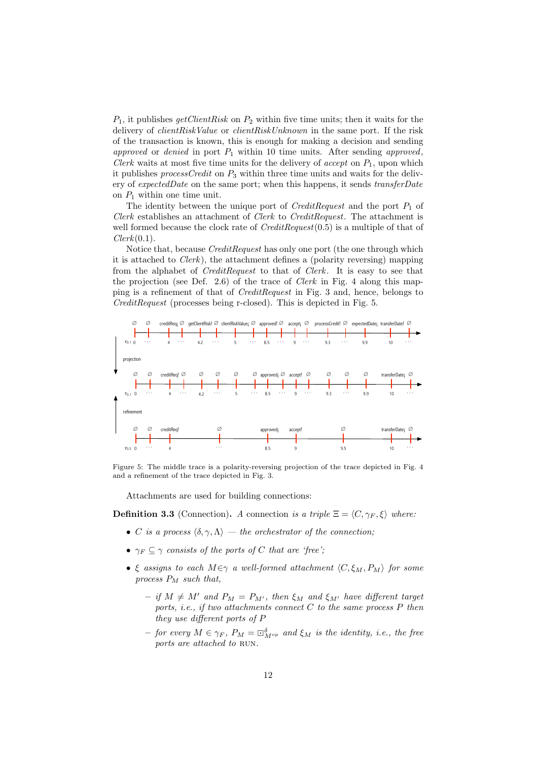$P_1$, it publishes *getClientRisk* on $P_2$ within five time units; then it waits for the delivery of *clientRiskValue* or *clientRiskUnknown* in the same port. If the risk of the transaction is known, this is enough for making a decision and sending *approved* or *denied* in port $P_1$ within 10 time units. After sending *approved*, *Clerk* waits at most five time units for the delivery of *accept* on $P_1$, upon which it publishes *processCredit* on $P_3$ within three time units and waits for the delivery of *expectedDate* on the same port; when this happens, it sends *transferDate* on $P_1$ within one time unit.

The identity between the unique port of *CreditRequest* and the port $P_1$ of *Clerk* establishes an attachment of *Clerk* to *CreditRequest*. The attachment is well formed because the clock rate of *CreditRequest*(0.5) is a multiple of that of *Clerk*(0.1).

Notice that, because *CreditRequest* has only one port (the one through which it is attached to *Clerk*), the attachment defines a (polarity reversing) mapping from the alphabet of *CreditRequest* to that of *Clerk*. It is easy to see that the projection (see Def. 2.6) of the trace of *Clerk* in Fig. 4 along this mapping is a refinement of that of *CreditRequest* in Fig. 3 and, hence, belongs to *CreditRequest* (processes being r-closed). This is depicted in Fig. 5.

Figure 5: The middle trace is a polarity-reversing projection of the trace depicted in Fig. 4 and a refinement of the trace depicted in Fig. 3.

Attachments are used for building connections:

**Definition 3.3** (Connection)**.** *A connection is a triple* $\Xi = \langle C, \gamma_F, \xi \rangle$ *where:*

- $C$ *is a process* $\langle \delta, \gamma, \Lambda \rangle$ *— the orchestrator of the connection;*
- $\gamma_F \subseteq \gamma$ *consists of the ports of* $C$ *that are 'free';*
- $\xi$ *assigns to each* $M \in \gamma$ *a well-formed attachment* $\langle C, \xi_M, P_M \rangle$ *for some process* $P_M$ *such that,*
  - *if* $M \neq M'$ *and* $P_M = P_{M'}$*, then* $\xi_M$ *and* $\xi_{M'}$ *have different target ports, i.e., if two attachments connect* $C$ *to the same process* $P$ *then they use different ports of* $P$
  - *for every* $M \in \gamma_F$*,* $P_M = \boxdot^{\delta}_{M^{op}}$ *and* $\xi_M$ *is the identity, i.e., the free ports are attached to* RUN*.*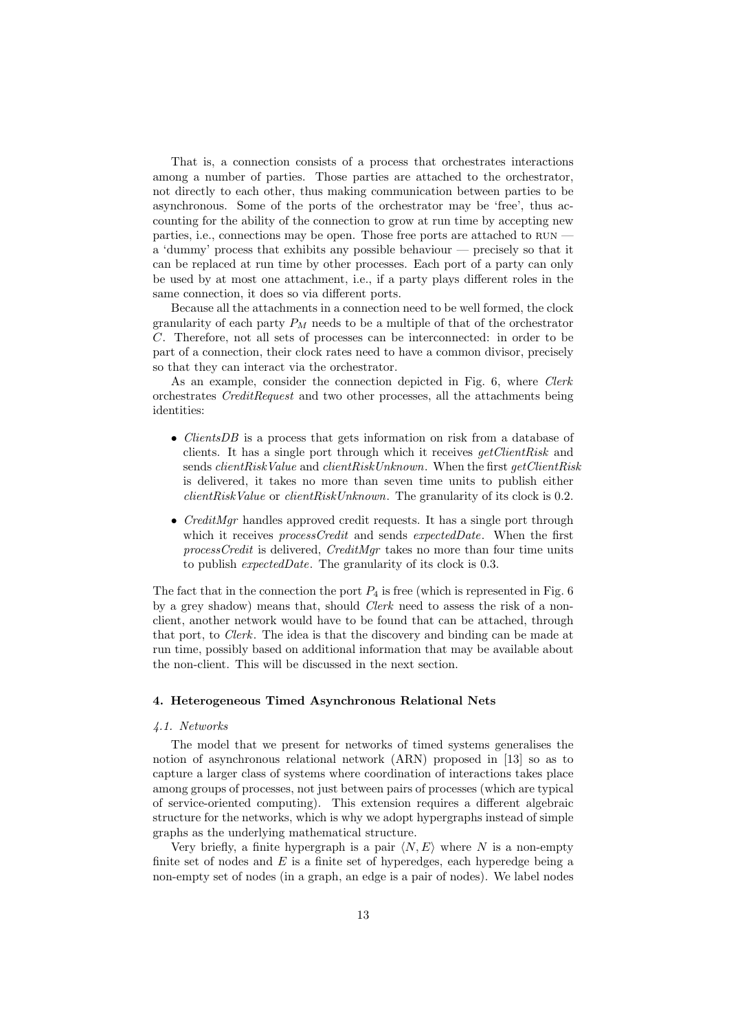That is, a connection consists of a process that orchestrates interactions among a number of parties. Those parties are attached to the orchestrator, not directly to each other, thus making communication between parties to be asynchronous. Some of the ports of the orchestrator may be 'free', thus accounting for the ability of the connection to grow at run time by accepting new parties, i.e., connections may be open. Those free ports are attached to RUN — a 'dummy' process that exhibits any possible behaviour — precisely so that it can be replaced at run time by other processes. Each port of a party can only be used by at most one attachment, i.e., if a party plays different roles in the same connection, it does so via different ports.

Because all the attachments in a connection need to be well formed, the clock granularity of each party $P_M$ needs to be a multiple of that of the orchestrator $C$. Therefore, not all sets of processes can be interconnected: in order to be part of a connection, their clock rates need to have a common divisor, precisely so that they can interact via the orchestrator.

As an example, consider the connection depicted in Fig. 6, where *Clerk* orchestrates *CreditRequest* and two other processes, all the attachments being identities:

- *ClientsDB* is a process that gets information on risk from a database of clients. It has a single port through which it receives *getClientRisk* and sends *clientRiskValue* and *clientRiskUnknown*. When the first *getClientRisk* is delivered, it takes no more than seven time units to publish either *clientRiskValue* or *clientRiskUnknown*. The granularity of its clock is 0.2.
- *CreditMgr* handles approved credit requests. It has a single port through which it receives *processCredit* and sends *expectedDate*. When the first *processCredit* is delivered, *CreditMgr* takes no more than four time units to publish *expectedDate*. The granularity of its clock is 0.3.

The fact that in the connection the port $P_4$ is free (which is represented in Fig. 6 by a grey shadow) means that, should *Clerk* need to assess the risk of a non-client, another network would have to be found that can be attached, through that port, to *Clerk*. The idea is that the discovery and binding can be made at run time, possibly based on additional information that may be available about the non-client. This will be discussed in the next section.

## 4. Heterogeneous Timed Asynchronous Relational Nets

### *4.1. Networks*

The model that we present for networks of timed systems generalises the notion of asynchronous relational network (ARN) proposed in [13] so as to capture a larger class of systems where coordination of interactions takes place among groups of processes, not just between pairs of processes (which are typical of service-oriented computing). This extension requires a different algebraic structure for the networks, which is why we adopt hypergraphs instead of simple graphs as the underlying mathematical structure.

Very briefly, a finite hypergraph is a pair $\langle N, E\rangle$ where $N$ is a non-empty finite set of nodes and $E$ is a finite set of hyperedges, each hyperedge being a non-empty set of nodes (in a graph, an edge is a pair of nodes). We label nodes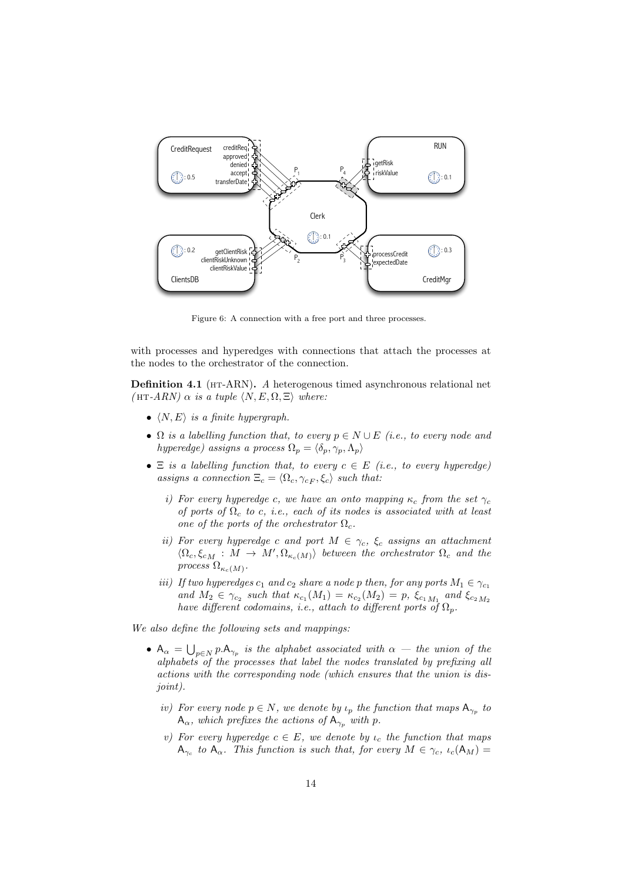Figure 6: A connection with a free port and three processes.

with processes and hyperedges with connections that attach the processes at the nodes to the orchestrator of the connection.

**Definition 4.1** (HT-ARN). *A heterogenous timed asynchronous relational net (HT-ARN) $\alpha$ is a tuple $\langle N, E, \Omega, \Xi \rangle$ where:*

- *$\langle N, E \rangle$ is a finite hypergraph.*
- *$\Omega$ is a labelling function that, to every $p \in N \cup E$ (i.e., to every node and hyperedge) assigns a process $\Omega_p = \langle \delta_p, \gamma_p, \Lambda_p \rangle$*
- *$\Xi$ is a labelling function that, to every $c \in E$ (i.e., to every hyperedge) assigns a connection $\Xi_c = \langle \Omega_c, \gamma_{cF}, \xi_c \rangle$ such that:*
  - *i) For every hyperedge $c$, we have an onto mapping $\kappa_c$ from the set $\gamma_c$ of ports of $\Omega_c$ to $c$, i.e., each of its nodes is associated with at least one of the ports of the orchestrator $\Omega_c$.*
  - *ii) For every hyperedge $c$ and port $M \in \gamma_c$, $\xi_c$ assigns an attachment $\langle \Omega_c, \xi_{cM} : M \to M', \Omega_{\kappa_c(M)} \rangle$ between the orchestrator $\Omega_c$ and the process $\Omega_{\kappa_c(M)}$.*
  - *iii) If two hyperedges $c_1$ and $c_2$ share a node $p$ then, for any ports $M_1 \in \gamma_{c_1}$ and $M_2 \in \gamma_{c_2}$ such that $\kappa_{c_1}(M_1) = \kappa_{c_2}(M_2) = p$, $\xi_{c_1 M_1}$ and $\xi_{c_2 M_2}$ have different codomains, i.e., attach to different ports of $\Omega_p$.*

*We also define the following sets and mappings:*

- *$\mathsf{A}_\alpha = \bigcup_{p \in N} p.\mathsf{A}_{\gamma_p}$ is the alphabet associated with $\alpha$ — the union of the alphabets of the processes that label the nodes translated by prefixing all actions with the corresponding node (which ensures that the union is disjoint).*
  - *iv) For every node $p \in N$, we denote by $\iota_p$ the function that maps $\mathsf{A}_{\gamma_p}$ to $\mathsf{A}_\alpha$, which prefixes the actions of $\mathsf{A}_{\gamma_p}$ with $p$.*
  - *v) For every hyperedge $c \in E$, we denote by $\iota_c$ the function that maps $\mathsf{A}_{\gamma_c}$ to $\mathsf{A}_\alpha$. This function is such that, for every $M \in \gamma_c$, $\iota_c(\mathsf{A}_M) =$*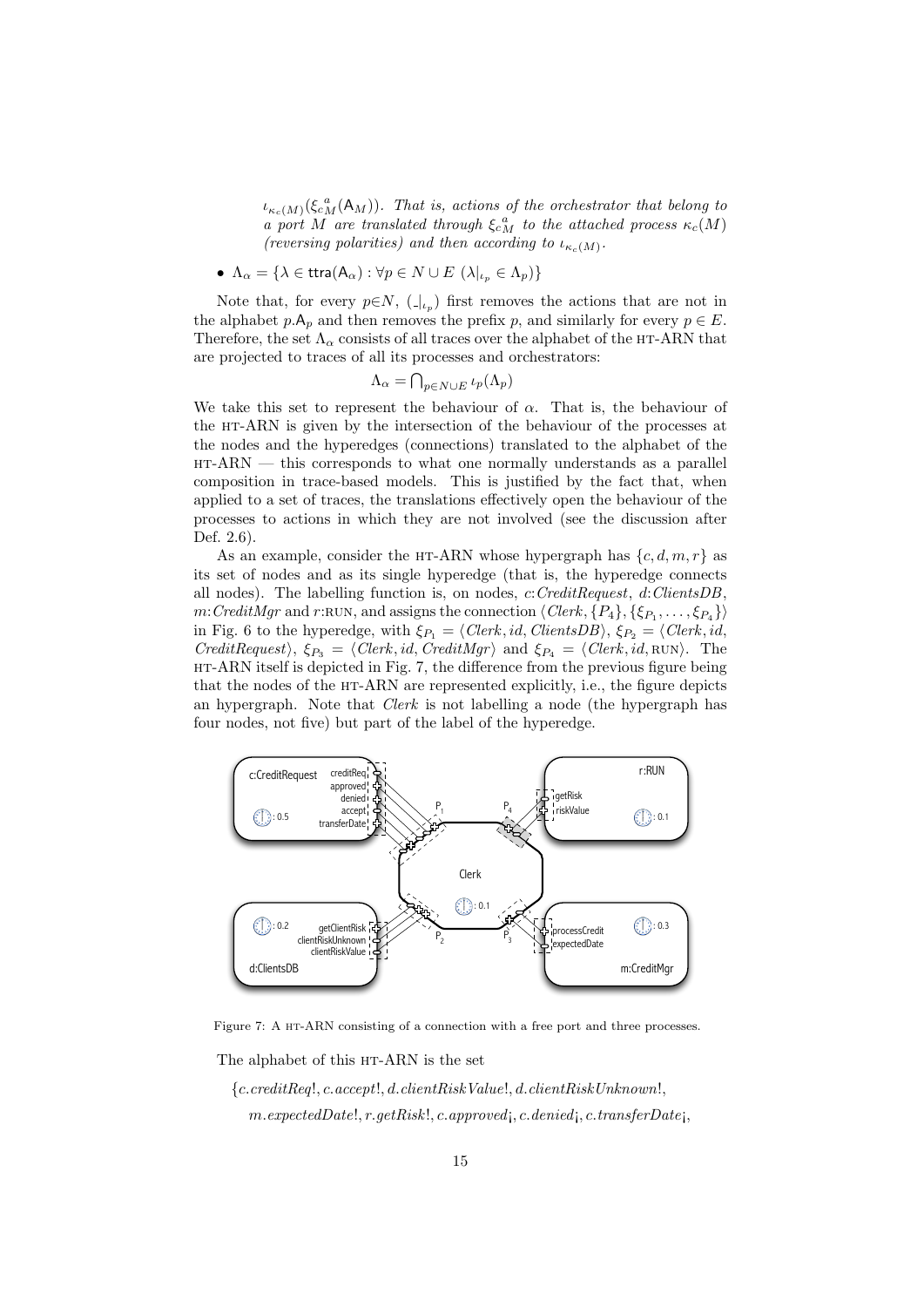$\iota_{\kappa_c(M)}(\xi_{cM}^{\,a}(\mathsf{A}_M))$. *That is, actions of the orchestrator that belong to a port $M$ are translated through $\xi_{cM}^{\,a}$ to the attached process $\kappa_c(M)$ (reversing polarities) and then according to $\iota_{\kappa_c(M)}$.*

- $\Lambda_\alpha = \{\lambda \in \mathsf{ttra}(\mathsf{A}_\alpha) : \forall p \in N \cup E \; (\lambda|_{\iota_p} \in \Lambda_p)\}$

Note that, for every $p \in N$, $(\_|_{\iota_p})$ first removes the actions that are not in the alphabet $p.\mathsf{A}_p$ and then removes the prefix $p$, and similarly for every $p \in E$. Therefore, the set $\Lambda_\alpha$ consists of all traces over the alphabet of the HT-ARN that are projected to traces of all its processes and orchestrators:

$$\Lambda_\alpha = \bigcap_{p \in N \cup E} \iota_p(\Lambda_p)$$

We take this set to represent the behaviour of $\alpha$. That is, the behaviour of the HT-ARN is given by the intersection of the behaviour of the processes at the nodes and the hyperedges (connections) translated to the alphabet of the HT-ARN — this corresponds to what one normally understands as a parallel composition in trace-based models. This is justified by the fact that, when applied to a set of traces, the translations effectively open the behaviour of the processes to actions in which they are not involved (see the discussion after Def. 2.6).

As an example, consider the HT-ARN whose hypergraph has $\{c, d, m, r\}$ as its set of nodes and as its single hyperedge (that is, the hyperedge connects all nodes). The labelling function is, on nodes, $c$:*CreditRequest*, $d$:*ClientsDB*, $m$:*CreditMgr* and $r$:RUN, and assigns the connection $\langle Clerk, \{P_4\}, \{\xi_{P_1}, \ldots, \xi_{P_4}\}\rangle$ in Fig. 6 to the hyperedge, with $\xi_{P_1} = \langle Clerk, id, ClientsDB\rangle$, $\xi_{P_2} = \langle Clerk, id, CreditRequest\rangle$, $\xi_{P_3} = \langle Clerk, id, CreditMgr\rangle$ and $\xi_{P_4} = \langle Clerk, id, \text{RUN}\rangle$. The HT-ARN itself is depicted in Fig. 7, the difference from the previous figure being that the nodes of the HT-ARN are represented explicitly, i.e., the figure depicts an hypergraph. Note that *Clerk* is not labelling a node (the hypergraph has four nodes, not five) but part of the label of the hyperedge.

Figure 7: A HT-ARN consisting of a connection with a free port and three processes.

The alphabet of this HT-ARN is the set

$\{c.creditReq!, c.accept!, d.clientRiskValue!, d.clientRiskUnknown!,$
$\quad m.expectedDate!, r.getRisk!, c.approved¡, c.denied¡, c.transferDate¡,$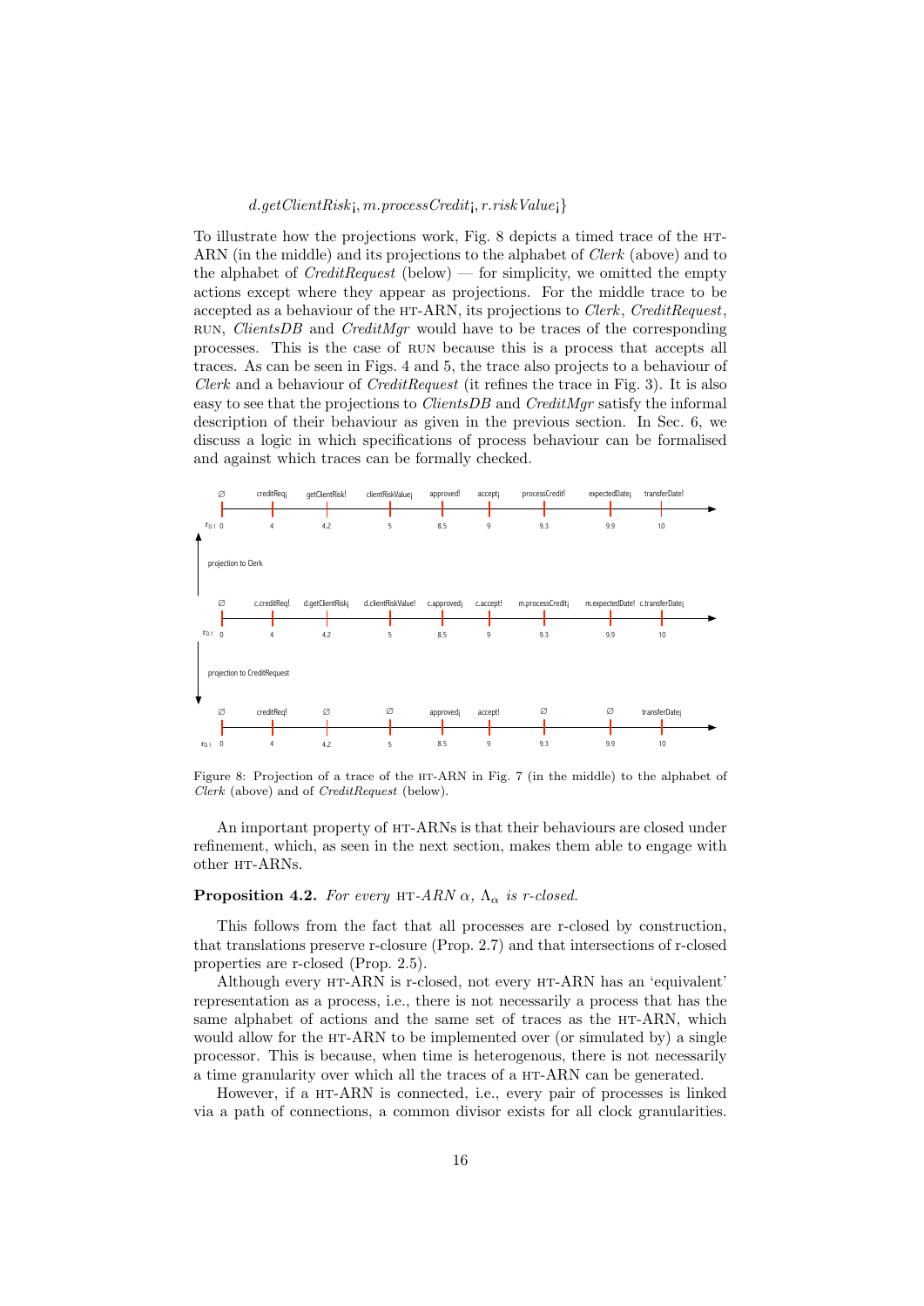$d.getClientRisk_¡, m.processCredit_¡, r.riskValue_¡\}$

To illustrate how the projections work, Fig. 8 depicts a timed trace of the HT-ARN (in the middle) and its projections to the alphabet of *Clerk* (above) and to the alphabet of *CreditRequest* (below) — for simplicity, we omitted the empty actions except where they appear as projections. For the middle trace to be accepted as a behaviour of the HT-ARN, its projections to *Clerk*, *CreditRequest*, RUN, *ClientsDB* and *CreditMgr* would have to be traces of the corresponding processes. This is the case of RUN because this is a process that accepts all traces. As can be seen in Figs. 4 and 5, the trace also projects to a behaviour of *Clerk* and a behaviour of *CreditRequest* (it refines the trace in Fig. 3). It is also easy to see that the projections to *ClientsDB* and *CreditMgr* satisfy the informal description of their behaviour as given in the previous section. In Sec. 6, we discuss a logic in which specifications of process behaviour can be formalised and against which traces can be formally checked.

Figure 8: Projection of a trace of the HT-ARN in Fig. 7 (in the middle) to the alphabet of *Clerk* (above) and of *CreditRequest* (below).

An important property of HT-ARNs is that their behaviours are closed under refinement, which, as seen in the next section, makes them able to engage with other HT-ARNs.

**Proposition 4.2.** *For every* HT-*ARN* $\alpha$, $\Lambda_\alpha$ *is r-closed.*

This follows from the fact that all processes are r-closed by construction, that translations preserve r-closure (Prop. 2.7) and that intersections of r-closed properties are r-closed (Prop. 2.5).

Although every HT-ARN is r-closed, not every HT-ARN has an 'equivalent' representation as a process, i.e., there is not necessarily a process that has the same alphabet of actions and the same set of traces as the HT-ARN, which would allow for the HT-ARN to be implemented over (or simulated by) a single processor. This is because, when time is heterogenous, there is not necessarily a time granularity over which all the traces of a HT-ARN can be generated.

However, if a HT-ARN is connected, i.e., every pair of processes is linked via a path of connections, a common divisor exists for all clock granularities.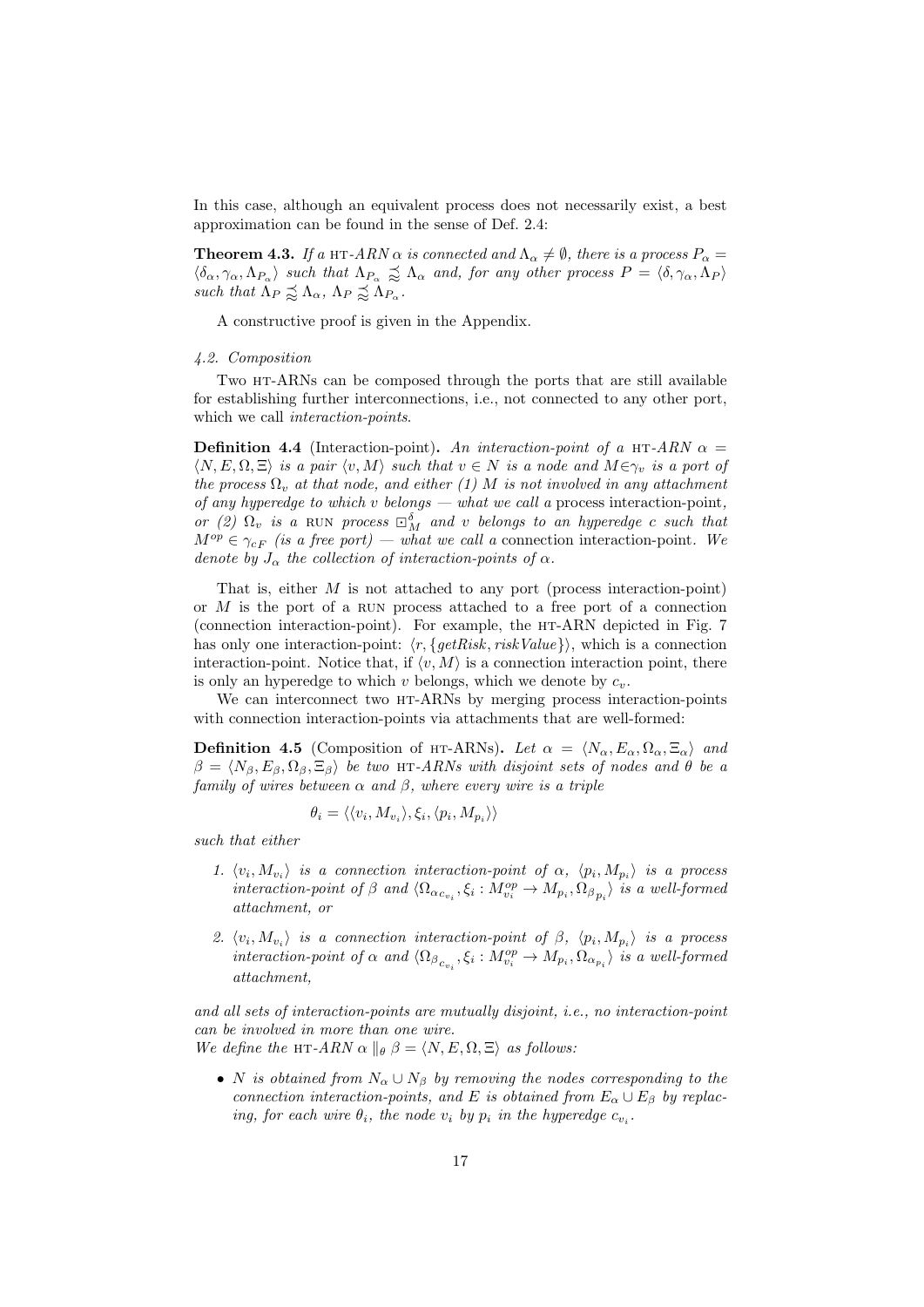In this case, although an equivalent process does not necessarily exist, a best approximation can be found in the sense of Def. 2.4:

**Theorem 4.3.** *If a* HT*-ARN* $\alpha$ *is connected and* $\Lambda_\alpha \neq \emptyset$*, there is a process* $P_\alpha = \langle \delta_\alpha, \gamma_\alpha, \Lambda_{P_\alpha} \rangle$ *such that* $\Lambda_{P_\alpha} \precapprox \Lambda_\alpha$ *and, for any other process* $P = \langle \delta, \gamma_\alpha, \Lambda_P \rangle$ *such that* $\Lambda_P \precapprox \Lambda_\alpha$*,* $\Lambda_P \precapprox \Lambda_{P_\alpha}$*.*

A constructive proof is given in the Appendix.

### *4.2. Composition*

Two HT-ARNs can be composed through the ports that are still available for establishing further interconnections, i.e., not connected to any other port, which we call *interaction-points*.

**Definition 4.4** (Interaction-point)**.** *An interaction-point of a* HT*-ARN* $\alpha = \langle N, E, \Omega, \Xi \rangle$ *is a pair* $\langle v, M \rangle$ *such that* $v \in N$ *is a node and* $M \in \gamma_v$ *is a port of the process* $\Omega_v$ *at that node, and either (1)* $M$ *is not involved in any attachment of any hyperedge to which* $v$ *belongs — what we call a* process interaction-point*, or (2)* $\Omega_v$ *is a* RUN *process* $\boxdot^\delta_M$ *and* $v$ *belongs to an hyperedge* $c$ *such that* $M^{op} \in \gamma_{cF}$ *(is a free port) — what we call a* connection interaction-point*. We denote by* $J_\alpha$ *the collection of interaction-points of* $\alpha$*.*

That is, either $M$ is not attached to any port (process interaction-point) or $M$ is the port of a RUN process attached to a free port of a connection (connection interaction-point). For example, the HT-ARN depicted in Fig. 7 has only one interaction-point: $\langle r, \{getRisk, riskValue\}\rangle$, which is a connection interaction-point. Notice that, if $\langle v, M \rangle$ is a connection interaction point, there is only an hyperedge to which $v$ belongs, which we denote by $c_v$.

We can interconnect two HT-ARNs by merging process interaction-points with connection interaction-points via attachments that are well-formed:

**Definition 4.5** (Composition of HT-ARNs)**.** *Let* $\alpha = \langle N_\alpha, E_\alpha, \Omega_\alpha, \Xi_\alpha \rangle$ *and* $\beta = \langle N_\beta, E_\beta, \Omega_\beta, \Xi_\beta \rangle$ *be two* HT*-ARNs with disjoint sets of nodes and* $\theta$ *be a family of wires between* $\alpha$ *and* $\beta$*, where every wire is a triple*

$$\theta_i = \langle \langle v_i, M_{v_i} \rangle, \xi_i, \langle p_i, M_{p_i} \rangle \rangle$$

*such that either*

1. $\langle v_i, M_{v_i} \rangle$ *is a connection interaction-point of* $\alpha$*,* $\langle p_i, M_{p_i} \rangle$ *is a process interaction-point of* $\beta$ *and* $\langle \Omega_{\alpha_{c_{v_i}}}, \xi_i : M^{op}_{v_i} \to M_{p_i}, \Omega_{\beta_{p_i}} \rangle$ *is a well-formed attachment, or*
2. $\langle v_i, M_{v_i} \rangle$ *is a connection interaction-point of* $\beta$*,* $\langle p_i, M_{p_i} \rangle$ *is a process interaction-point of* $\alpha$ *and* $\langle \Omega_{\beta_{c_{v_i}}}, \xi_i : M^{op}_{v_i} \to M_{p_i}, \Omega_{\alpha_{p_i}} \rangle$ *is a well-formed attachment,*

*and all sets of interaction-points are mutually disjoint, i.e., no interaction-point can be involved in more than one wire.*
*We define the* HT*-ARN* $\alpha \parallel_\theta \beta = \langle N, E, \Omega, \Xi \rangle$ *as follows:*

- $N$ *is obtained from* $N_\alpha \cup N_\beta$ *by removing the nodes corresponding to the connection interaction-points, and* $E$ *is obtained from* $E_\alpha \cup E_\beta$ *by replacing, for each wire* $\theta_i$*, the node* $v_i$ *by* $p_i$ *in the hyperedge* $c_{v_i}$*.*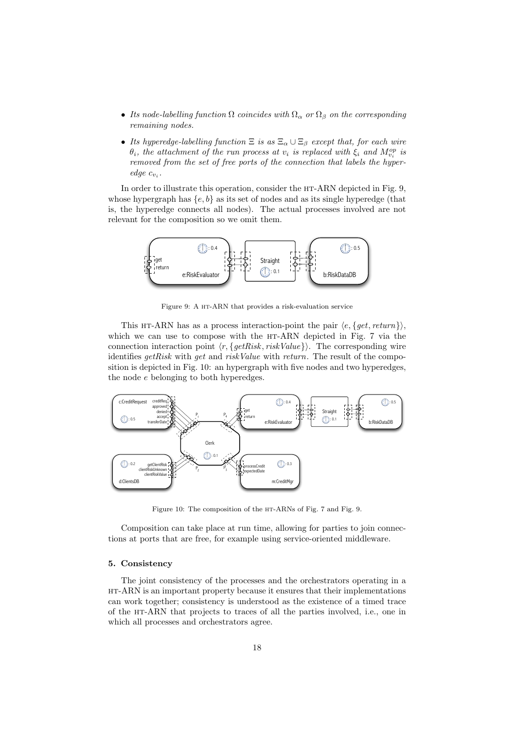- *Its node-labelling function* $\Omega$ *coincides with* $\Omega_\alpha$ *or* $\Omega_\beta$ *on the corresponding remaining nodes.*
- *Its hyperedge-labelling function* $\Xi$ *is as* $\Xi_\alpha \cup \Xi_\beta$ *except that, for each wire* $\theta_i$*, the attachment of the run process at* $v_i$ *is replaced with* $\xi_i$ *and* $M^{op}_{v_i}$ *is removed from the set of free ports of the connection that labels the hyperedge* $c_{v_i}$*.*

In order to illustrate this operation, consider the HT-ARN depicted in Fig. 9, whose hypergraph has $\{e, b\}$ as its set of nodes and as its single hyperedge (that is, the hyperedge connects all nodes). The actual processes involved are not relevant for the composition so we omit them.

Figure 9: A HT-ARN that provides a risk-evaluation service

This HT-ARN has as a process interaction-point the pair $\langle e, \{get, return\}\rangle$, which we can use to compose with the HT-ARN depicted in Fig. 7 via the connection interaction point $\langle r, \{getRisk, riskValue\}\rangle$. The corresponding wire identifies *getRisk* with *get* and *riskValue* with *return*. The result of the composition is depicted in Fig. 10: an hypergraph with five nodes and two hyperedges, the node $e$ belonging to both hyperedges.

Figure 10: The composition of the HT-ARNs of Fig. 7 and Fig. 9.

Composition can take place at run time, allowing for parties to join connections at ports that are free, for example using service-oriented middleware.

## 5. Consistency

The joint consistency of the processes and the orchestrators operating in a HT-ARN is an important property because it ensures that their implementations can work together; consistency is understood as the existence of a timed trace of the HT-ARN that projects to traces of all the parties involved, i.e., one in which all processes and orchestrators agree.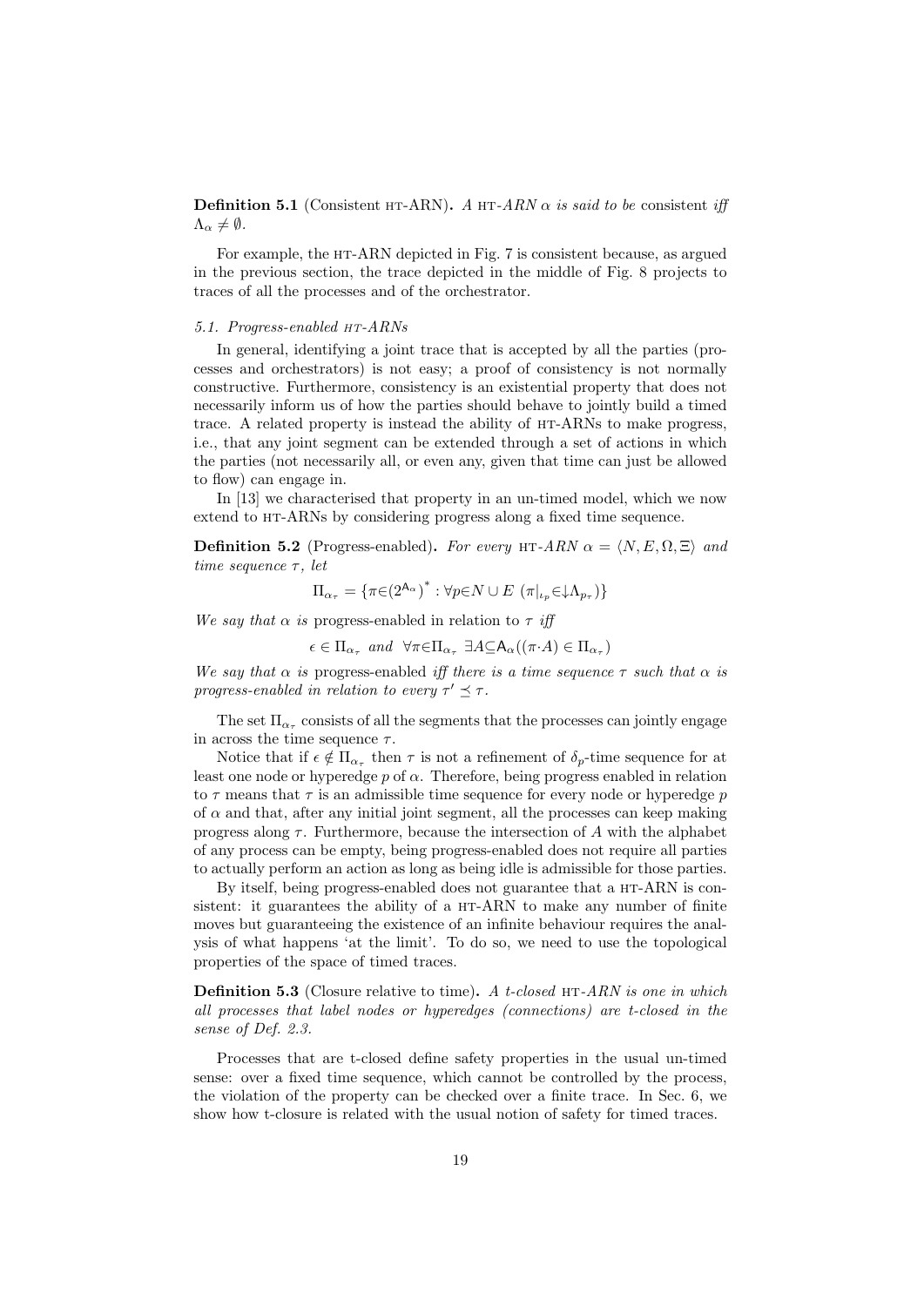**Definition 5.1** (Consistent HT-ARN). *A* HT-*ARN* $\alpha$ *is said to be* consistent *iff* $\Lambda_\alpha \neq \emptyset$.

For example, the HT-ARN depicted in Fig. 7 is consistent because, as argued in the previous section, the trace depicted in the middle of Fig. 8 projects to traces of all the processes and of the orchestrator.

### *5.1. Progress-enabled* HT*-ARNs*

In general, identifying a joint trace that is accepted by all the parties (processes and orchestrators) is not easy; a proof of consistency is not normally constructive. Furthermore, consistency is an existential property that does not necessarily inform us of how the parties should behave to jointly build a timed trace. A related property is instead the ability of HT-ARNs to make progress, i.e., that any joint segment can be extended through a set of actions in which the parties (not necessarily all, or even any, given that time can just be allowed to flow) can engage in.

In [13] we characterised that property in an un-timed model, which we now extend to HT-ARNs by considering progress along a fixed time sequence.

**Definition 5.2** (Progress-enabled). *For every* HT-*ARN* $\alpha = \langle N, E, \Omega, \Xi \rangle$ *and time sequence* $\tau$*, let*

$$\Pi_{\alpha_\tau} = \{\pi \in (2^{\mathsf{A}_\alpha})^* : \forall p \in N \cup E \ (\pi|_{\iota_p} \in \downarrow\Lambda_{p_\tau})\}$$

*We say that* $\alpha$ *is* progress-enabled in relation to $\tau$ *iff*

$$\epsilon \in \Pi_{\alpha_\tau} \ \text{ and } \ \forall \pi \in \Pi_{\alpha_\tau} \ \exists A \subseteq \mathsf{A}_\alpha ((\pi \cdot A) \in \Pi_{\alpha_\tau})$$

*We say that* $\alpha$ *is* progress-enabled *iff there is a time sequence* $\tau$ *such that* $\alpha$ *is progress-enabled in relation to every* $\tau' \preceq \tau$.

The set $\Pi_{\alpha_\tau}$ consists of all the segments that the processes can jointly engage in across the time sequence $\tau$.

Notice that if $\epsilon \notin \Pi_{\alpha_\tau}$ then $\tau$ is not a refinement of $\delta_p$-time sequence for at least one node or hyperedge $p$ of $\alpha$. Therefore, being progress enabled in relation to $\tau$ means that $\tau$ is an admissible time sequence for every node or hyperedge $p$ of $\alpha$ and that, after any initial joint segment, all the processes can keep making progress along $\tau$. Furthermore, because the intersection of $A$ with the alphabet of any process can be empty, being progress-enabled does not require all parties to actually perform an action as long as being idle is admissible for those parties.

By itself, being progress-enabled does not guarantee that a HT-ARN is consistent: it guarantees the ability of a HT-ARN to make any number of finite moves but guaranteeing the existence of an infinite behaviour requires the analysis of what happens 'at the limit'. To do so, we need to use the topological properties of the space of timed traces.

**Definition 5.3** (Closure relative to time). *A t-closed* HT-*ARN is one in which all processes that label nodes or hyperedges (connections) are t-closed in the sense of Def. 2.3.*

Processes that are t-closed define safety properties in the usual un-timed sense: over a fixed time sequence, which cannot be controlled by the process, the violation of the property can be checked over a finite trace. In Sec. 6, we show how t-closure is related with the usual notion of safety for timed traces.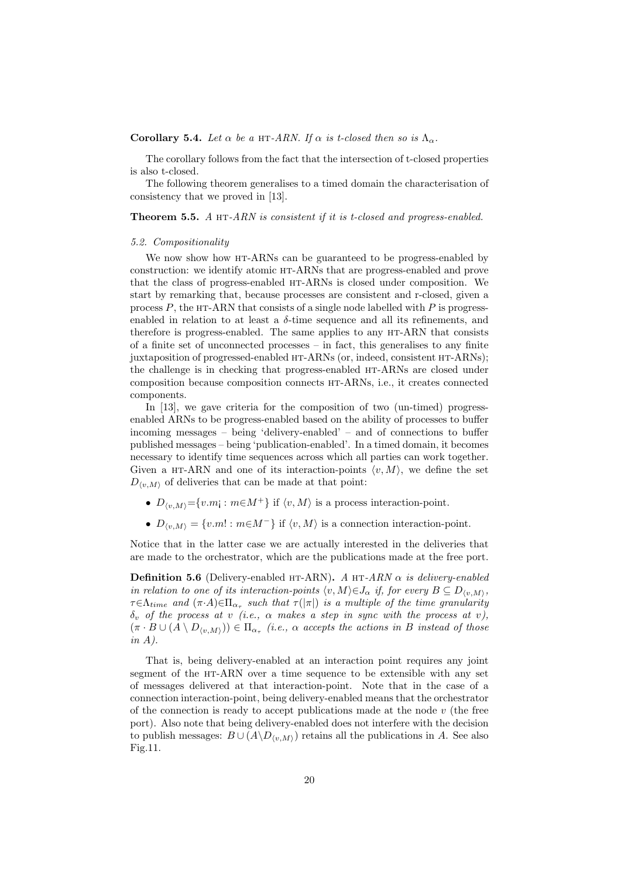**Corollary 5.4.** *Let $\alpha$ be a* HT*-ARN. If $\alpha$ is t-closed then so is $\Lambda_\alpha$.*

The corollary follows from the fact that the intersection of t-closed properties is also t-closed.

The following theorem generalises to a timed domain the characterisation of consistency that we proved in [13].

**Theorem 5.5.** *A* HT*-ARN is consistent if it is t-closed and progress-enabled.*

### *5.2. Compositionality*

We now show how HT-ARNs can be guaranteed to be progress-enabled by construction: we identify atomic HT-ARNs that are progress-enabled and prove that the class of progress-enabled HT-ARNs is closed under composition. We start by remarking that, because processes are consistent and r-closed, given a process $P$, the HT-ARN that consists of a single node labelled with $P$ is progress-enabled in relation to at least a $\delta$-time sequence and all its refinements, and therefore is progress-enabled. The same applies to any HT-ARN that consists of a finite set of unconnected processes – in fact, this generalises to any finite juxtaposition of progressed-enabled HT-ARNs (or, indeed, consistent HT-ARNs); the challenge is in checking that progress-enabled HT-ARNs are closed under composition because composition connects HT-ARNs, i.e., it creates connected components.

In [13], we gave criteria for the composition of two (un-timed) progress-enabled ARNs to be progress-enabled based on the ability of processes to buffer incoming messages – being 'delivery-enabled' – and of connections to buffer published messages – being 'publication-enabled'. In a timed domain, it becomes necessary to identify time sequences across which all parties can work together. Given a HT-ARN and one of its interaction-points $\langle v, M\rangle$, we define the set $D_{\langle v,M\rangle}$ of deliveries that can be made at that point:

- $D_{\langle v,M\rangle}=\{v.m¡ : m\in M^+\}$ if $\langle v, M\rangle$ is a process interaction-point.
- $D_{\langle v,M\rangle} = \{v.m! : m\in M^-\}$ if $\langle v, M\rangle$ is a connection interaction-point.

Notice that in the latter case we are actually interested in the deliveries that are made to the orchestrator, which are the publications made at the free port.

**Definition 5.6** (Delivery-enabled HT-ARN)**.** *A* HT*-ARN $\alpha$ is delivery-enabled in relation to one of its interaction-points $\langle v, M\rangle\in J_\alpha$ if, for every $B \subseteq D_{\langle v,M\rangle}$, $\tau\in\Lambda_{time}$ and $(\pi\cdot A)\in\Pi_{\alpha_\tau}$ such that $\tau(|\pi|)$ is a multiple of the time granularity $\delta_v$ of the process at $v$ (i.e., $\alpha$ makes a step in sync with the process at $v$), $(\pi \cdot B \cup (A \setminus D_{\langle v,M\rangle})) \in \Pi_{\alpha_\tau}$ (i.e., $\alpha$ accepts the actions in $B$ instead of those in $A$).*

That is, being delivery-enabled at an interaction point requires any joint segment of the HT-ARN over a time sequence to be extensible with any set of messages delivered at that interaction-point. Note that in the case of a connection interaction-point, being delivery-enabled means that the orchestrator of the connection is ready to accept publications made at the node $v$ (the free port). Also note that being delivery-enabled does not interfere with the decision to publish messages: $B \cup (A\setminus D_{\langle v,M\rangle})$ retains all the publications in $A$. See also Fig.11.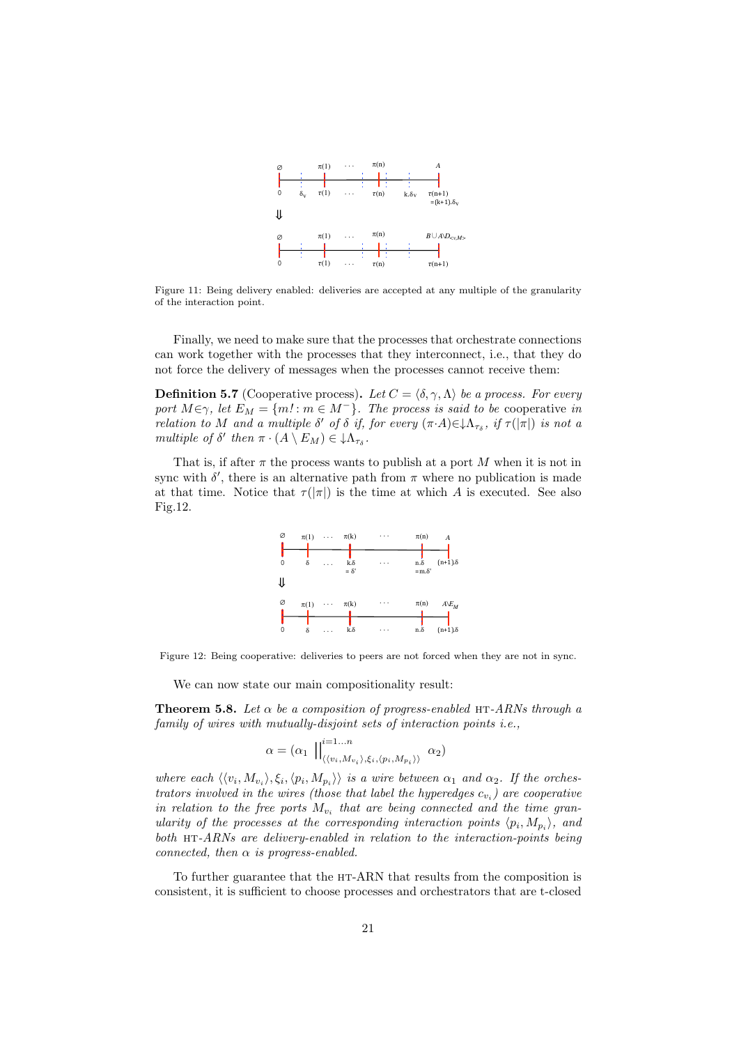Figure 11: Being delivery enabled: deliveries are accepted at any multiple of the granularity of the interaction point.

Finally, we need to make sure that the processes that orchestrate connections can work together with the processes that they interconnect, i.e., that they do not force the delivery of messages when the processes cannot receive them:

**Definition 5.7** (Cooperative process)**.** *Let $C = \langle \delta, \gamma, \Lambda \rangle$ be a process. For every port $M \in \gamma$, let $E_M = \{m! : m \in M^-\}$. The process is said to be* cooperative *in relation to $M$ and a multiple $\delta'$ of $\delta$ if, for every $(\pi \cdot A) \in \downarrow\Lambda_{\tau_\delta}$, if $\tau(|\pi|)$ is not a multiple of $\delta'$ then $\pi \cdot (A \setminus E_M) \in \downarrow\Lambda_{\tau_\delta}$.*

That is, if after $\pi$ the process wants to publish at a port $M$ when it is not in sync with $\delta'$, there is an alternative path from $\pi$ where no publication is made at that time. Notice that $\tau(|\pi|)$ is the time at which $A$ is executed. See also Fig.12.

Figure 12: Being cooperative: deliveries to peers are not forced when they are not in sync.

We can now state our main compositionality result:

**Theorem 5.8.** *Let $\alpha$ be a composition of progress-enabled* HT-*ARNs through a family of wires with mutually-disjoint sets of interaction points i.e.,*

$$\alpha = (\alpha_1 \;\|^{i=1\ldots n}_{\langle\langle v_i, M_{v_i}\rangle, \xi_i, \langle p_i, M_{p_i}\rangle\rangle}\; \alpha_2)$$

*where each $\langle\langle v_i, M_{v_i}\rangle, \xi_i, \langle p_i, M_{p_i}\rangle\rangle$ is a wire between $\alpha_1$ and $\alpha_2$. If the orchestrators involved in the wires (those that label the hyperedges $c_{v_i}$) are cooperative in relation to the free ports $M_{v_i}$ that are being connected and the time granularity of the processes at the corresponding interaction points $\langle p_i, M_{p_i}\rangle$, and both* HT-*ARNs are delivery-enabled in relation to the interaction-points being connected, then $\alpha$ is progress-enabled.*

To further guarantee that the HT-ARN that results from the composition is consistent, it is sufficient to choose processes and orchestrators that are t-closed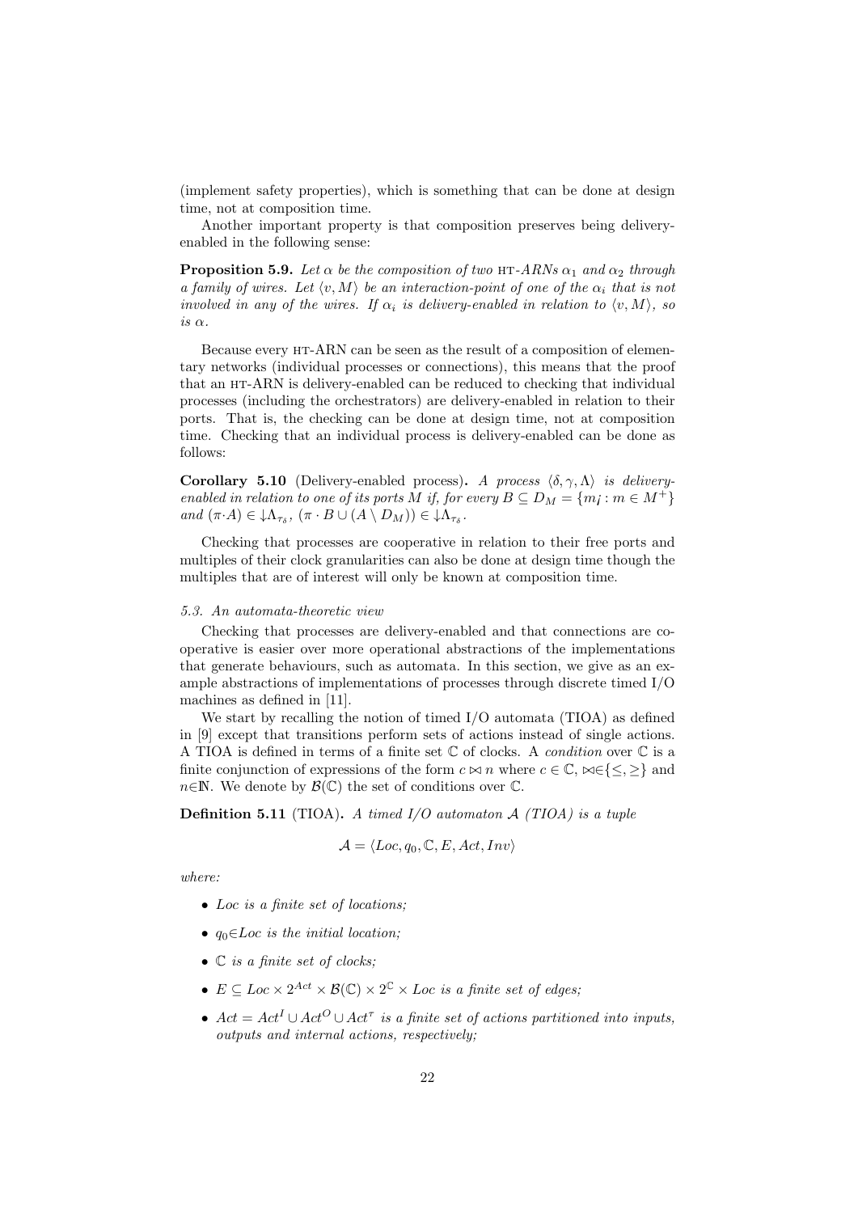(implement safety properties), which is something that can be done at design time, not at composition time.

Another important property is that composition preserves being delivery-enabled in the following sense:

**Proposition 5.9.** *Let $\alpha$ be the composition of two* HT*-ARNs $\alpha_1$ and $\alpha_2$ through a family of wires. Let $\langle v, M\rangle$ be an interaction-point of one of the $\alpha_i$ that is not involved in any of the wires. If $\alpha_i$ is delivery-enabled in relation to $\langle v, M\rangle$, so is $\alpha$.*

Because every HT-ARN can be seen as the result of a composition of elementary networks (individual processes or connections), this means that the proof that an HT-ARN is delivery-enabled can be reduced to checking that individual processes (including the orchestrators) are delivery-enabled in relation to their ports. That is, the checking can be done at design time, not at composition time. Checking that an individual process is delivery-enabled can be done as follows:

**Corollary 5.10** (Delivery-enabled process)**.** *A process $\langle \delta, \gamma, \Lambda\rangle$ is delivery-enabled in relation to one of its ports $M$ if, for every $B \subseteq D_M = \{m¡ : m \in M^+\}$ and $(\pi \cdot A) \in \downarrow\Lambda_{\tau_\delta}$, $(\pi \cdot B \cup (A \setminus D_M)) \in \downarrow\Lambda_{\tau_\delta}$.*

Checking that processes are cooperative in relation to their free ports and multiples of their clock granularities can also be done at design time though the multiples that are of interest will only be known at composition time.

### *5.3. An automata-theoretic view*

Checking that processes are delivery-enabled and that connections are cooperative is easier over more operational abstractions of the implementations that generate behaviours, such as automata. In this section, we give as an example abstractions of implementations of processes through discrete timed I/O machines as defined in [11].

We start by recalling the notion of timed I/O automata (TIOA) as defined in [9] except that transitions perform sets of actions instead of single actions. A TIOA is defined in terms of a finite set $\mathbb{C}$ of clocks. A *condition* over $\mathbb{C}$ is a finite conjunction of expressions of the form $c \bowtie n$ where $c \in \mathbb{C}$, $\bowtie \in \{\leq, \geq\}$ and $n \in \mathbb{N}$. We denote by $\mathcal{B}(\mathbb{C})$ the set of conditions over $\mathbb{C}$.

**Definition 5.11** (TIOA)**.** *A timed I/O automaton $\mathcal{A}$ (TIOA) is a tuple*

$$\mathcal{A} = \langle Loc, q_0, \mathbb{C}, E, Act, Inv\rangle$$

*where:*

- *$Loc$ is a finite set of locations;*
- *$q_0 \in Loc$ is the initial location;*
- *$\mathbb{C}$ is a finite set of clocks;*
- *$E \subseteq Loc \times 2^{Act} \times \mathcal{B}(\mathbb{C}) \times 2^{\mathbb{C}} \times Loc$ is a finite set of edges;*
- *$Act = Act^I \cup Act^O \cup Act^\tau$ is a finite set of actions partitioned into inputs, outputs and internal actions, respectively;*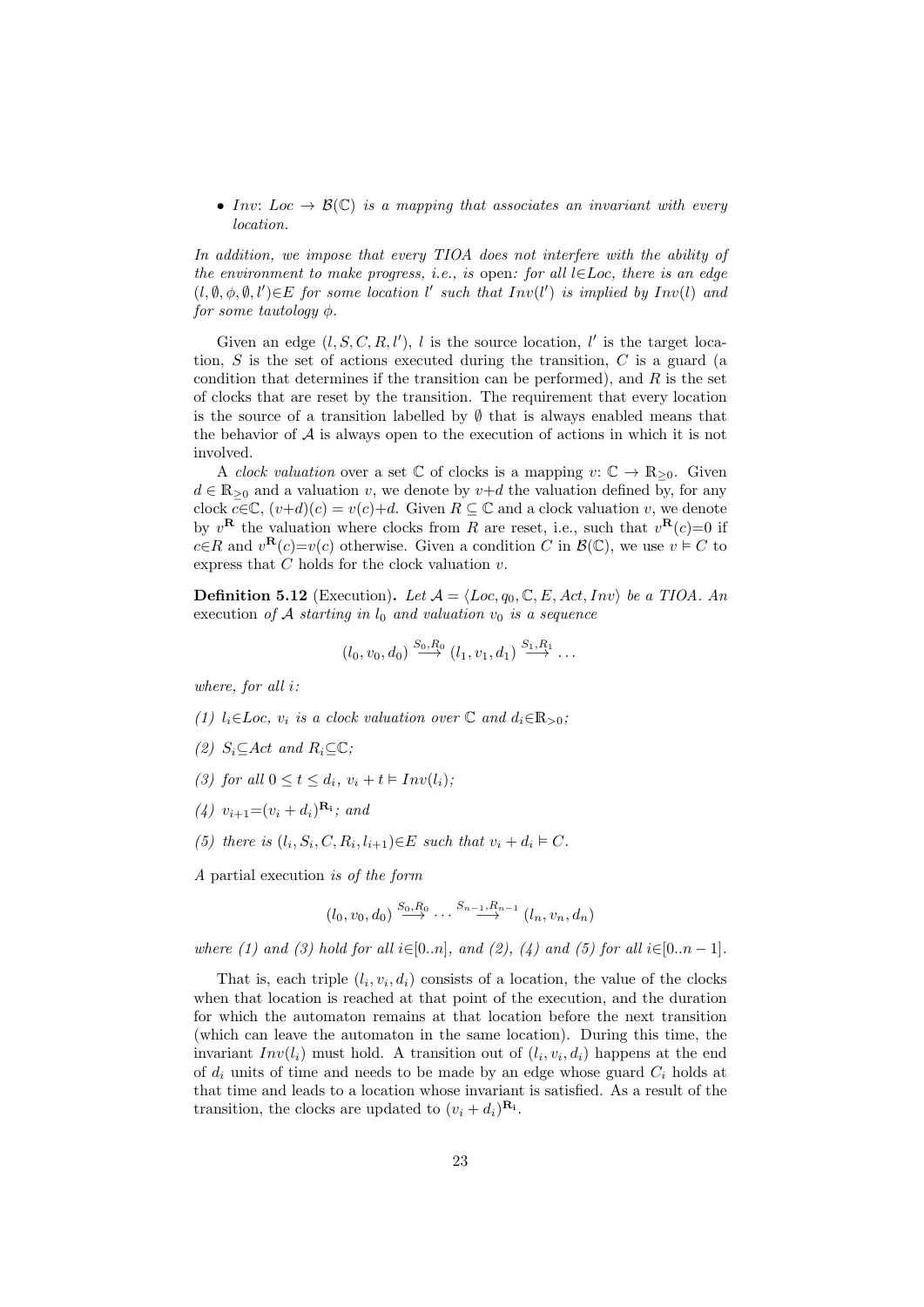- *Inv*: $Loc \to \mathcal{B}(\mathbb{C})$ *is a mapping that associates an invariant with every location.*

*In addition, we impose that every TIOA does not interfere with the ability of the environment to make progress, i.e., is* open*: for all* $l{\in}Loc$*, there is an edge* $(l, \emptyset, \phi, \emptyset, l'){\in}E$ *for some location* $l'$ *such that* $Inv(l')$ *is implied by* $Inv(l)$ *and for some tautology* $\phi$*.*

Given an edge $(l, S, C, R, l')$, $l$ is the source location, $l'$ is the target location, $S$ is the set of actions executed during the transition, $C$ is a guard (a condition that determines if the transition can be performed), and $R$ is the set of clocks that are reset by the transition. The requirement that every location is the source of a transition labelled by $\emptyset$ that is always enabled means that the behavior of $\mathcal{A}$ is always open to the execution of actions in which it is not involved.

A *clock valuation* over a set $\mathbb{C}$ of clocks is a mapping $v$: $\mathbb{C} \to \mathbb{R}_{\geq 0}$. Given $d \in \mathbb{R}_{\geq 0}$ and a valuation $v$, we denote by $v{+}d$ the valuation defined by, for any clock $c{\in}\mathbb{C}$, $(v{+}d)(c) = v(c){+}d$. Given $R \subseteq \mathbb{C}$ and a clock valuation $v$, we denote by $v^{\mathbf{R}}$ the valuation where clocks from $R$ are reset, i.e., such that $v^{\mathbf{R}}(c){=}0$ if $c{\in}R$ and $v^{\mathbf{R}}(c){=}v(c)$ otherwise. Given a condition $C$ in $\mathcal{B}(\mathbb{C})$, we use $v \vDash C$ to express that $C$ holds for the clock valuation $v$.

**Definition 5.12** (Execution)**.** *Let* $\mathcal{A} = \langle Loc, q_0, \mathbb{C}, E, Act, Inv\rangle$ *be a TIOA. An* execution *of* $\mathcal{A}$ *starting in* $l_0$ *and valuation* $v_0$ *is a sequence*

$$(l_0, v_0, d_0) \xrightarrow{S_0, R_0} (l_1, v_1, d_1) \xrightarrow{S_1, R_1} \ldots$$

*where, for all* $i$*:*

*(1)* $l_i{\in}Loc$*,* $v_i$ *is a clock valuation over* $\mathbb{C}$ *and* $d_i{\in}\mathbb{R}_{>0}$*;*

*(2)* $S_i{\subseteq}Act$ *and* $R_i{\subseteq}\mathbb{C}$*;*

*(3) for all* $0 \leq t \leq d_i$*,* $v_i + t \vDash Inv(l_i)$*;*

*(4)* $v_{i+1}{=}(v_i + d_i)^{\mathbf{R_i}}$*; and*

*(5) there is* $(l_i, S_i, C, R_i, l_{i+1}){\in}E$ *such that* $v_i + d_i \vDash C$*.*

*A* partial execution *is of the form*

$$(l_0, v_0, d_0) \xrightarrow{S_0, R_0} \ldots \xrightarrow{S_{n-1}, R_{n-1}} (l_n, v_n, d_n)$$

*where (1) and (3) hold for all* $i{\in}[0..n]$*, and (2), (4) and (5) for all* $i{\in}[0..n-1]$*.*

That is, each triple $(l_i, v_i, d_i)$ consists of a location, the value of the clocks when that location is reached at that point of the execution, and the duration for which the automaton remains at that location before the next transition (which can leave the automaton in the same location). During this time, the invariant $Inv(l_i)$ must hold. A transition out of $(l_i, v_i, d_i)$ happens at the end of $d_i$ units of time and needs to be made by an edge whose guard $C_i$ holds at that time and leads to a location whose invariant is satisfied. As a result of the transition, the clocks are updated to $(v_i + d_i)^{\mathbf{R_i}}$.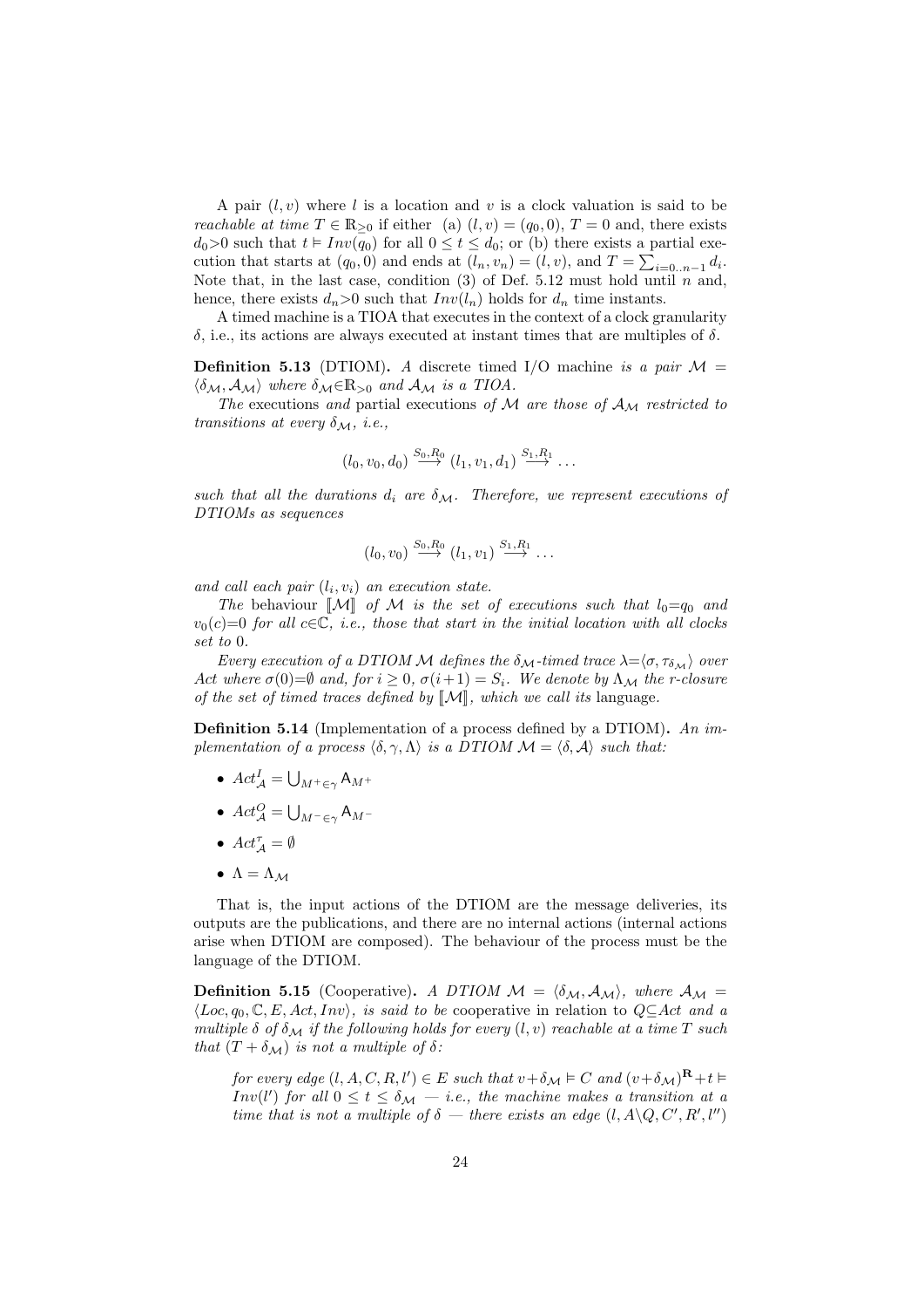A pair $(l, v)$ where $l$ is a location and $v$ is a clock valuation is said to be *reachable at time* $T \in \mathbb{R}_{\geq 0}$ if either (a) $(l, v) = (q_0, 0)$, $T = 0$ and, there exists $d_0 > 0$ such that $t \vDash Inv(q_0)$ for all $0 \leq t \leq d_0$; or (b) there exists a partial execution that starts at $(q_0, 0)$ and ends at $(l_n, v_n) = (l, v)$, and $T = \sum_{i=0..n-1} d_i$. Note that, in the last case, condition (3) of Def. 5.12 must hold until $n$ and, hence, there exists $d_n > 0$ such that $Inv(l_n)$ holds for $d_n$ time instants.

A timed machine is a TIOA that executes in the context of a clock granularity $\delta$, i.e., its actions are always executed at instant times that are multiples of $\delta$.

**Definition 5.13** (DTIOM)**.** *A* discrete timed I/O machine *is a pair* $\mathcal{M} = \langle \delta_{\mathcal{M}}, \mathcal{A}_{\mathcal{M}} \rangle$ *where* $\delta_{\mathcal{M}} \in \mathbb{R}_{>0}$ *and* $\mathcal{A}_{\mathcal{M}}$ *is a TIOA.*

*The* executions *and* partial executions *of* $\mathcal{M}$ *are those of* $\mathcal{A}_{\mathcal{M}}$ *restricted to transitions at every* $\delta_{\mathcal{M}}$*, i.e.,*

$$(l_0, v_0, d_0) \xrightarrow{S_0, R_0} (l_1, v_1, d_1) \xrightarrow{S_1, R_1} \ldots$$

*such that all the durations* $d_i$ *are* $\delta_{\mathcal{M}}$*. Therefore, we represent executions of DTIOMs as sequences*

$$(l_0, v_0) \xrightarrow{S_0, R_0} (l_1, v_1) \xrightarrow{S_1, R_1} \ldots$$

*and call each pair* $(l_i, v_i)$ *an execution state.*

*The* behaviour $[\![\mathcal{M}]\!]$ *of* $\mathcal{M}$ *is the set of executions such that* $l_0 = q_0$ *and* $v_0(c) = 0$ *for all* $c \in \mathbb{C}$*, i.e., those that start in the initial location with all clocks set to* $0$*.*

*Every execution of a DTIOM* $\mathcal{M}$ *defines the* $\delta_{\mathcal{M}}$*-timed trace* $\lambda = \langle \sigma, \tau_{\delta_{\mathcal{M}}} \rangle$ *over* $Act$ *where* $\sigma(0) = \emptyset$ *and, for* $i \geq 0$, $\sigma(i+1) = S_i$*. We denote by* $\Lambda_{\mathcal{M}}$ *the r-closure of the set of timed traces defined by* $[\![\mathcal{M}]\!]$*, which we call its* language*.*

**Definition 5.14** (Implementation of a process defined by a DTIOM)**.** *An implementation of a process* $\langle \delta, \gamma, \Lambda \rangle$ *is a DTIOM* $\mathcal{M} = \langle \delta, \mathcal{A} \rangle$ *such that:*

- $Act^I_{\mathcal{A}} = \bigcup_{M^+ \in \gamma} \mathsf{A}_{M^+}$
- $Act^O_{\mathcal{A}} = \bigcup_{M^- \in \gamma} \mathsf{A}_{M^-}$
- $Act^\tau_{\mathcal{A}} = \emptyset$
- $\Lambda = \Lambda_{\mathcal{M}}$

That is, the input actions of the DTIOM are the message deliveries, its outputs are the publications, and there are no internal actions (internal actions arise when DTIOM are composed). The behaviour of the process must be the language of the DTIOM.

**Definition 5.15** (Cooperative)**.** *A DTIOM* $\mathcal{M} = \langle \delta_{\mathcal{M}}, \mathcal{A}_{\mathcal{M}} \rangle$*, where* $\mathcal{A}_{\mathcal{M}} = \langle Loc, q_0, \mathbb{C}, E, Act, Inv \rangle$*, is said to be* cooperative *in relation to* $Q \subseteq Act$ *and a multiple* $\delta$ *of* $\delta_{\mathcal{M}}$ *if the following holds for every* $(l, v)$ *reachable at a time* $T$ *such that* $(T + \delta_{\mathcal{M}})$ *is not a multiple of* $\delta$*:*

> *for every edge* $(l, A, C, R, l') \in E$ *such that* $v + \delta_{\mathcal{M}} \vDash C$ *and* $(v + \delta_{\mathcal{M}})^{\mathbf{R}} + t \vDash Inv(l')$ *for all* $0 \leq t \leq \delta_{\mathcal{M}}$ *— i.e., the machine makes a transition at a time that is not a multiple of* $\delta$ *— there exists an edge* $(l, A \backslash Q, C', R', l'')$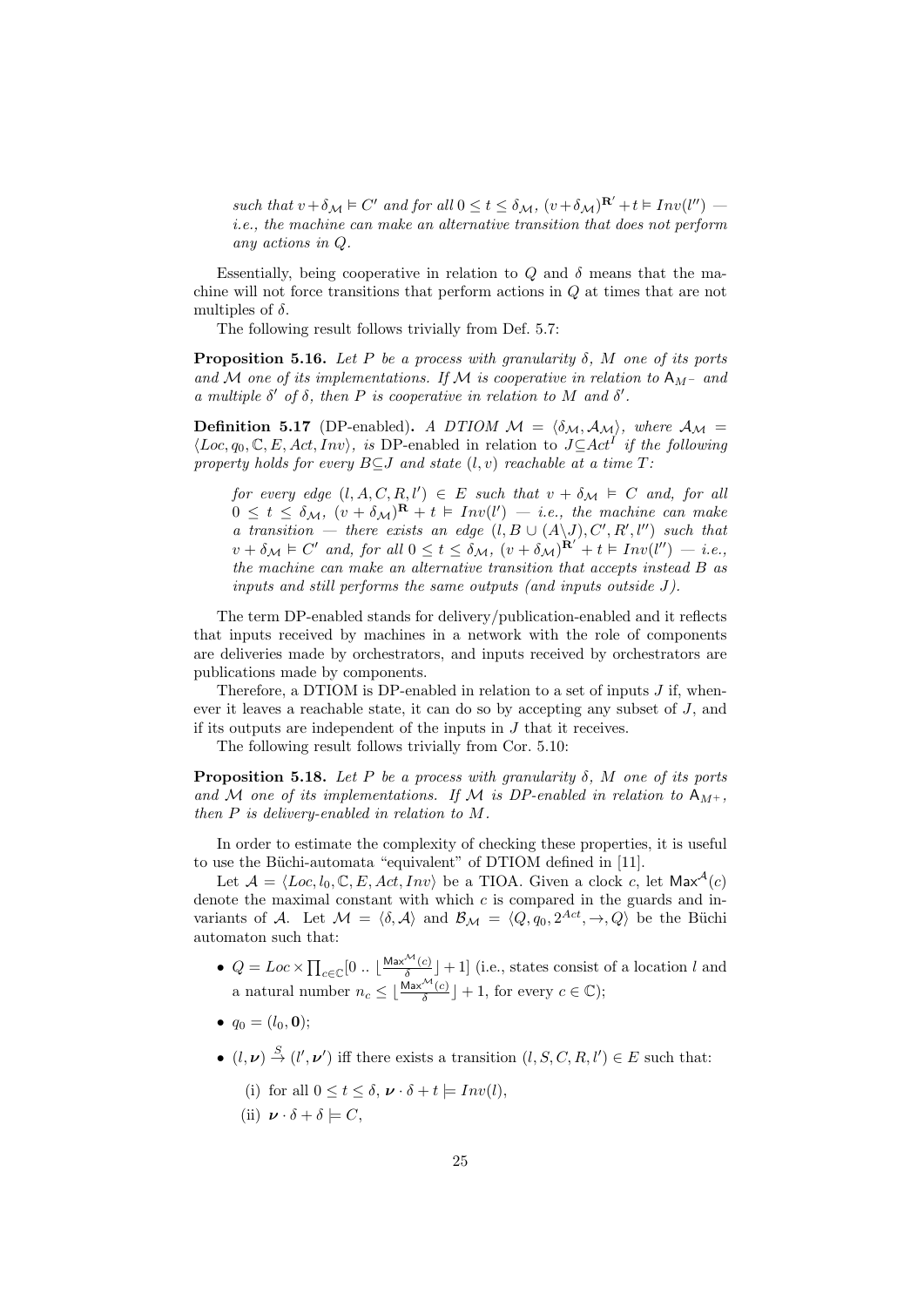*such that $v+\delta_{\mathcal{M}} \vDash C'$ and for all $0 \leq t \leq \delta_{\mathcal{M}}$, $(v+\delta_{\mathcal{M}})^{\mathbf{R}'}+t \vDash Inv(l'')$ — i.e., the machine can make an alternative transition that does not perform any actions in $Q$.*

Essentially, being cooperative in relation to $Q$ and $\delta$ means that the machine will not force transitions that perform actions in $Q$ at times that are not multiples of $\delta$.

The following result follows trivially from Def. 5.7:

**Proposition 5.16.** *Let $P$ be a process with granularity $\delta$, $M$ one of its ports and $\mathcal{M}$ one of its implementations. If $\mathcal{M}$ is cooperative in relation to $\mathsf{A}_{M^-}$ and a multiple $\delta'$ of $\delta$, then $P$ is cooperative in relation to $M$ and $\delta'$.*

**Definition 5.17** (DP-enabled)**.** *A DTIOM $\mathcal{M} = \langle \delta_{\mathcal{M}}, \mathcal{A}_{\mathcal{M}} \rangle$, where $\mathcal{A}_{\mathcal{M}} = \langle Loc, q_0, \mathbb{C}, E, Act, Inv \rangle$, is* DP-enabled *in relation to $J \subseteq Act^I$ if the following property holds for every $B \subseteq J$ and state $(l, v)$ reachable at a time $T$:*

*for every edge $(l, A, C, R, l') \in E$ such that $v + \delta_{\mathcal{M}} \vDash C$ and, for all $0 \leq t \leq \delta_{\mathcal{M}}$, $(v + \delta_{\mathcal{M}})^{\mathbf{R}} + t \vDash Inv(l')$ — i.e., the machine can make a transition — there exists an edge $(l, B \cup (A \backslash J), C', R', l'')$ such that $v + \delta_{\mathcal{M}} \vDash C'$ and, for all $0 \leq t \leq \delta_{\mathcal{M}}$, $(v + \delta_{\mathcal{M}})^{\mathbf{R}'} + t \vDash Inv(l'')$ — i.e., the machine can make an alternative transition that accepts instead $B$ as inputs and still performs the same outputs (and inputs outside $J$).*

The term DP-enabled stands for delivery/publication-enabled and it reflects that inputs received by machines in a network with the role of components are deliveries made by orchestrators, and inputs received by orchestrators are publications made by components.

Therefore, a DTIOM is DP-enabled in relation to a set of inputs $J$ if, whenever it leaves a reachable state, it can do so by accepting any subset of $J$, and if its outputs are independent of the inputs in $J$ that it receives.

The following result follows trivially from Cor. 5.10:

**Proposition 5.18.** *Let $P$ be a process with granularity $\delta$, $M$ one of its ports and $\mathcal{M}$ one of its implementations. If $\mathcal{M}$ is DP-enabled in relation to $\mathsf{A}_{M^+}$, then $P$ is delivery-enabled in relation to $M$.*

In order to estimate the complexity of checking these properties, it is useful to use the Büchi-automata "equivalent" of DTIOM defined in [11].

Let $\mathcal{A} = \langle Loc, l_0, \mathbb{C}, E, Act, Inv \rangle$ be a TIOA. Given a clock $c$, let $\mathsf{Max}^{\mathcal{A}}(c)$ denote the maximal constant with which $c$ is compared in the guards and invariants of $\mathcal{A}$. Let $\mathcal{M} = \langle \delta, \mathcal{A} \rangle$ and $\mathcal{B}_{\mathcal{M}} = \langle Q, q_0, 2^{Act}, \rightarrow, Q \rangle$ be the Büchi automaton such that:

- $Q = Loc \times \prod_{c \in \mathbb{C}} [0 \,..\, \lfloor \frac{\mathsf{Max}^{\mathcal{M}}(c)}{\delta} \rfloor + 1]$ (i.e., states consist of a location $l$ and a natural number $n_c \leq \lfloor \frac{\mathsf{Max}^{\mathcal{M}}(c)}{\delta} \rfloor + 1$, for every $c \in \mathbb{C}$);
- $q_0 = (l_0, \mathbf{0})$;
- $(l, \boldsymbol{\nu}) \xrightarrow{S} (l', \boldsymbol{\nu}')$ iff there exists a transition $(l, S, C, R, l') \in E$ such that:
    - (i) for all $0 \leq t \leq \delta$, $\boldsymbol{\nu} \cdot \delta + t \models Inv(l)$,
    - (ii) $\boldsymbol{\nu} \cdot \delta + \delta \models C$,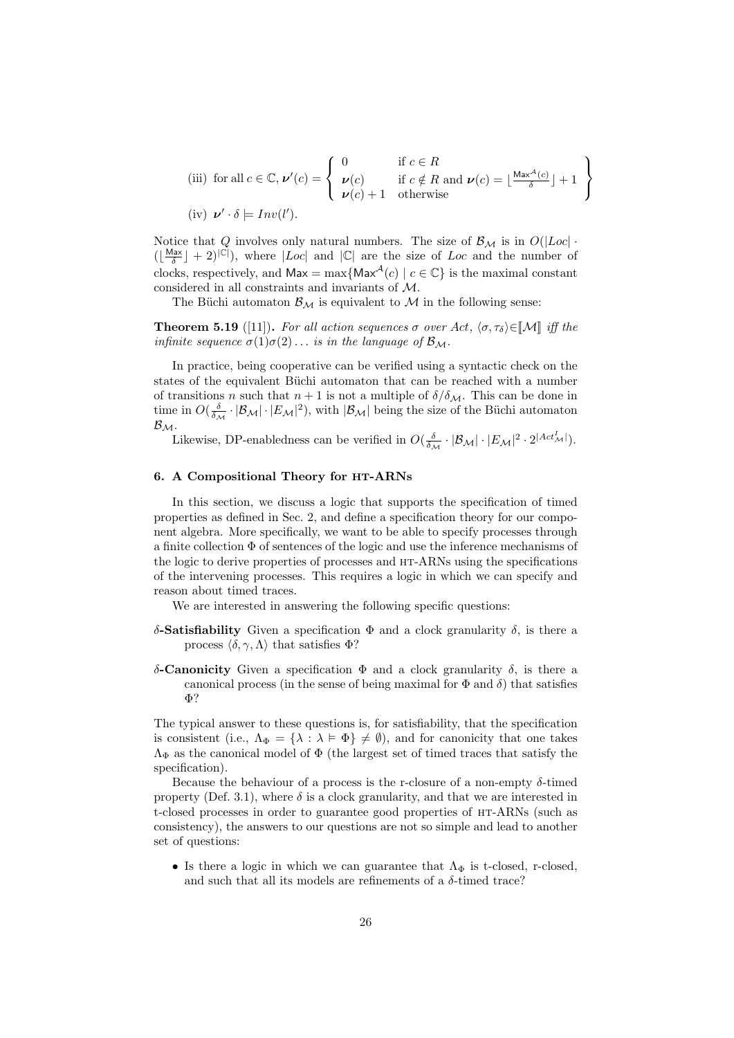(iii) for all $c \in \mathbb{C}$, $\boldsymbol{\nu}'(c) = \left\{ \begin{array}{ll} 0 & \text{if } c \in R \\ \boldsymbol{\nu}(c) & \text{if } c \notin R \text{ and } \boldsymbol{\nu}(c) = \lfloor \frac{\mathsf{Max}^{\mathcal{A}}(c)}{\delta} \rfloor + 1 \\ \boldsymbol{\nu}(c) + 1 & \text{otherwise} \end{array} \right. \Bigg\}$

(iv) $\boldsymbol{\nu}' \cdot \delta \models Inv(l')$.

Notice that $Q$ involves only natural numbers. The size of $\mathcal{B}_{\mathcal{M}}$ is in $O(|Loc| \cdot (\lfloor \frac{\mathsf{Max}}{\delta} \rfloor + 2)^{|\mathbb{C}|})$, where $|Loc|$ and $|\mathbb{C}|$ are the size of $Loc$ and the number of clocks, respectively, and $\mathsf{Max} = \max\{\mathsf{Max}^{\mathcal{A}}(c) \mid c \in \mathbb{C}\}$ is the maximal constant considered in all constraints and invariants of $\mathcal{M}$.

The Büchi automaton $\mathcal{B}_{\mathcal{M}}$ is equivalent to $\mathcal{M}$ in the following sense:

**Theorem 5.19** ([11])**.** *For all action sequences $\sigma$ over $Act$, $\langle \sigma, \tau_\delta \rangle \in [\![\mathcal{M}]\!]$ iff the infinite sequence $\sigma(1)\sigma(2)\ldots$ is in the language of $\mathcal{B}_{\mathcal{M}}$.*

In practice, being cooperative can be verified using a syntactic check on the states of the equivalent Büchi automaton that can be reached with a number of transitions $n$ such that $n+1$ is not a multiple of $\delta/\delta_{\mathcal{M}}$. This can be done in time in $O(\frac{\delta}{\delta_{\mathcal{M}}} \cdot |\mathcal{B}_{\mathcal{M}}| \cdot |E_{\mathcal{M}}|^2)$, with $|\mathcal{B}_{\mathcal{M}}|$ being the size of the Büchi automaton $\mathcal{B}_{\mathcal{M}}$.

Likewise, DP-enabledness can be verified in $O(\frac{\delta}{\delta_{\mathcal{M}}} \cdot |\mathcal{B}_{\mathcal{M}}| \cdot |E_{\mathcal{M}}|^2 \cdot 2^{|Act^I_{\mathcal{M}}|})$.

## 6. A Compositional Theory for HT-ARNs

In this section, we discuss a logic that supports the specification of timed properties as defined in Sec. 2, and define a specification theory for our component algebra. More specifically, we want to be able to specify processes through a finite collection $\Phi$ of sentences of the logic and use the inference mechanisms of the logic to derive properties of processes and HT-ARNs using the specifications of the intervening processes. This requires a logic in which we can specify and reason about timed traces.

We are interested in answering the following specific questions:

**$\delta$-Satisfiability** Given a specification $\Phi$ and a clock granularity $\delta$, is there a process $\langle \delta, \gamma, \Lambda \rangle$ that satisfies $\Phi$?

**$\delta$-Canonicity** Given a specification $\Phi$ and a clock granularity $\delta$, is there a canonical process (in the sense of being maximal for $\Phi$ and $\delta$) that satisfies $\Phi$?

The typical answer to these questions is, for satisfiability, that the specification is consistent (i.e., $\Lambda_\Phi = \{\lambda : \lambda \vDash \Phi\} \neq \emptyset$), and for canonicity that one takes $\Lambda_\Phi$ as the canonical model of $\Phi$ (the largest set of timed traces that satisfy the specification).

Because the behaviour of a process is the r-closure of a non-empty $\delta$-timed property (Def. 3.1), where $\delta$ is a clock granularity, and that we are interested in t-closed processes in order to guarantee good properties of HT-ARNs (such as consistency), the answers to our questions are not so simple and lead to another set of questions:

- Is there a logic in which we can guarantee that $\Lambda_\Phi$ is t-closed, r-closed, and such that all its models are refinements of a $\delta$-timed trace?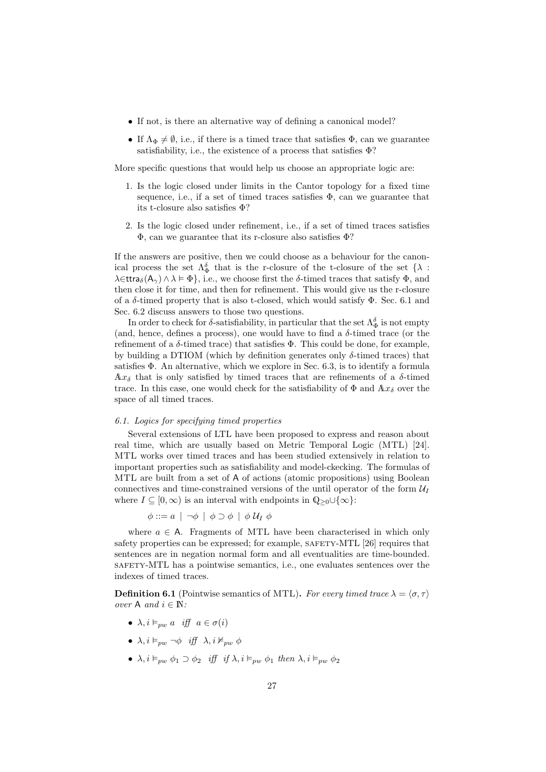- If not, is there an alternative way of defining a canonical model?
- If $\Lambda_\Phi \neq \emptyset$, i.e., if there is a timed trace that satisfies $\Phi$, can we guarantee satisfiability, i.e., the existence of a process that satisfies $\Phi$?

More specific questions that would help us choose an appropriate logic are:

1. Is the logic closed under limits in the Cantor topology for a fixed time sequence, i.e., if a set of timed traces satisfies $\Phi$, can we guarantee that its t-closure also satisfies $\Phi$?
2. Is the logic closed under refinement, i.e., if a set of timed traces satisfies $\Phi$, can we guarantee that its r-closure also satisfies $\Phi$?

If the answers are positive, then we could choose as a behaviour for the canonical process the set $\Lambda^\delta_\Phi$ that is the r-closure of the t-closure of the set $\{\lambda : \lambda \in \mathsf{ttra}_\delta(\mathsf{A}_\gamma) \wedge \lambda \vDash \Phi\}$, i.e., we choose first the $\delta$-timed traces that satisfy $\Phi$, and then close it for time, and then for refinement. This would give us the r-closure of a $\delta$-timed property that is also t-closed, which would satisfy $\Phi$. Sec. 6.1 and Sec. 6.2 discuss answers to those two questions.

In order to check for $\delta$-satisfiability, in particular that the set $\Lambda^\delta_\Phi$ is not empty (and, hence, defines a process), one would have to find a $\delta$-timed trace (or the refinement of a $\delta$-timed trace) that satisfies $\Phi$. This could be done, for example, by building a DTIOM (which by definition generates only $\delta$-timed traces) that satisfies $\Phi$. An alternative, which we explore in Sec. 6.3, is to identify a formula $\mathbb{A}x_\delta$ that is only satisfied by timed traces that are refinements of a $\delta$-timed trace. In this case, one would check for the satisfiability of $\Phi$ and $\mathbb{A}x_\delta$ over the space of all timed traces.

### 6.1. Logics for specifying timed properties

Several extensions of LTL have been proposed to express and reason about real time, which are usually based on Metric Temporal Logic (MTL) [24]. MTL works over timed traces and has been studied extensively in relation to important properties such as satisfiability and model-ckecking. The formulas of MTL are built from a set of A of actions (atomic propositions) using Boolean connectives and time-constrained versions of the until operator of the form $\mathcal{U}_I$ where $I \subseteq [0, \infty)$ is an interval with endpoints in $\mathbb{Q}_{\geq 0} \cup \{\infty\}$:

$$\phi ::= a \mid \neg\phi \mid \phi \supset \phi \mid \phi\, \mathcal{U}_I\, \phi$$

where $a \in \mathsf{A}$. Fragments of MTL have been characterised in which only safety properties can be expressed; for example, SAFETY-MTL [26] requires that sentences are in negation normal form and all eventualities are time-bounded. SAFETY-MTL has a pointwise semantics, i.e., one evaluates sentences over the indexes of timed traces.

**Definition 6.1** (Pointwise semantics of MTL)**.** *For every timed trace $\lambda = \langle\sigma, \tau\rangle$ over* A *and $i \in \mathbb{N}$:*

- $\lambda, i \vDash_{pw} a$ *iff* $a \in \sigma(i)$
- $\lambda, i \vDash_{pw} \neg\phi$ *iff* $\lambda, i \nvDash_{pw} \phi$
- $\lambda, i \vDash_{pw} \phi_1 \supset \phi_2$ *iff if* $\lambda, i \vDash_{pw} \phi_1$ *then* $\lambda, i \vDash_{pw} \phi_2$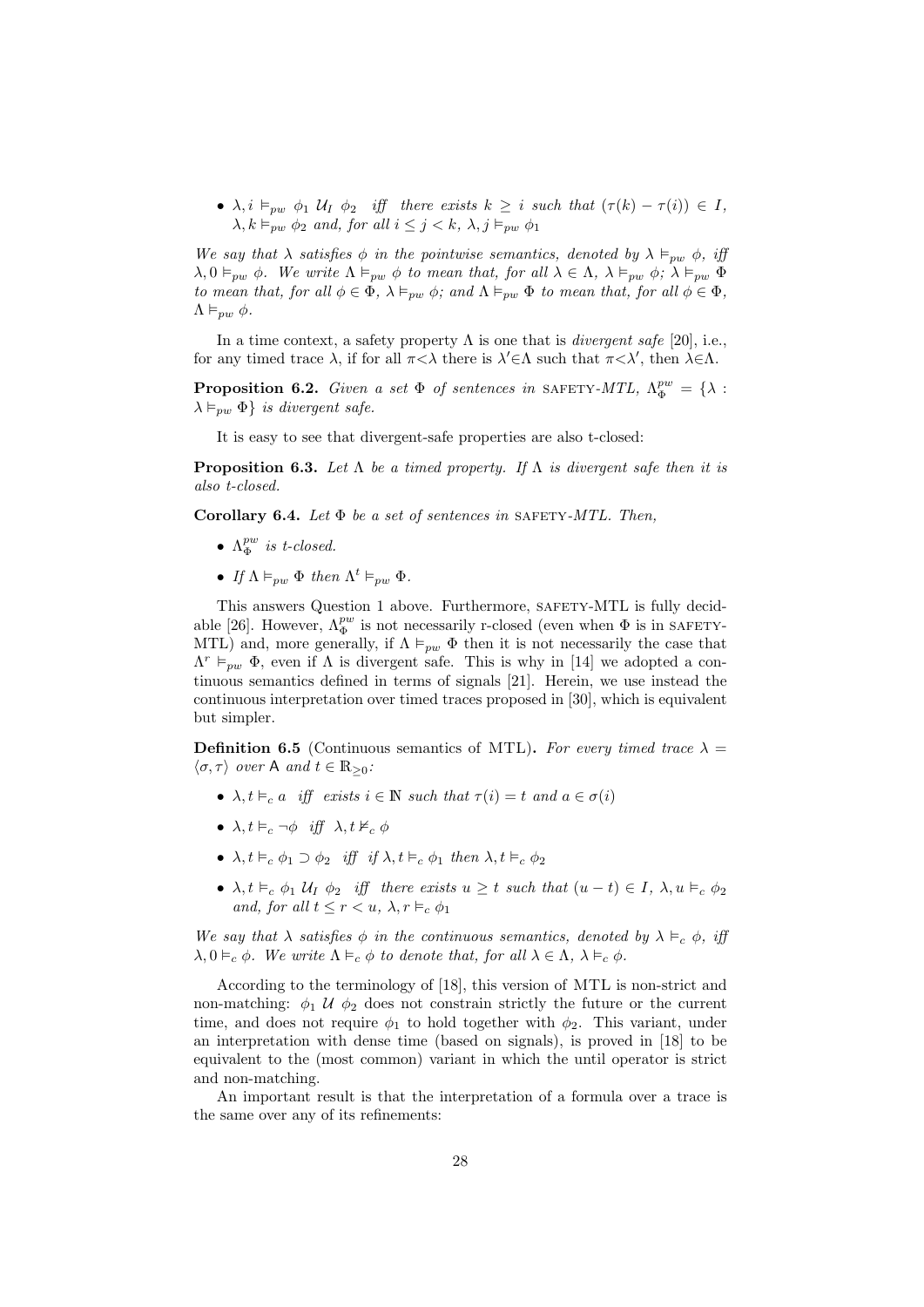- $\lambda, i \vDash_{pw} \phi_1 \; \mathcal{U}_I \; \phi_2$ *iff there exists* $k \geq i$ *such that* $(\tau(k) - \tau(i)) \in I$, $\lambda, k \vDash_{pw} \phi_2$ *and, for all* $i \leq j < k$, $\lambda, j \vDash_{pw} \phi_1$

*We say that* $\lambda$ *satisfies* $\phi$ *in the pointwise semantics, denoted by* $\lambda \vDash_{pw} \phi$, *iff* $\lambda, 0 \vDash_{pw} \phi$. *We write* $\Lambda \vDash_{pw} \phi$ *to mean that, for all* $\lambda \in \Lambda$, $\lambda \vDash_{pw} \phi$; $\lambda \vDash_{pw} \Phi$ *to mean that, for all* $\phi \in \Phi$, $\lambda \vDash_{pw} \phi$; *and* $\Lambda \vDash_{pw} \Phi$ *to mean that, for all* $\phi \in \Phi$, $\Lambda \vDash_{pw} \phi$.

In a time context, a safety property $\Lambda$ is one that is *divergent safe* [20], i.e., for any timed trace $\lambda$, if for all $\pi < \lambda$ there is $\lambda' \in \Lambda$ such that $\pi < \lambda'$, then $\lambda \in \Lambda$.

**Proposition 6.2.** *Given a set* $\Phi$ *of sentences in* SAFETY-*MTL*, $\Lambda_{\Phi}^{pw} = \{\lambda : \lambda \vDash_{pw} \Phi\}$ *is divergent safe.*

It is easy to see that divergent-safe properties are also t-closed:

**Proposition 6.3.** *Let* $\Lambda$ *be a timed property. If* $\Lambda$ *is divergent safe then it is also t-closed.*

**Corollary 6.4.** *Let* $\Phi$ *be a set of sentences in* SAFETY-*MTL. Then,*

- $\Lambda_{\Phi}^{pw}$ *is t-closed.*
- *If* $\Lambda \vDash_{pw} \Phi$ *then* $\Lambda^t \vDash_{pw} \Phi$.

This answers Question 1 above. Furthermore, SAFETY-MTL is fully decidable [26]. However, $\Lambda_{\Phi}^{pw}$ is not necessarily r-closed (even when $\Phi$ is in SAFETY-MTL) and, more generally, if $\Lambda \vDash_{pw} \Phi$ then it is not necessarily the case that $\Lambda^r \vDash_{pw} \Phi$, even if $\Lambda$ is divergent safe. This is why in [14] we adopted a continuous semantics defined in terms of signals [21]. Herein, we use instead the continuous interpretation over timed traces proposed in [30], which is equivalent but simpler.

**Definition 6.5** (Continuous semantics of MTL)**.** *For every timed trace* $\lambda = \langle \sigma, \tau \rangle$ *over* $\mathsf{A}$ *and* $t \in \mathbb{R}_{\geq 0}$*:*

- $\lambda, t \vDash_c a$ *iff exists* $i \in \mathbb{N}$ *such that* $\tau(i) = t$ *and* $a \in \sigma(i)$
- $\lambda, t \vDash_c \neg\phi$ *iff* $\lambda, t \nvDash_c \phi$
- $\lambda, t \vDash_c \phi_1 \supset \phi_2$ *iff if* $\lambda, t \vDash_c \phi_1$ *then* $\lambda, t \vDash_c \phi_2$
- $\lambda, t \vDash_c \phi_1 \; \mathcal{U}_I \; \phi_2$ *iff there exists* $u \geq t$ *such that* $(u - t) \in I$, $\lambda, u \vDash_c \phi_2$ *and, for all* $t \leq r < u$, $\lambda, r \vDash_c \phi_1$

*We say that* $\lambda$ *satisfies* $\phi$ *in the continuous semantics, denoted by* $\lambda \vDash_c \phi$, *iff* $\lambda, 0 \vDash_c \phi$. *We write* $\Lambda \vDash_c \phi$ *to denote that, for all* $\lambda \in \Lambda$, $\lambda \vDash_c \phi$.

According to the terminology of [18], this version of MTL is non-strict and non-matching: $\phi_1 \; \mathcal{U} \; \phi_2$ does not constrain strictly the future or the current time, and does not require $\phi_1$ to hold together with $\phi_2$. This variant, under an interpretation with dense time (based on signals), is proved in [18] to be equivalent to the (most common) variant in which the until operator is strict and non-matching.

An important result is that the interpretation of a formula over a trace is the same over any of its refinements: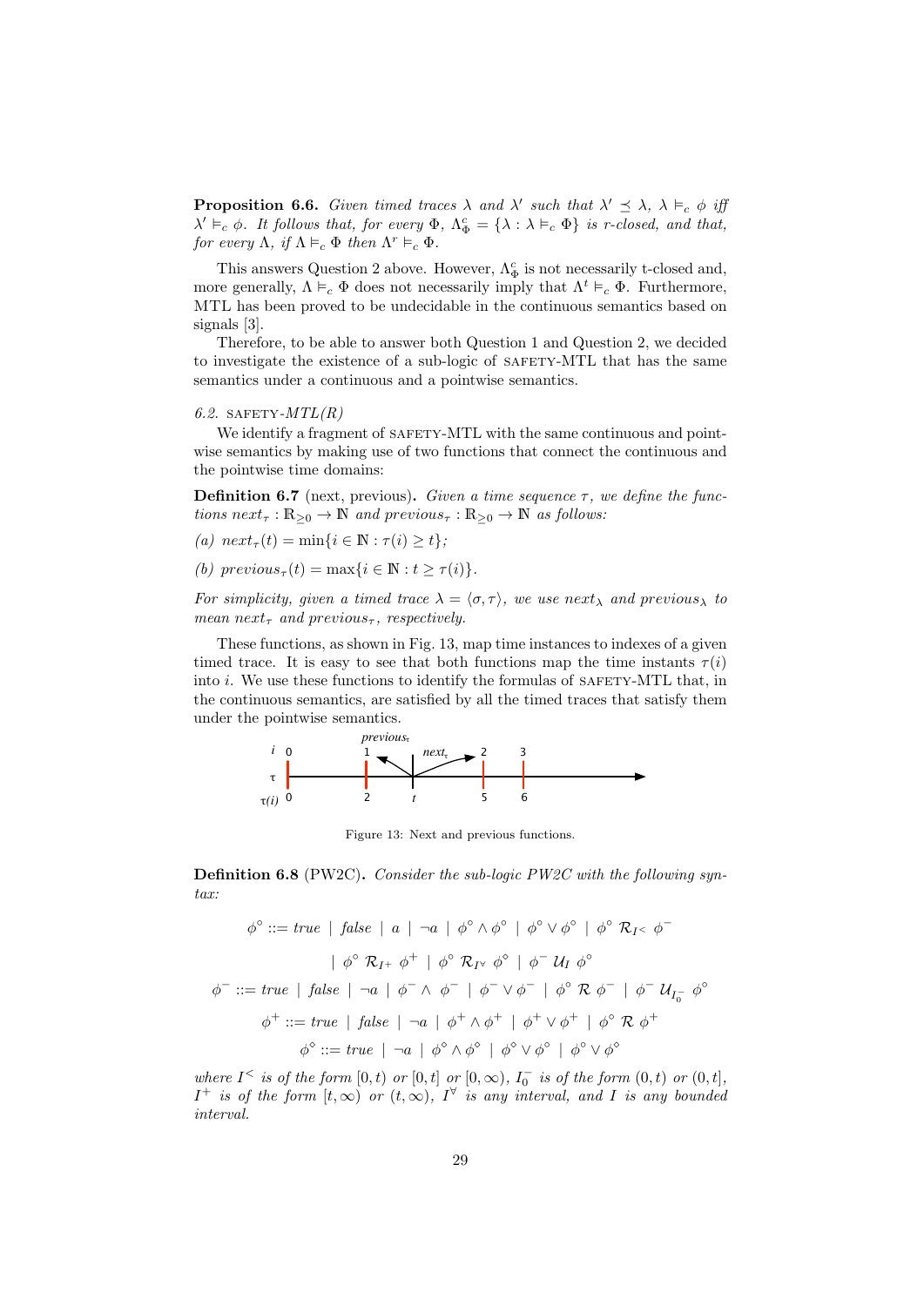**Proposition 6.6.** *Given timed traces $\lambda$ and $\lambda'$ such that $\lambda' \preceq \lambda$, $\lambda \vDash_c \phi$ iff $\lambda' \vDash_c \phi$. It follows that, for every $\Phi$, $\Lambda^c_\Phi = \{\lambda : \lambda \vDash_c \Phi\}$ is r-closed, and that, for every $\Lambda$, if $\Lambda \vDash_c \Phi$ then $\Lambda^r \vDash_c \Phi$.*

This answers Question 2 above. However, $\Lambda^c_\Phi$ is not necessarily t-closed and, more generally, $\Lambda \vDash_c \Phi$ does not necessarily imply that $\Lambda^t \vDash_c \Phi$. Furthermore, MTL has been proved to be undecidable in the continuous semantics based on signals [3].

Therefore, to be able to answer both Question 1 and Question 2, we decided to investigate the existence of a sub-logic of SAFETY-MTL that has the same semantics under a continuous and a pointwise semantics.

### 6.2. SAFETY-*MTL(R)*

We identify a fragment of SAFETY-MTL with the same continuous and pointwise semantics by making use of two functions that connect the continuous and the pointwise time domains:

**Definition 6.7** (next, previous)**.** *Given a time sequence $\tau$, we define the functions $next_\tau : \mathbb{R}_{\geq 0} \to \mathbb{N}$ and $previous_\tau : \mathbb{R}_{\geq 0} \to \mathbb{N}$ as follows:*

*(a) $next_\tau(t) = \min\{i \in \mathbb{N} : \tau(i) \geq t\}$;*

*(b) $previous_\tau(t) = \max\{i \in \mathbb{N} : t \geq \tau(i)\}$.*

*For simplicity, given a timed trace $\lambda = \langle \sigma, \tau \rangle$, we use $next_\lambda$ and $previous_\lambda$ to mean $next_\tau$ and $previous_\tau$, respectively.*

These functions, as shown in Fig. 13, map time instances to indexes of a given timed trace. It is easy to see that both functions map the time instants $\tau(i)$ into $i$. We use these functions to identify the formulas of SAFETY-MTL that, in the continuous semantics, are satisfied by all the timed traces that satisfy them under the pointwise semantics.

Figure 13: Next and previous functions.

**Definition 6.8** (PW2C)**.** *Consider the sub-logic PW2C with the following syntax:*

$$\phi^\circ ::= true \mid false \mid a \mid \neg a \mid \phi^\circ \wedge \phi^\circ \mid \phi^\circ \vee \phi^\circ \mid \phi^\circ \; \mathcal{R}_{I^<} \; \phi^-$$

$$\mid \phi^\circ \; \mathcal{R}_{I^+} \; \phi^+ \mid \phi^\circ \; \mathcal{R}_{I^\forall} \; \phi^\diamond \mid \phi^- \; \mathcal{U}_I \; \phi^\circ$$

$$\phi^- ::= true \mid false \mid \neg a \mid \phi^- \wedge \phi^- \mid \phi^- \vee \phi^- \mid \phi^\circ \; \mathcal{R} \; \phi^- \mid \phi^- \; \mathcal{U}_{I_0^-} \; \phi^\circ$$

$$\phi^+ ::= true \mid false \mid \neg a \mid \phi^+ \wedge \phi^+ \mid \phi^+ \vee \phi^+ \mid \phi^\circ \; \mathcal{R} \; \phi^+$$

$$\phi^\diamond ::= true \mid \neg a \mid \phi^\diamond \wedge \phi^\diamond \mid \phi^\diamond \vee \phi^\diamond \mid \phi^\circ \vee \phi^\diamond$$

*where $I^<$ is of the form $[0,t)$ or $[0,t]$ or $[0,\infty)$, $I_0^-$ is of the form $(0,t)$ or $(0,t]$, $I^+$ is of the form $[t,\infty)$ or $(t,\infty)$, $I^\forall$ is any interval, and $I$ is any bounded interval.*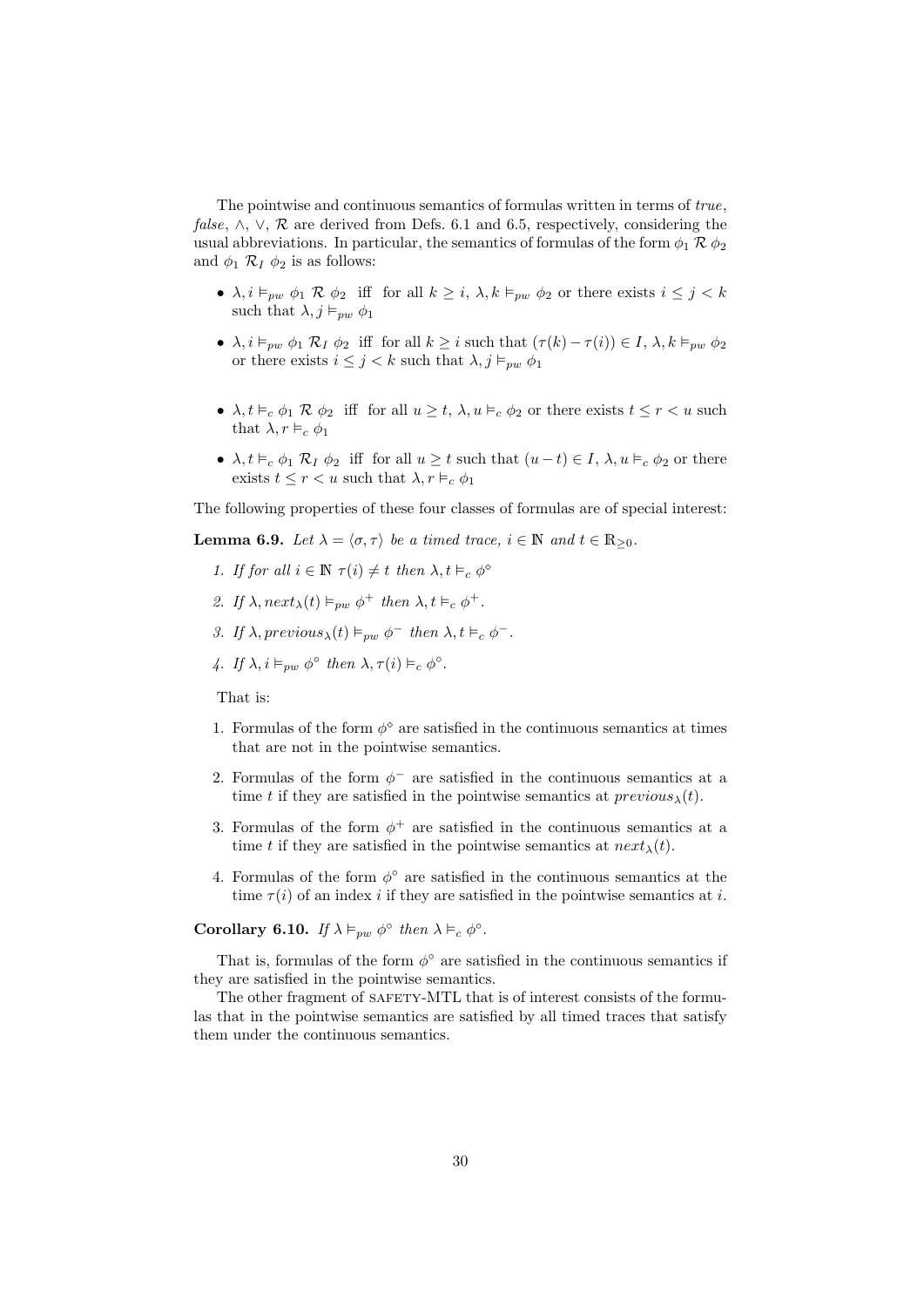The pointwise and continuous semantics of formulas written in terms of *true*, *false*, $\wedge$, $\vee$, $\mathcal{R}$ are derived from Defs. 6.1 and 6.5, respectively, considering the usual abbreviations. In particular, the semantics of formulas of the form $\phi_1 \; \mathcal{R} \; \phi_2$ and $\phi_1 \; \mathcal{R}_I \; \phi_2$ is as follows:

- $\lambda, i \models_{pw} \phi_1 \; \mathcal{R} \; \phi_2$ iff for all $k \geq i$, $\lambda, k \models_{pw} \phi_2$ or there exists $i \leq j < k$ such that $\lambda, j \models_{pw} \phi_1$
- $\lambda, i \models_{pw} \phi_1 \; \mathcal{R}_I \; \phi_2$ iff for all $k \geq i$ such that $(\tau(k) - \tau(i)) \in I$, $\lambda, k \models_{pw} \phi_2$ or there exists $i \leq j < k$ such that $\lambda, j \models_{pw} \phi_1$
- $\lambda, t \models_{c} \phi_1 \; \mathcal{R} \; \phi_2$ iff for all $u \geq t$, $\lambda, u \models_{c} \phi_2$ or there exists $t \leq r < u$ such that $\lambda, r \models_{c} \phi_1$
- $\lambda, t \models_{c} \phi_1 \; \mathcal{R}_I \; \phi_2$ iff for all $u \geq t$ such that $(u - t) \in I$, $\lambda, u \models_{c} \phi_2$ or there exists $t \leq r < u$ such that $\lambda, r \models_{c} \phi_1$

The following properties of these four classes of formulas are of special interest:

**Lemma 6.9.** *Let $\lambda = \langle \sigma, \tau \rangle$ be a timed trace, $i \in \mathbb{N}$ and $t \in \mathbb{R}_{\geq 0}$.*

1. *If for all $i \in \mathbb{N}$ $\tau(i) \neq t$ then $\lambda, t \models_{c} \phi^{\diamond}$*
2. *If $\lambda, next_{\lambda}(t) \models_{pw} \phi^{+}$ then $\lambda, t \models_{c} \phi^{+}$.*
3. *If $\lambda, previous_{\lambda}(t) \models_{pw} \phi^{-}$ then $\lambda, t \models_{c} \phi^{-}$.*
4. *If $\lambda, i \models_{pw} \phi^{\circ}$ then $\lambda, \tau(i) \models_{c} \phi^{\circ}$.*

That is:

1. Formulas of the form $\phi^{\diamond}$ are satisfied in the continuous semantics at times that are not in the pointwise semantics.
2. Formulas of the form $\phi^{-}$ are satisfied in the continuous semantics at a time $t$ if they are satisfied in the pointwise semantics at $previous_{\lambda}(t)$.
3. Formulas of the form $\phi^{+}$ are satisfied in the continuous semantics at a time $t$ if they are satisfied in the pointwise semantics at $next_{\lambda}(t)$.
4. Formulas of the form $\phi^{\circ}$ are satisfied in the continuous semantics at the time $\tau(i)$ of an index $i$ if they are satisfied in the pointwise semantics at $i$.

**Corollary 6.10.** *If $\lambda \models_{pw} \phi^{\circ}$ then $\lambda \models_{c} \phi^{\circ}$.*

That is, formulas of the form $\phi^{\circ}$ are satisfied in the continuous semantics if they are satisfied in the pointwise semantics.

The other fragment of SAFETY-MTL that is of interest consists of the formulas that in the pointwise semantics are satisfied by all timed traces that satisfy them under the continuous semantics.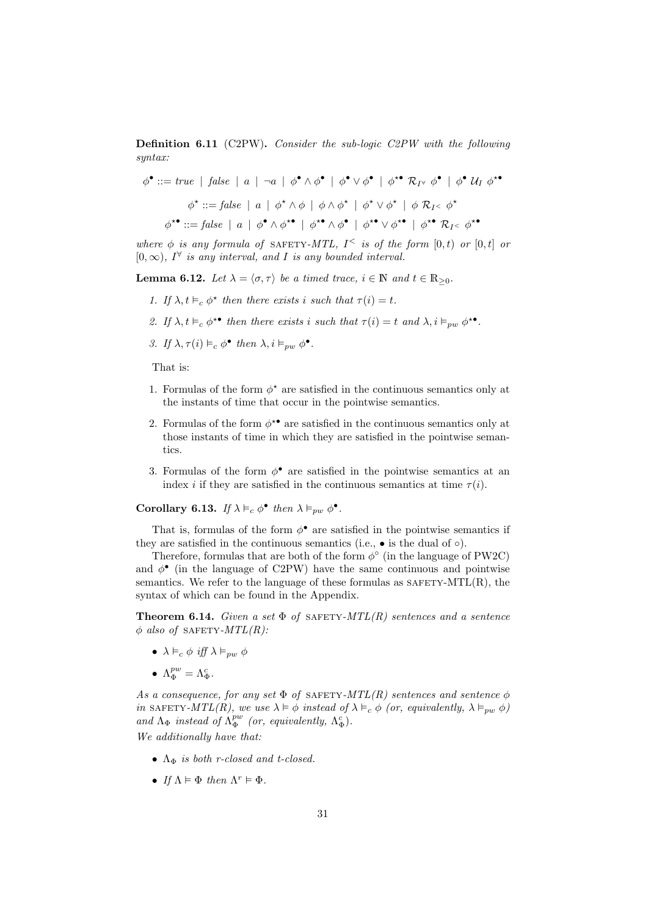**Definition 6.11** (C2PW)**.** *Consider the sub-logic C2PW with the following syntax:*

$$\phi^\bullet ::= \mathit{true} \mid \mathit{false} \mid a \mid \neg a \mid \phi^\bullet \wedge \phi^\bullet \mid \phi^\bullet \vee \phi^\bullet \mid \phi^{\star\bullet}\ \mathcal{R}_{I^\forall}\ \phi^\bullet \mid \phi^\bullet\ \mathcal{U}_I\ \phi^{\star\bullet}$$

$$\phi^\star ::= \mathit{false} \mid a \mid \phi^\star \wedge \phi \mid \phi \wedge \phi^\star \mid \phi^\star \vee \phi^\star \mid \phi\ \mathcal{R}_{I^<}\ \phi^\star$$

$$\phi^{\star\bullet} ::= \mathit{false} \mid a \mid \phi^\bullet \wedge \phi^{\star\bullet} \mid \phi^{\star\bullet} \wedge \phi^\bullet \mid \phi^{\star\bullet} \vee \phi^{\star\bullet} \mid \phi^{\star\bullet}\ \mathcal{R}_{I^<}\ \phi^{\star\bullet}$$

*where $\phi$ is any formula of* SAFETY-*MTL, $I^<$ is of the form $[0,t)$ or $[0,t]$ or $[0,\infty)$, $I^\forall$ is any interval, and $I$ is any bounded interval.*

**Lemma 6.12.** *Let $\lambda = \langle \sigma, \tau \rangle$ be a timed trace, $i \in \mathbb{N}$ and $t \in \mathbb{R}_{\geq 0}$.*

1. *If $\lambda, t \vDash_c \phi^\star$ then there exists $i$ such that $\tau(i) = t$.*
2. *If $\lambda, t \vDash_c \phi^{\star\bullet}$ then there exists $i$ such that $\tau(i) = t$ and $\lambda, i \vDash_{pw} \phi^{\star\bullet}$.*
3. *If $\lambda, \tau(i) \vDash_c \phi^\bullet$ then $\lambda, i \vDash_{pw} \phi^\bullet$.*

That is:

1. Formulas of the form $\phi^\star$ are satisfied in the continuous semantics only at the instants of time that occur in the pointwise semantics.
2. Formulas of the form $\phi^{\star\bullet}$ are satisfied in the continuous semantics only at those instants of time in which they are satisfied in the pointwise semantics.
3. Formulas of the form $\phi^\bullet$ are satisfied in the pointwise semantics at an index $i$ if they are satisfied in the continuous semantics at time $\tau(i)$.

**Corollary 6.13.** *If $\lambda \vDash_c \phi^\bullet$ then $\lambda \vDash_{pw} \phi^\bullet$.*

That is, formulas of the form $\phi^\bullet$ are satisfied in the pointwise semantics if they are satisfied in the continuous semantics (i.e., $\bullet$ is the dual of $\circ$).

Therefore, formulas that are both of the form $\phi^\circ$ (in the language of PW2C) and $\phi^\bullet$ (in the language of C2PW) have the same continuous and pointwise semantics. We refer to the language of these formulas as SAFETY-MTL(R), the syntax of which can be found in the Appendix.

**Theorem 6.14.** *Given a set $\Phi$ of* SAFETY-*MTL(R) sentences and a sentence $\phi$ also of* SAFETY-*MTL(R):*

- $\lambda \vDash_c \phi$ *iff* $\lambda \vDash_{pw} \phi$
- $\Lambda^{pw}_\Phi = \Lambda^c_\Phi$.

*As a consequence, for any set $\Phi$ of* SAFETY-*MTL(R) sentences and sentence $\phi$ in* SAFETY-*MTL(R), we use $\lambda \vDash \phi$ instead of $\lambda \vDash_c \phi$ (or, equivalently, $\lambda \vDash_{pw} \phi$) and $\Lambda_\Phi$ instead of $\Lambda^{pw}_\Phi$ (or, equivalently, $\Lambda^c_\Phi$).*

*We additionally have that:*

- *$\Lambda_\Phi$ is both r-closed and t-closed.*
- *If $\Lambda \vDash \Phi$ then $\Lambda^r \vDash \Phi$.*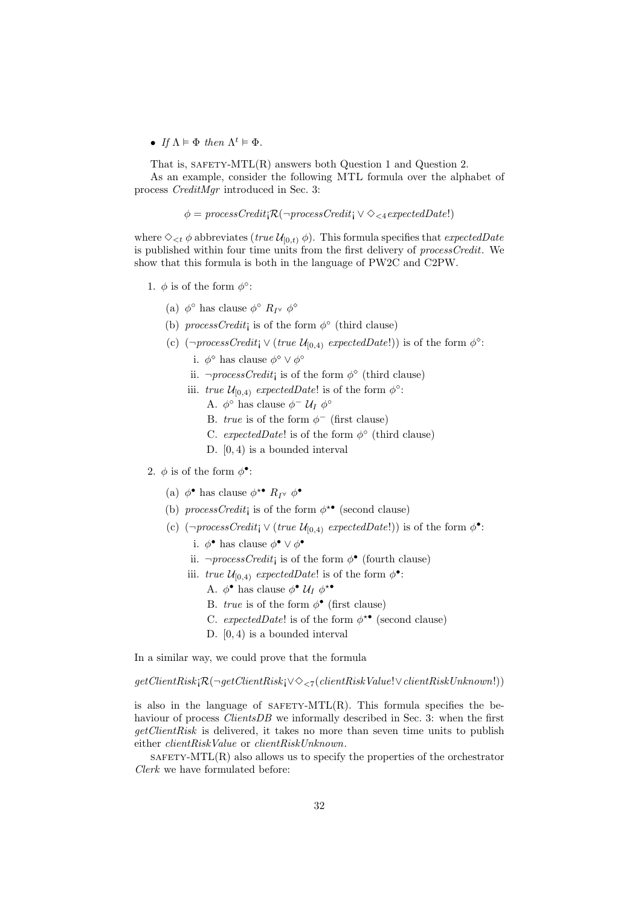- *If* $\Lambda \models \Phi$ *then* $\Lambda^t \models \Phi$.

That is, SAFETY-MTL(R) answers both Question 1 and Question 2.

As an example, consider the following MTL formula over the alphabet of process *CreditMgr* introduced in Sec. 3:

$$\phi = processCredit_{¡} \mathcal{R} (\neg processCredit_{¡} \vee \diamond_{<4} expectedDate!)$$

where $\diamond_{<t} \phi$ abbreviates $(true\ \mathcal{U}_{[0,t)}\ \phi)$. This formula specifies that *expectedDate* is published within four time units from the first delivery of *processCredit*. We show that this formula is both in the language of PW2C and C2PW.

1. $\phi$ is of the form $\phi^{\circ}$:
   (a) $\phi^{\circ}$ has clause $\phi^{\circ}\ R_{I^{\forall}}\ \phi^{\diamond}$
   (b) $processCredit_{¡}$ is of the form $\phi^{\circ}$ (third clause)
   (c) $(\neg processCredit_{¡} \vee (true\ \mathcal{U}_{[0,4)}\ expectedDate!))$ is of the form $\phi^{\diamond}$:
      i. $\phi^{\diamond}$ has clause $\phi^{\diamond} \vee \phi^{\diamond}$
      ii. $\neg processCredit_{¡}$ is of the form $\phi^{\diamond}$ (third clause)
      iii. $true\ \mathcal{U}_{[0,4)}\ expectedDate!$ is of the form $\phi^{\diamond}$:
         A. $\phi^{\diamond}$ has clause $\phi^{-}\ \mathcal{U}_I\ \phi^{\diamond}$
         B. $true$ is of the form $\phi^{-}$ (first clause)
         C. $expectedDate!$ is of the form $\phi^{\diamond}$ (third clause)
         D. $[0,4)$ is a bounded interval
2. $\phi$ is of the form $\phi^{\bullet}$:
   (a) $\phi^{\bullet}$ has clause $\phi^{\star\bullet}\ R_{I^{\forall}}\ \phi^{\bullet}$
   (b) $processCredit_{¡}$ is of the form $\phi^{\star\bullet}$ (second clause)
   (c) $(\neg processCredit_{¡} \vee (true\ \mathcal{U}_{[0,4)}\ expectedDate!))$ is of the form $\phi^{\bullet}$:
      i. $\phi^{\bullet}$ has clause $\phi^{\bullet} \vee \phi^{\bullet}$
      ii. $\neg processCredit_{¡}$ is of the form $\phi^{\bullet}$ (fourth clause)
      iii. $true\ \mathcal{U}_{[0,4)}\ expectedDate!$ is of the form $\phi^{\bullet}$:
         A. $\phi^{\bullet}$ has clause $\phi^{\bullet}\ \mathcal{U}_I\ \phi^{\star\bullet}$
         B. $true$ is of the form $\phi^{\bullet}$ (first clause)
         C. $expectedDate!$ is of the form $\phi^{\star\bullet}$ (second clause)
         D. $[0,4)$ is a bounded interval

In a similar way, we could prove that the formula

$$getClientRisk_{¡} \mathcal{R} (\neg getClientRisk_{¡} \vee \diamond_{<7} (clientRiskValue! \vee clientRiskUnknown!))$$

is also in the language of SAFETY-MTL(R). This formula specifies the behaviour of process *ClientsDB* we informally described in Sec. 3: when the first *getClientRisk* is delivered, it takes no more than seven time units to publish either *clientRiskValue* or *clientRiskUnknown*.

SAFETY-MTL(R) also allows us to specify the properties of the orchestrator *Clerk* we have formulated before: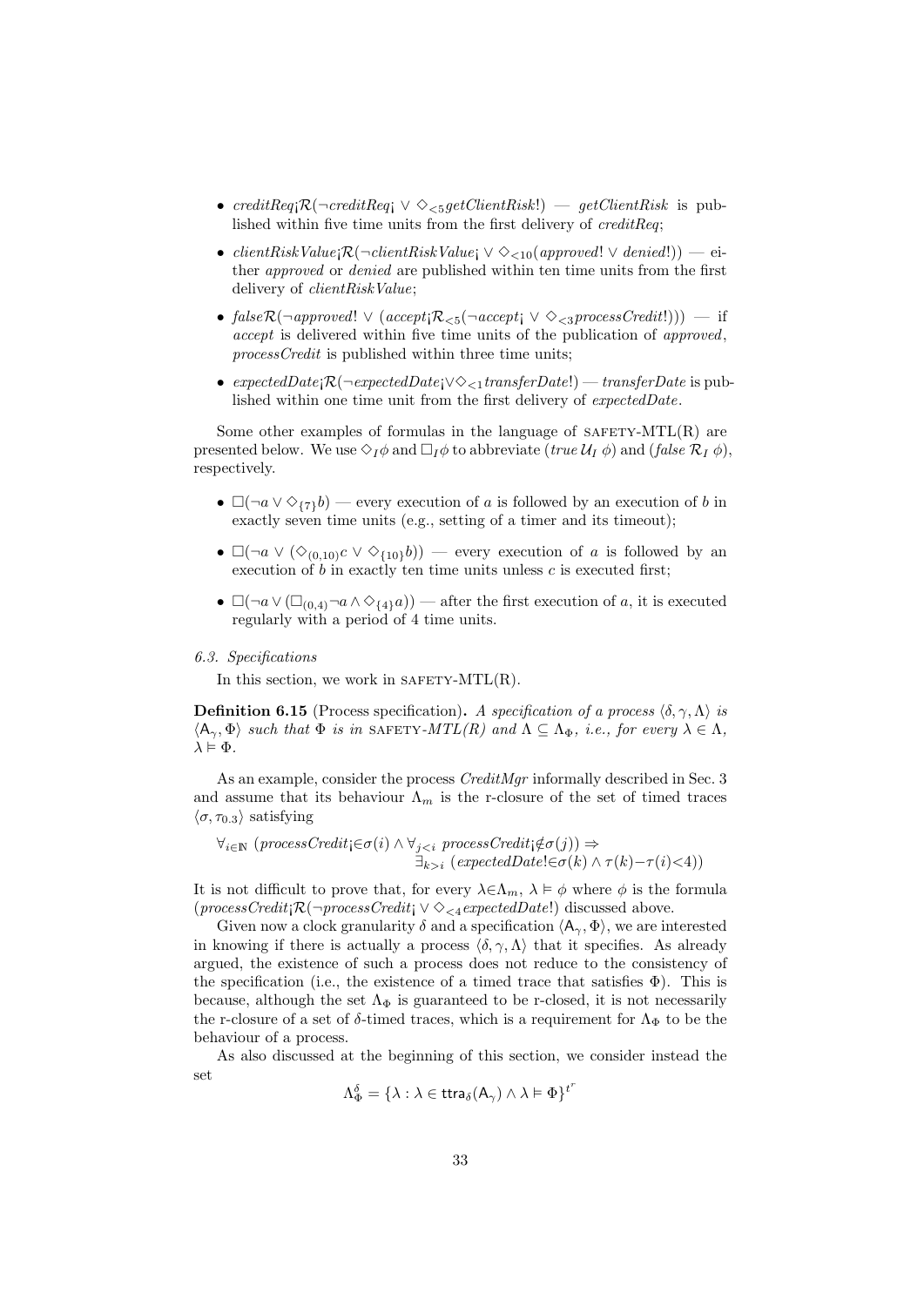- $creditReq_{¡}\mathcal{R}(\neg creditReq_{¡} \vee \diamond_{<5} getClientRisk!)$ — *getClientRisk* is published within five time units from the first delivery of *creditReq*;
- $clientRiskValue_{¡}\mathcal{R}(\neg clientRiskValue_{¡} \vee \diamond_{<10}(approved! \vee denied!))$ — either *approved* or *denied* are published within ten time units from the first delivery of *clientRiskValue*;
- $false\mathcal{R}(\neg approved! \vee (accept_{¡}\mathcal{R}_{<5}(\neg accept_{¡} \vee \diamond_{<3} processCredit!)))$ — if *accept* is delivered within five time units of the publication of *approved*, *processCredit* is published within three time units;
- $expectedDate_{¡}\mathcal{R}(\neg expectedDate_{¡} \vee \diamond_{<1} transferDate!)$ — *transferDate* is published within one time unit from the first delivery of *expectedDate*.

Some other examples of formulas in the language of SAFETY-MTL(R) are presented below. We use $\diamond_I \phi$ and $\Box_I \phi$ to abbreviate $(true\,\mathcal{U}_I\,\phi)$ and $(false\,\mathcal{R}_I\,\phi)$, respectively.

- $\Box(\neg a \vee \diamond_{\{7\}} b)$ — every execution of $a$ is followed by an execution of $b$ in exactly seven time units (e.g., setting of a timer and its timeout);
- $\Box(\neg a \vee (\diamond_{(0,10)} c \vee \diamond_{\{10\}} b))$ — every execution of $a$ is followed by an execution of $b$ in exactly ten time units unless $c$ is executed first;
- $\Box(\neg a \vee (\Box_{(0,4)} \neg a \wedge \diamond_{\{4\}} a))$ — after the first execution of $a$, it is executed regularly with a period of 4 time units.

*6.3. Specifications*

In this section, we work in SAFETY-MTL(R).

**Definition 6.15** (Process specification)**.** *A specification of a process $\langle \delta, \gamma, \Lambda \rangle$ is $\langle \mathsf{A}_\gamma, \Phi \rangle$ such that $\Phi$ is in* SAFETY*-MTL(R) and $\Lambda \subseteq \Lambda_\Phi$, i.e., for every $\lambda \in \Lambda$, $\lambda \models \Phi$.*

As an example, consider the process *CreditMgr* informally described in Sec. 3 and assume that its behaviour $\Lambda_m$ is the r-closure of the set of timed traces $\langle \sigma, \tau_{0.3} \rangle$ satisfying

$$\forall_{i\in\mathbb{N}}\ (processCredit_{¡}{\in}\sigma(i) \wedge \forall_{j<i}\ processCredit_{¡}{\notin}\sigma(j)) \Rightarrow \\ \exists_{k>i}\ (expectedDate!{\in}\sigma(k) \wedge \tau(k){-}\tau(i){<}4))$$

It is not difficult to prove that, for every $\lambda{\in}\Lambda_m$, $\lambda \models \phi$ where $\phi$ is the formula $(processCredit_{¡}\mathcal{R}(\neg processCredit_{¡} \vee \diamond_{<4} expectedDate!)$ discussed above.

Given now a clock granularity $\delta$ and a specification $\langle \mathsf{A}_\gamma, \Phi \rangle$, we are interested in knowing if there is actually a process $\langle \delta, \gamma, \Lambda \rangle$ that it specifies. As already argued, the existence of such a process does not reduce to the consistency of the specification (i.e., the existence of a timed trace that satisfies $\Phi$). This is because, although the set $\Lambda_\Phi$ is guaranteed to be r-closed, it is not necessarily the r-closure of a set of $\delta$-timed traces, which is a requirement for $\Lambda_\Phi$ to be the behaviour of a process.

As also discussed at the beginning of this section, we consider instead the set

$$\Lambda^\delta_\Phi = \{\lambda : \lambda \in \mathsf{ttra}_\delta(\mathsf{A}_\gamma) \wedge \lambda \models \Phi\}^{t^r}$$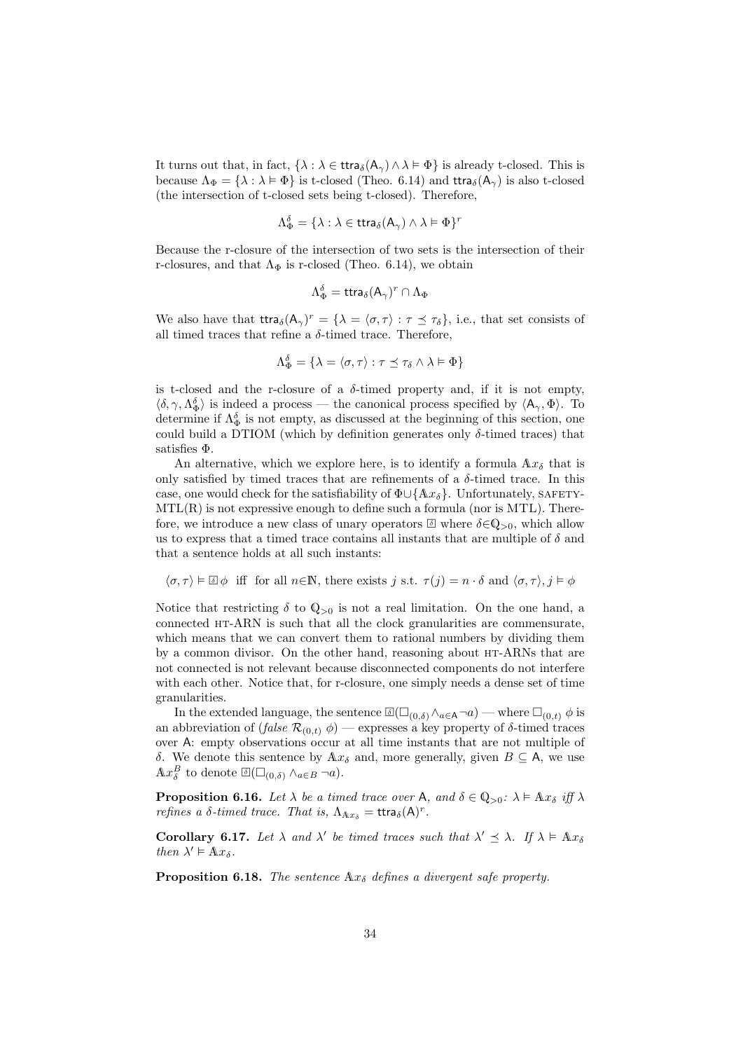It turns out that, in fact, $\{\lambda : \lambda \in \mathsf{ttra}_\delta(\mathsf{A}_\gamma) \wedge \lambda \vDash \Phi\}$ is already t-closed. This is because $\Lambda_\Phi = \{\lambda : \lambda \vDash \Phi\}$ is t-closed (Theo. 6.14) and $\mathsf{ttra}_\delta(\mathsf{A}_\gamma)$ is also t-closed (the intersection of t-closed sets being t-closed). Therefore,

$$\Lambda_\Phi^\delta = \{\lambda : \lambda \in \mathsf{ttra}_\delta(\mathsf{A}_\gamma) \wedge \lambda \vDash \Phi\}^r$$

Because the r-closure of the intersection of two sets is the intersection of their r-closures, and that $\Lambda_\Phi$ is r-closed (Theo. 6.14), we obtain

$$\Lambda_\Phi^\delta = \mathsf{ttra}_\delta(\mathsf{A}_\gamma)^r \cap \Lambda_\Phi$$

We also have that $\mathsf{ttra}_\delta(\mathsf{A}_\gamma)^r = \{\lambda = \langle \sigma, \tau \rangle : \tau \preceq \tau_\delta\}$, i.e., that set consists of all timed traces that refine a $\delta$-timed trace. Therefore,

$$\Lambda_\Phi^\delta = \{\lambda = \langle \sigma, \tau \rangle : \tau \preceq \tau_\delta \wedge \lambda \vDash \Phi\}$$

is t-closed and the r-closure of a $\delta$-timed property and, if it is not empty, $\langle \delta, \gamma, \Lambda_\Phi^\delta \rangle$ is indeed a process — the canonical process specified by $\langle \mathsf{A}_\gamma, \Phi \rangle$. To determine if $\Lambda_\Phi^\delta$ is not empty, as discussed at the beginning of this section, one could build a DTIOM (which by definition generates only $\delta$-timed traces) that satisfies $\Phi$.

An alternative, which we explore here, is to identify a formula $\mathbb{A}x_\delta$ that is only satisfied by timed traces that are refinements of a $\delta$-timed trace. In this case, one would check for the satisfiability of $\Phi \cup \{\mathbb{A}x_\delta\}$. Unfortunately, SAFETY-MTL(R) is not expressive enough to define such a formula (nor is MTL). Therefore, we introduce a new class of unary operators $\boxed{\delta}$ where $\delta \in \mathbb{Q}_{>0}$, which allow us to express that a timed trace contains all instants that are multiple of $\delta$ and that a sentence holds at all such instants:

$$\langle \sigma, \tau \rangle \vDash \boxed{\delta}\, \phi \;\text{ iff }\; \text{for all } n \in \mathbb{N}, \text{there exists } j \text{ s.t. } \tau(j) = n \cdot \delta \text{ and } \langle \sigma, \tau \rangle, j \vDash \phi$$

Notice that restricting $\delta$ to $\mathbb{Q}_{>0}$ is not a real limitation. On the one hand, a connected HT-ARN is such that all the clock granularities are commensurate, which means that we can convert them to rational numbers by dividing them by a common divisor. On the other hand, reasoning about HT-ARNs that are not connected is not relevant because disconnected components do not interfere with each other. Notice that, for r-closure, one simply needs a dense set of time granularities.

In the extended language, the sentence $\boxed{\delta}(\Box_{(0,\delta)} \wedge_{a \in \mathsf{A}} \neg a)$ — where $\Box_{(0,t)}\, \phi$ is an abbreviation of $(\mathit{false}\ \mathcal{R}_{(0,t)}\ \phi)$ — expresses a key property of $\delta$-timed traces over $\mathsf{A}$: empty observations occur at all time instants that are not multiple of $\delta$. We denote this sentence by $\mathbb{A}x_\delta$ and, more generally, given $B \subseteq \mathsf{A}$, we use $\mathbb{A}x_\delta^B$ to denote $\boxed{\delta}(\Box_{(0,\delta)} \wedge_{a \in B} \neg a)$.

**Proposition 6.16.** *Let $\lambda$ be a timed trace over $\mathsf{A}$, and $\delta \in \mathbb{Q}_{>0}$: $\lambda \vDash \mathbb{A}x_\delta$ iff $\lambda$ refines a $\delta$-timed trace. That is, $\Lambda_{\mathbb{A}x_\delta} = \mathsf{ttra}_\delta(\mathsf{A})^r$.*

**Corollary 6.17.** *Let $\lambda$ and $\lambda'$ be timed traces such that $\lambda' \preceq \lambda$. If $\lambda \vDash \mathbb{A}x_\delta$ then $\lambda' \vDash \mathbb{A}x_\delta$.*

**Proposition 6.18.** *The sentence $\mathbb{A}x_\delta$ defines a divergent safe property.*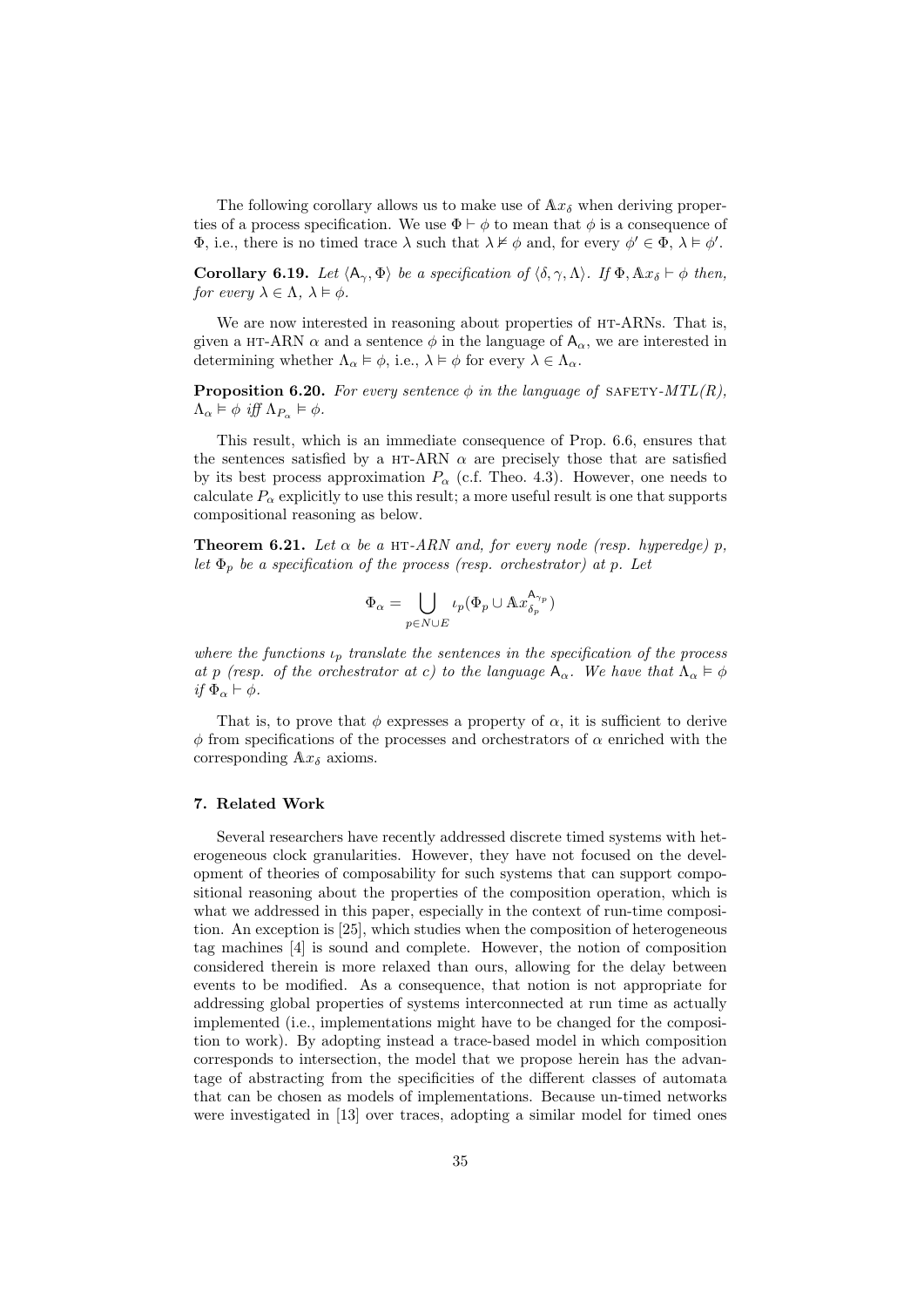The following corollary allows us to make use of $\mathbb{A}x_\delta$ when deriving properties of a process specification. We use $\Phi \vdash \phi$ to mean that $\phi$ is a consequence of $\Phi$, i.e., there is no timed trace $\lambda$ such that $\lambda \nvDash \phi$ and, for every $\phi' \in \Phi$, $\lambda \vDash \phi'$.

**Corollary 6.19.** *Let $\langle \mathsf{A}_\gamma, \Phi \rangle$ be a specification of $\langle \delta, \gamma, \Lambda \rangle$. If $\Phi, \mathbb{A}x_\delta \vdash \phi$ then, for every $\lambda \in \Lambda$, $\lambda \vDash \phi$.*

We are now interested in reasoning about properties of HT-ARNs. That is, given a HT-ARN $\alpha$ and a sentence $\phi$ in the language of $\mathsf{A}_\alpha$, we are interested in determining whether $\Lambda_\alpha \vDash \phi$, i.e., $\lambda \vDash \phi$ for every $\lambda \in \Lambda_\alpha$.

**Proposition 6.20.** *For every sentence $\phi$ in the language of SAFETY-MTL(R), $\Lambda_\alpha \vDash \phi$ iff $\Lambda_{P_\alpha} \vDash \phi$.*

This result, which is an immediate consequence of Prop. 6.6, ensures that the sentences satisfied by a HT-ARN $\alpha$ are precisely those that are satisfied by its best process approximation $P_\alpha$ (c.f. Theo. 4.3). However, one needs to calculate $P_\alpha$ explicitly to use this result; a more useful result is one that supports compositional reasoning as below.

**Theorem 6.21.** *Let $\alpha$ be a HT-ARN and, for every node (resp. hyperedge) $p$, let $\Phi_p$ be a specification of the process (resp. orchestrator) at $p$. Let*

$$\Phi_\alpha = \bigcup_{p \in N \cup E} \iota_p(\Phi_p \cup \mathbb{A}x_{\delta_p}^{\mathsf{A}_{\gamma_p}})$$

*where the functions $\iota_p$ translate the sentences in the specification of the process at $p$ (resp. of the orchestrator at $c$) to the language $\mathsf{A}_\alpha$. We have that $\Lambda_\alpha \vDash \phi$ if $\Phi_\alpha \vdash \phi$.*

That is, to prove that $\phi$ expresses a property of $\alpha$, it is sufficient to derive $\phi$ from specifications of the processes and orchestrators of $\alpha$ enriched with the corresponding $\mathbb{A}x_\delta$ axioms.

## 7. Related Work

Several researchers have recently addressed discrete timed systems with heterogeneous clock granularities. However, they have not focused on the development of theories of composability for such systems that can support compositional reasoning about the properties of the composition operation, which is what we addressed in this paper, especially in the context of run-time composition. An exception is [25], which studies when the composition of heterogeneous tag machines [4] is sound and complete. However, the notion of composition considered therein is more relaxed than ours, allowing for the delay between events to be modified. As a consequence, that notion is not appropriate for addressing global properties of systems interconnected at run time as actually implemented (i.e., implementations might have to be changed for the composition to work). By adopting instead a trace-based model in which composition corresponds to intersection, the model that we propose herein has the advantage of abstracting from the specificities of the different classes of automata that can be chosen as models of implementations. Because un-timed networks were investigated in [13] over traces, adopting a similar model for timed ones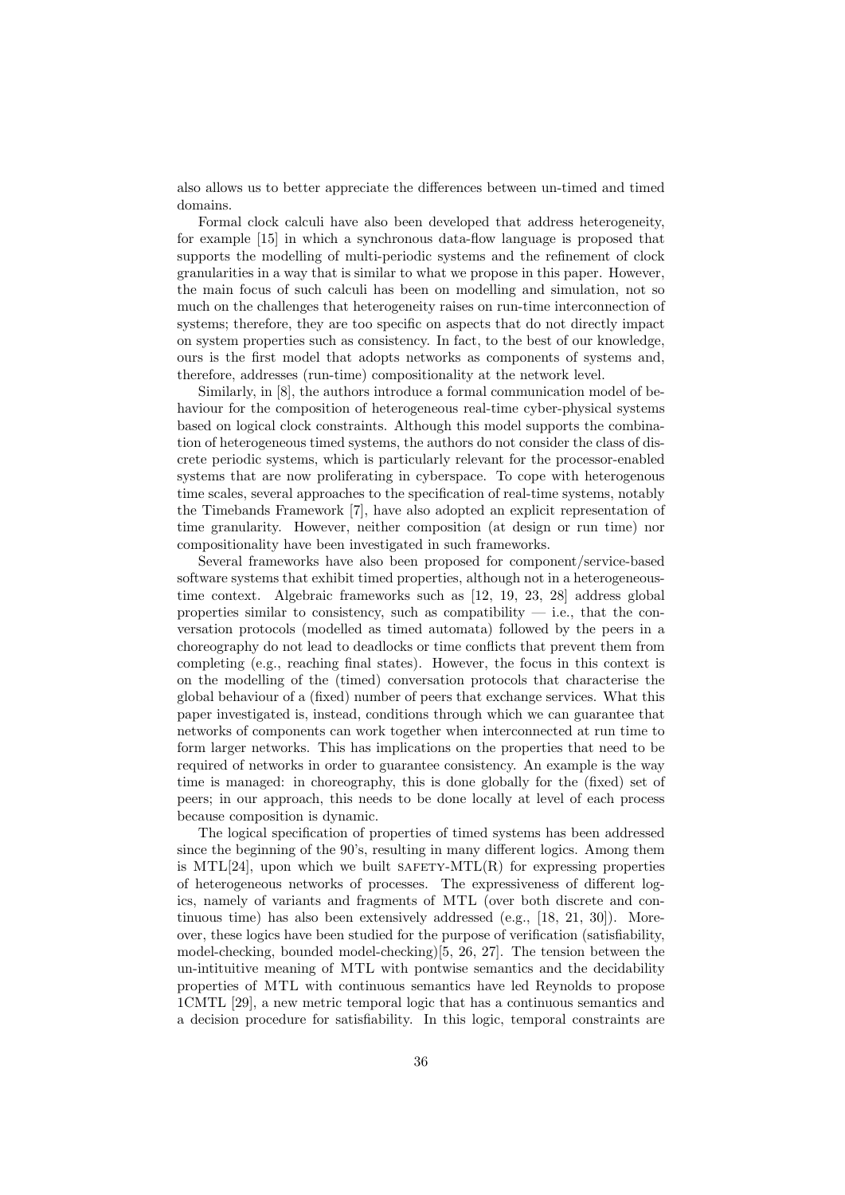also allows us to better appreciate the differences between un-timed and timed domains.

Formal clock calculi have also been developed that address heterogeneity, for example [15] in which a synchronous data-flow language is proposed that supports the modelling of multi-periodic systems and the refinement of clock granularities in a way that is similar to what we propose in this paper. However, the main focus of such calculi has been on modelling and simulation, not so much on the challenges that heterogeneity raises on run-time interconnection of systems; therefore, they are too specific on aspects that do not directly impact on system properties such as consistency. In fact, to the best of our knowledge, ours is the first model that adopts networks as components of systems and, therefore, addresses (run-time) compositionality at the network level.

Similarly, in [8], the authors introduce a formal communication model of behaviour for the composition of heterogeneous real-time cyber-physical systems based on logical clock constraints. Although this model supports the combination of heterogeneous timed systems, the authors do not consider the class of discrete periodic systems, which is particularly relevant for the processor-enabled systems that are now proliferating in cyberspace. To cope with heterogenous time scales, several approaches to the specification of real-time systems, notably the Timebands Framework [7], have also adopted an explicit representation of time granularity. However, neither composition (at design or run time) nor compositionality have been investigated in such frameworks.

Several frameworks have also been proposed for component/service-based software systems that exhibit timed properties, although not in a heterogeneous-time context. Algebraic frameworks such as [12, 19, 23, 28] address global properties similar to consistency, such as compatibility — i.e., that the conversation protocols (modelled as timed automata) followed by the peers in a choreography do not lead to deadlocks or time conflicts that prevent them from completing (e.g., reaching final states). However, the focus in this context is on the modelling of the (timed) conversation protocols that characterise the global behaviour of a (fixed) number of peers that exchange services. What this paper investigated is, instead, conditions through which we can guarantee that networks of components can work together when interconnected at run time to form larger networks. This has implications on the properties that need to be required of networks in order to guarantee consistency. An example is the way time is managed: in choreography, this is done globally for the (fixed) set of peers; in our approach, this needs to be done locally at level of each process because composition is dynamic.

The logical specification of properties of timed systems has been addressed since the beginning of the 90's, resulting in many different logics. Among them is MTL[24], upon which we built SAFETY-MTL(R) for expressing properties of heterogeneous networks of processes. The expressiveness of different logics, namely of variants and fragments of MTL (over both discrete and continuous time) has also been extensively addressed (e.g., [18, 21, 30]). Moreover, these logics have been studied for the purpose of verification (satisfiability, model-checking, bounded model-checking)[5, 26, 27]. The tension between the un-intituitive meaning of MTL with pontwise semantics and the decidability properties of MTL with continuous semantics have led Reynolds to propose 1CMTL [29], a new metric temporal logic that has a continuous semantics and a decision procedure for satisfiability. In this logic, temporal constraints are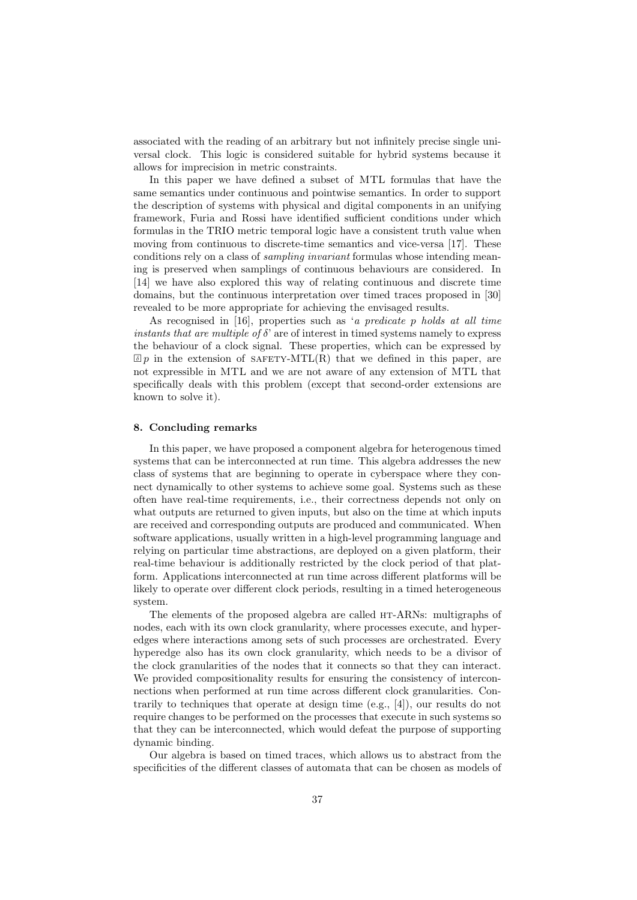associated with the reading of an arbitrary but not infinitely precise single universal clock. This logic is considered suitable for hybrid systems because it allows for imprecision in metric constraints.

In this paper we have defined a subset of MTL formulas that have the same semantics under continuous and pointwise semantics. In order to support the description of systems with physical and digital components in an unifying framework, Furia and Rossi have identified sufficient conditions under which formulas in the TRIO metric temporal logic have a consistent truth value when moving from continuous to discrete-time semantics and vice-versa [17]. These conditions rely on a class of *sampling invariant* formulas whose intending meaning is preserved when samplings of continuous behaviours are considered. In [14] we have also explored this way of relating continuous and discrete time domains, but the continuous interpretation over timed traces proposed in [30] revealed to be more appropriate for achieving the envisaged results.

As recognised in [16], properties such as '*a predicate p holds at all time instants that are multiple of $\delta$*' are of interest in timed systems namely to express the behaviour of a clock signal. These properties, which can be expressed by $\boxed{\delta}\, p$ in the extension of SAFETY-MTL(R) that we defined in this paper, are not expressible in MTL and we are not aware of any extension of MTL that specifically deals with this problem (except that second-order extensions are known to solve it).

## 8. Concluding remarks

In this paper, we have proposed a component algebra for heterogenous timed systems that can be interconnected at run time. This algebra addresses the new class of systems that are beginning to operate in cyberspace where they connect dynamically to other systems to achieve some goal. Systems such as these often have real-time requirements, i.e., their correctness depends not only on what outputs are returned to given inputs, but also on the time at which inputs are received and corresponding outputs are produced and communicated. When software applications, usually written in a high-level programming language and relying on particular time abstractions, are deployed on a given platform, their real-time behaviour is additionally restricted by the clock period of that platform. Applications interconnected at run time across different platforms will be likely to operate over different clock periods, resulting in a timed heterogeneous system.

The elements of the proposed algebra are called HT-ARNs: multigraphs of nodes, each with its own clock granularity, where processes execute, and hyperedges where interactions among sets of such processes are orchestrated. Every hyperedge also has its own clock granularity, which needs to be a divisor of the clock granularities of the nodes that it connects so that they can interact. We provided compositionality results for ensuring the consistency of interconnections when performed at run time across different clock granularities. Contrarily to techniques that operate at design time (e.g., [4]), our results do not require changes to be performed on the processes that execute in such systems so that they can be interconnected, which would defeat the purpose of supporting dynamic binding.

Our algebra is based on timed traces, which allows us to abstract from the specificities of the different classes of automata that can be chosen as models of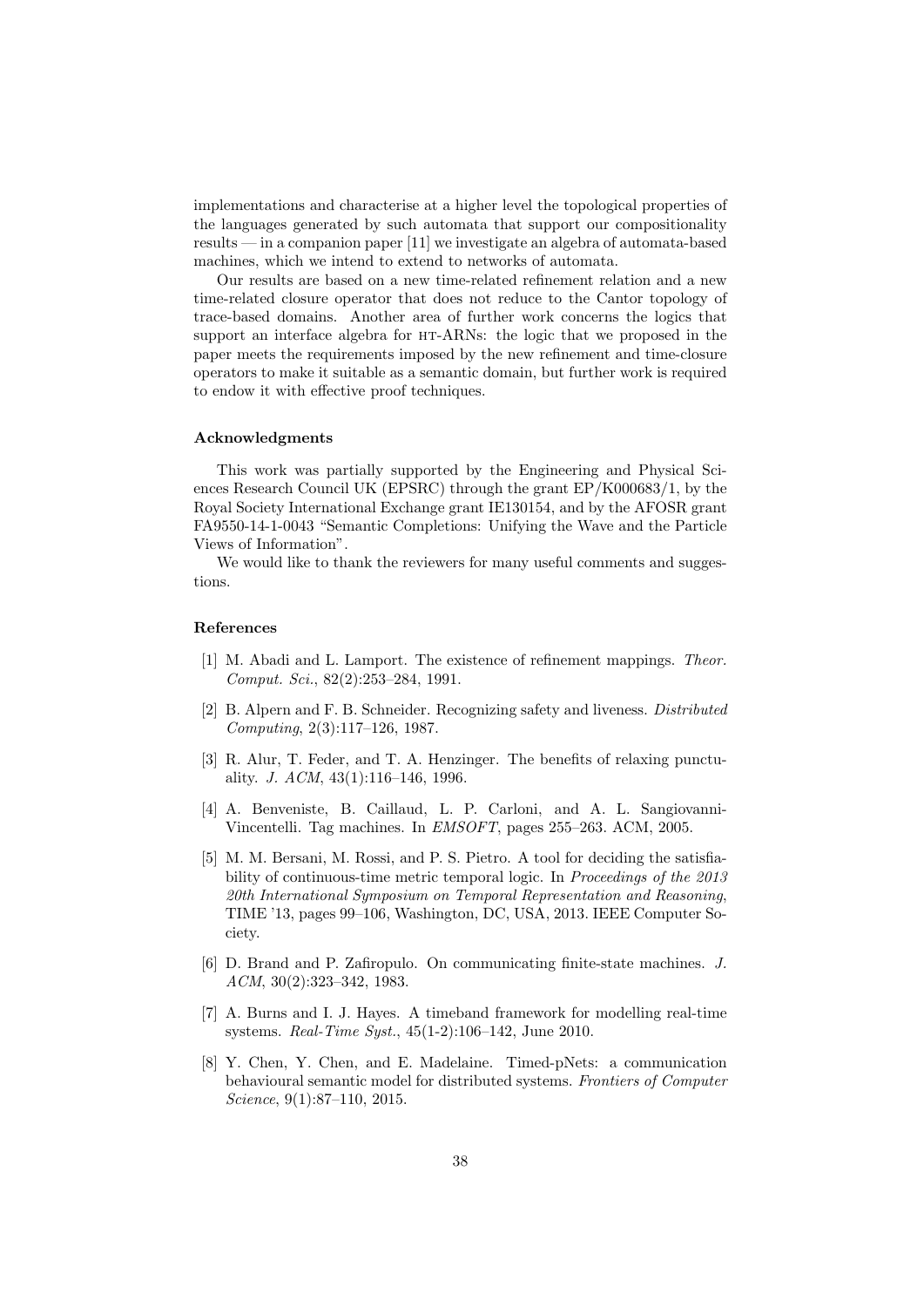implementations and characterise at a higher level the topological properties of the languages generated by such automata that support our compositionality results — in a companion paper [11] we investigate an algebra of automata-based machines, which we intend to extend to networks of automata.

Our results are based on a new time-related refinement relation and a new time-related closure operator that does not reduce to the Cantor topology of trace-based domains. Another area of further work concerns the logics that support an interface algebra for HT-ARNs: the logic that we proposed in the paper meets the requirements imposed by the new refinement and time-closure operators to make it suitable as a semantic domain, but further work is required to endow it with effective proof techniques.

### Acknowledgments

This work was partially supported by the Engineering and Physical Sciences Research Council UK (EPSRC) through the grant EP/K000683/1, by the Royal Society International Exchange grant IE130154, and by the AFOSR grant FA9550-14-1-0043 "Semantic Completions: Unifying the Wave and the Particle Views of Information".

We would like to thank the reviewers for many useful comments and suggestions.

### References

[1] M. Abadi and L. Lamport. The existence of refinement mappings. *Theor. Comput. Sci.*, 82(2):253–284, 1991.

[2] B. Alpern and F. B. Schneider. Recognizing safety and liveness. *Distributed Computing*, 2(3):117–126, 1987.

[3] R. Alur, T. Feder, and T. A. Henzinger. The benefits of relaxing punctuality. *J. ACM*, 43(1):116–146, 1996.

[4] A. Benveniste, B. Caillaud, L. P. Carloni, and A. L. Sangiovanni-Vincentelli. Tag machines. In *EMSOFT*, pages 255–263. ACM, 2005.

[5] M. M. Bersani, M. Rossi, and P. S. Pietro. A tool for deciding the satisfiability of continuous-time metric temporal logic. In *Proceedings of the 2013 20th International Symposium on Temporal Representation and Reasoning*, TIME '13, pages 99–106, Washington, DC, USA, 2013. IEEE Computer Society.

[6] D. Brand and P. Zafiropulo. On communicating finite-state machines. *J. ACM*, 30(2):323–342, 1983.

[7] A. Burns and I. J. Hayes. A timeband framework for modelling real-time systems. *Real-Time Syst.*, 45(1-2):106–142, June 2010.

[8] Y. Chen, Y. Chen, and E. Madelaine. Timed-pNets: a communication behavioural semantic model for distributed systems. *Frontiers of Computer Science*, 9(1):87–110, 2015.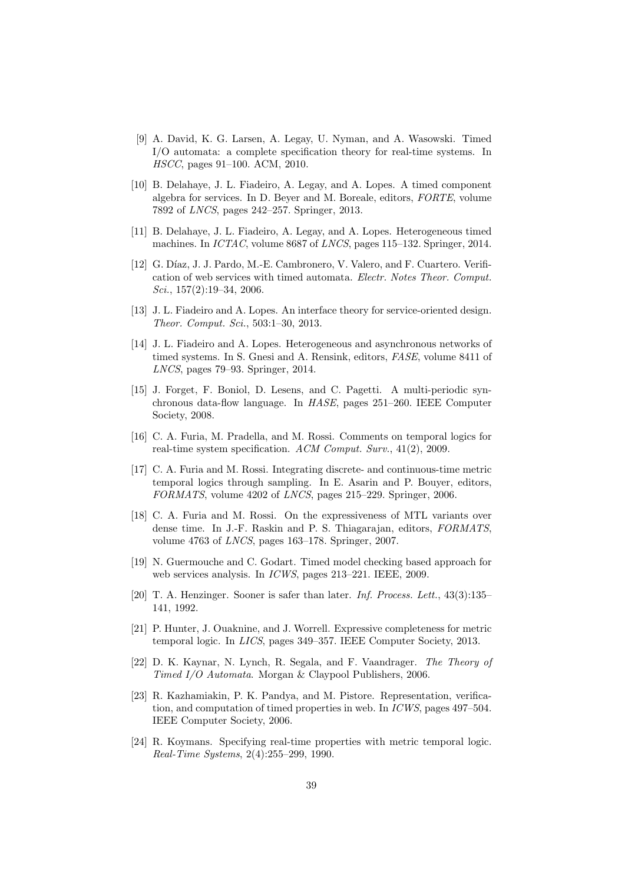[9] A. David, K. G. Larsen, A. Legay, U. Nyman, and A. Wasowski. Timed I/O automata: a complete specification theory for real-time systems. In *HSCC*, pages 91–100. ACM, 2010.

[10] B. Delahaye, J. L. Fiadeiro, A. Legay, and A. Lopes. A timed component algebra for services. In D. Beyer and M. Boreale, editors, *FORTE*, volume 7892 of *LNCS*, pages 242–257. Springer, 2013.

[11] B. Delahaye, J. L. Fiadeiro, A. Legay, and A. Lopes. Heterogeneous timed machines. In *ICTAC*, volume 8687 of *LNCS*, pages 115–132. Springer, 2014.

[12] G. Díaz, J. J. Pardo, M.-E. Cambronero, V. Valero, and F. Cuartero. Verification of web services with timed automata. *Electr. Notes Theor. Comput. Sci.*, 157(2):19–34, 2006.

[13] J. L. Fiadeiro and A. Lopes. An interface theory for service-oriented design. *Theor. Comput. Sci.*, 503:1–30, 2013.

[14] J. L. Fiadeiro and A. Lopes. Heterogeneous and asynchronous networks of timed systems. In S. Gnesi and A. Rensink, editors, *FASE*, volume 8411 of *LNCS*, pages 79–93. Springer, 2014.

[15] J. Forget, F. Boniol, D. Lesens, and C. Pagetti. A multi-periodic synchronous data-flow language. In *HASE*, pages 251–260. IEEE Computer Society, 2008.

[16] C. A. Furia, M. Pradella, and M. Rossi. Comments on temporal logics for real-time system specification. *ACM Comput. Surv.*, 41(2), 2009.

[17] C. A. Furia and M. Rossi. Integrating discrete- and continuous-time metric temporal logics through sampling. In E. Asarin and P. Bouyer, editors, *FORMATS*, volume 4202 of *LNCS*, pages 215–229. Springer, 2006.

[18] C. A. Furia and M. Rossi. On the expressiveness of MTL variants over dense time. In J.-F. Raskin and P. S. Thiagarajan, editors, *FORMATS*, volume 4763 of *LNCS*, pages 163–178. Springer, 2007.

[19] N. Guermouche and C. Godart. Timed model checking based approach for web services analysis. In *ICWS*, pages 213–221. IEEE, 2009.

[20] T. A. Henzinger. Sooner is safer than later. *Inf. Process. Lett.*, 43(3):135–141, 1992.

[21] P. Hunter, J. Ouaknine, and J. Worrell. Expressive completeness for metric temporal logic. In *LICS*, pages 349–357. IEEE Computer Society, 2013.

[22] D. K. Kaynar, N. Lynch, R. Segala, and F. Vaandrager. *The Theory of Timed I/O Automata*. Morgan & Claypool Publishers, 2006.

[23] R. Kazhamiakin, P. K. Pandya, and M. Pistore. Representation, verification, and computation of timed properties in web. In *ICWS*, pages 497–504. IEEE Computer Society, 2006.

[24] R. Koymans. Specifying real-time properties with metric temporal logic. *Real-Time Systems*, 2(4):255–299, 1990.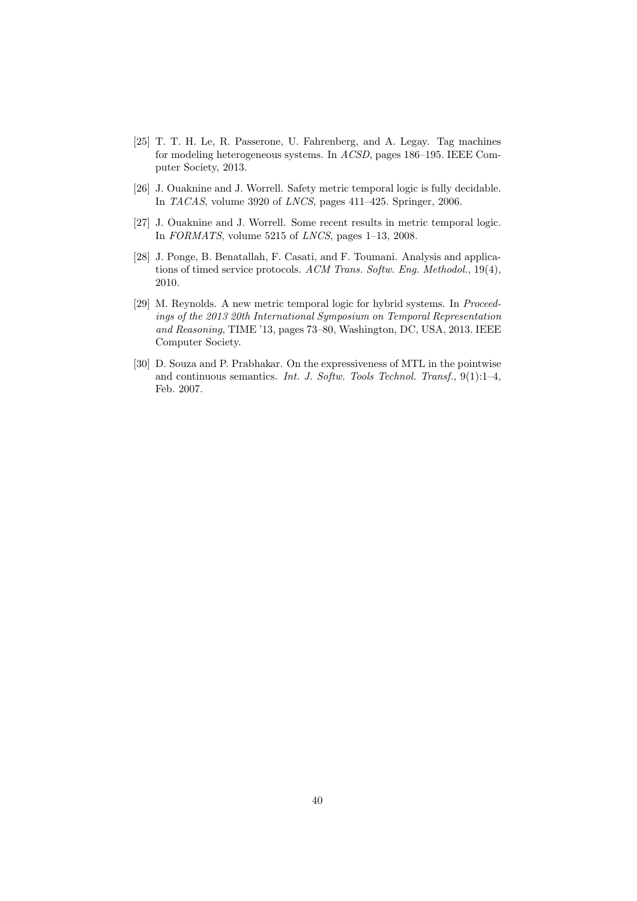[25] T. T. H. Le, R. Passerone, U. Fahrenberg, and A. Legay. Tag machines for modeling heterogeneous systems. In *ACSD*, pages 186–195. IEEE Computer Society, 2013.

[26] J. Ouaknine and J. Worrell. Safety metric temporal logic is fully decidable. In *TACAS*, volume 3920 of *LNCS*, pages 411–425. Springer, 2006.

[27] J. Ouaknine and J. Worrell. Some recent results in metric temporal logic. In *FORMATS*, volume 5215 of *LNCS*, pages 1–13, 2008.

[28] J. Ponge, B. Benatallah, F. Casati, and F. Toumani. Analysis and applications of timed service protocols. *ACM Trans. Softw. Eng. Methodol.*, 19(4), 2010.

[29] M. Reynolds. A new metric temporal logic for hybrid systems. In *Proceedings of the 2013 20th International Symposium on Temporal Representation and Reasoning*, TIME '13, pages 73–80, Washington, DC, USA, 2013. IEEE Computer Society.

[30] D. Souza and P. Prabhakar. On the expressiveness of MTL in the pointwise and continuous semantics. *Int. J. Softw. Tools Technol. Transf.*, 9(1):1–4, Feb. 2007.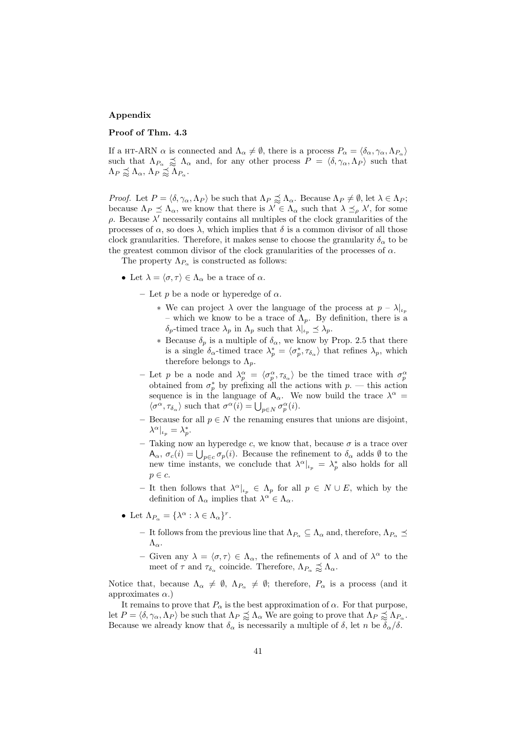## Appendix

### Proof of Thm. 4.3

If a HT-ARN $\alpha$ is connected and $\Lambda_\alpha \neq \emptyset$, there is a process $P_\alpha = \langle \delta_\alpha, \gamma_\alpha, \Lambda_{P_\alpha} \rangle$ such that $\Lambda_{P_\alpha} \precsim\!\!\approx \Lambda_\alpha$ and, for any other process $P = \langle \delta, \gamma_\alpha, \Lambda_P \rangle$ such that $\Lambda_P \precsim\!\!\approx \Lambda_\alpha$, $\Lambda_P \precsim\!\!\approx \Lambda_{P_\alpha}$.

*Proof.* Let $P = \langle \delta, \gamma_\alpha, \Lambda_P \rangle$ be such that $\Lambda_P \precsim\!\!\approx \Lambda_\alpha$. Because $\Lambda_P \neq \emptyset$, let $\lambda \in \Lambda_P$; because $\Lambda_P \preceq \Lambda_\alpha$, we know that there is $\lambda' \in \Lambda_\alpha$ such that $\lambda \preceq_\rho \lambda'$, for some $\rho$. Because $\lambda'$ necessarily contains all multiples of the clock granularities of the processes of $\alpha$, so does $\lambda$, which implies that $\delta$ is a common divisor of all those clock granularities. Therefore, it makes sense to choose the granularity $\delta_\alpha$ to be the greatest common divisor of the clock granularities of the processes of $\alpha$.

The property $\Lambda_{P_\alpha}$ is constructed as follows:

- Let $\lambda = \langle \sigma, \tau \rangle \in \Lambda_\alpha$ be a trace of $\alpha$.
  - Let $p$ be a node or hyperedge of $\alpha$.
    - We can project $\lambda$ over the language of the process at $p$ – $\lambda|_{\iota_p}$ – which we know to be a trace of $\Lambda_p$. By definition, there is a $\delta_p$-timed trace $\lambda_p$ in $\Lambda_p$ such that $\lambda|_{\iota_p} \preceq \lambda_p$.
    - Because $\delta_p$ is a multiple of $\delta_\alpha$, we know by Prop. 2.5 that there is a single $\delta_\alpha$-timed trace $\lambda_p^* = \langle \sigma_p^*, \tau_{\delta_\alpha} \rangle$ that refines $\lambda_p$, which therefore belongs to $\Lambda_p$.
  - Let $p$ be a node and $\lambda_p^\alpha = \langle \sigma_p^\alpha, \tau_{\delta_\alpha} \rangle$ be the timed trace with $\sigma_p^\alpha$ obtained from $\sigma_p^*$ by prefixing all the actions with $p$. — this action sequence is in the language of $\mathsf{A}_\alpha$. We now build the trace $\lambda^\alpha = \langle \sigma^\alpha, \tau_{\delta_\alpha} \rangle$ such that $\sigma^\alpha(i) = \bigcup_{p \in N} \sigma_p^\alpha(i)$.
  - Because for all $p \in N$ the renaming ensures that unions are disjoint, $\lambda^\alpha|_{\iota_p} = \lambda_p^*$.
  - Taking now an hyperedge $c$, we know that, because $\sigma$ is a trace over $\mathsf{A}_\alpha$, $\sigma_c(i) = \bigcup_{p \in c} \sigma_p(i)$. Because the refinement to $\delta_\alpha$ adds $\emptyset$ to the new time instants, we conclude that $\lambda^\alpha|_{\iota_p} = \lambda_p^*$ also holds for all $p \in c$.
  - It then follows that $\lambda^\alpha|_{\iota_p} \in \Lambda_p$ for all $p \in N \cup E$, which by the definition of $\Lambda_\alpha$ implies that $\lambda^\alpha \in \Lambda_\alpha$.
- Let $\Lambda_{P_\alpha} = \{\lambda^\alpha : \lambda \in \Lambda_\alpha\}^r$.
  - It follows from the previous line that $\Lambda_{P_\alpha} \subseteq \Lambda_\alpha$ and, therefore, $\Lambda_{P_\alpha} \preceq \Lambda_\alpha$.
  - Given any $\lambda = \langle \sigma, \tau \rangle \in \Lambda_\alpha$, the refinements of $\lambda$ and of $\lambda^\alpha$ to the meet of $\tau$ and $\tau_{\delta_\alpha}$ coincide. Therefore, $\Lambda_{P_\alpha} \precsim\!\!\approx \Lambda_\alpha$.

Notice that, because $\Lambda_\alpha \neq \emptyset$, $\Lambda_{P_\alpha} \neq \emptyset$; therefore, $P_\alpha$ is a process (and it approximates $\alpha$.)

It remains to prove that $P_\alpha$ is the best approximation of $\alpha$. For that purpose, let $P = \langle \delta, \gamma_\alpha, \Lambda_P \rangle$ be such that $\Lambda_P \precsim\!\!\approx \Lambda_\alpha$ We are going to prove that $\Lambda_P \precsim\!\!\approx \Lambda_{P_\alpha}$. Because we already know that $\delta_\alpha$ is necessarily a multiple of $\delta$, let $n$ be $\delta_\alpha/\delta$.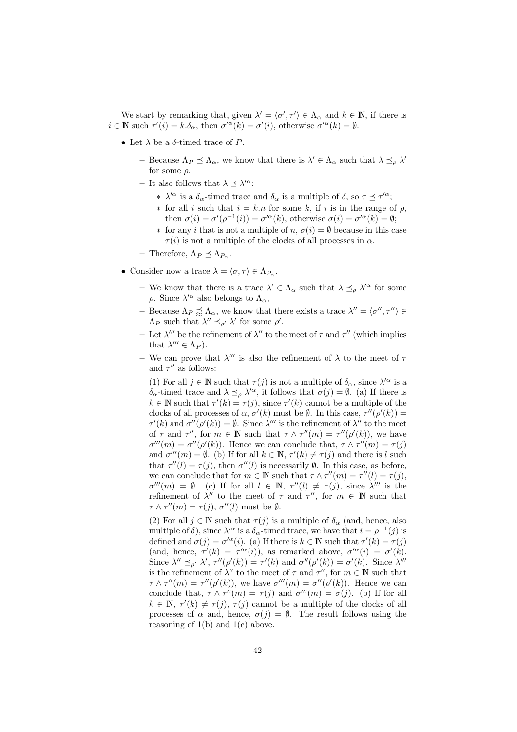We start by remarking that, given $\lambda' = \langle \sigma', \tau' \rangle \in \Lambda_\alpha$ and $k \in \mathbb{N}$, if there is $i \in \mathbb{N}$ such $\tau'(i) = k.\delta_\alpha$, then $\sigma'^\alpha(k) = \sigma'(i)$, otherwise $\sigma'^\alpha(k) = \emptyset$.

- Let $\lambda$ be a $\delta$-timed trace of $P$.
  - Because $\Lambda_P \preceq \Lambda_\alpha$, we know that there is $\lambda' \in \Lambda_\alpha$ such that $\lambda \preceq_\rho \lambda'$ for some $\rho$.
  - It also follows that $\lambda \preceq \lambda'^\alpha$:
    - $\lambda'^\alpha$ is a $\delta_\alpha$-timed trace and $\delta_\alpha$ is a multiple of $\delta$, so $\tau \preceq \tau'^\alpha$;
    - for all $i$ such that $i = k.n$ for some $k$, if $i$ is in the range of $\rho$, then $\sigma(i) = \sigma'(\rho^{-1}(i)) = \sigma'^\alpha(k)$, otherwise $\sigma(i) = \sigma'^\alpha(k) = \emptyset$;
    - for any $i$ that is not a multiple of $n$, $\sigma(i) = \emptyset$ because in this case $\tau(i)$ is not a multiple of the clocks of all processes in $\alpha$.
  - Therefore, $\Lambda_P \preceq \Lambda_{P_\alpha}$.
- Consider now a trace $\lambda = \langle \sigma, \tau \rangle \in \Lambda_{P_\alpha}$.
  - We know that there is a trace $\lambda' \in \Lambda_\alpha$ such that $\lambda \preceq_\rho \lambda'^\alpha$ for some $\rho$. Since $\lambda'^\alpha$ also belongs to $\Lambda_\alpha$,
  - Because $\Lambda_P \precsim \Lambda_\alpha$, we know that there exists a trace $\lambda'' = \langle \sigma'', \tau'' \rangle \in \Lambda_P$ such that $\lambda'' \preceq_{\rho'} \lambda'$ for some $\rho'$.
  - Let $\lambda'''$ be the refinement of $\lambda''$ to the meet of $\tau$ and $\tau''$ (which implies that $\lambda''' \in \Lambda_P$).
  - We can prove that $\lambda'''$ is also the refinement of $\lambda$ to the meet of $\tau$ and $\tau''$ as follows:

    (1) For all $j \in \mathbb{N}$ such that $\tau(j)$ is not a multiple of $\delta_\alpha$, since $\lambda'^\alpha$ is a $\delta_\alpha$-timed trace and $\lambda \preceq_\rho \lambda'^\alpha$, it follows that $\sigma(j) = \emptyset$. (a) If there is $k \in \mathbb{N}$ such that $\tau'(k) = \tau(j)$, since $\tau'(k)$ cannot be a multiple of the clocks of all processes of $\alpha$, $\sigma'(k)$ must be $\emptyset$. In this case, $\tau''(\rho'(k)) = \tau'(k)$ and $\sigma''(\rho'(k)) = \emptyset$. Since $\lambda'''$ is the refinement of $\lambda''$ to the meet of $\tau$ and $\tau''$, for $m \in \mathbb{N}$ such that $\tau \wedge \tau''(m) = \tau''(\rho'(k))$, we have $\sigma'''(m) = \sigma''(\rho'(k))$. Hence we can conclude that, $\tau \wedge \tau''(m) = \tau(j)$ and $\sigma'''(m) = \emptyset$. (b) If for all $k \in \mathbb{N}$, $\tau'(k) \neq \tau(j)$ and there is $l$ such that $\tau''(l) = \tau(j)$, then $\sigma''(l)$ is necessarily $\emptyset$. In this case, as before, we can conclude that for $m \in \mathbb{N}$ such that $\tau \wedge \tau''(m) = \tau''(l) = \tau(j)$, $\sigma'''(m) = \emptyset$. (c) If for all $l \in \mathbb{N}$, $\tau''(l) \neq \tau(j)$, since $\lambda'''$ is the refinement of $\lambda''$ to the meet of $\tau$ and $\tau''$, for $m \in \mathbb{N}$ such that $\tau \wedge \tau''(m) = \tau(j)$, $\sigma''(l)$ must be $\emptyset$.

    (2) For all $j \in \mathbb{N}$ such that $\tau(j)$ is a multiple of $\delta_\alpha$ (and, hence, also multiple of $\delta$), since $\lambda'^\alpha$ is a $\delta_\alpha$-timed trace, we have that $i = \rho^{-1}(j)$ is defined and $\sigma(j) = \sigma'^\alpha(i)$. (a) If there is $k \in \mathbb{N}$ such that $\tau'(k) = \tau(j)$ (and, hence, $\tau'(k) = \tau'^\alpha(i)$), as remarked above, $\sigma'^\alpha(i) = \sigma'(k)$. Since $\lambda'' \preceq_{\rho'} \lambda'$, $\tau''(\rho'(k)) = \tau'(k)$ and $\sigma''(\rho'(k)) = \sigma'(k)$. Since $\lambda'''$ is the refinement of $\lambda''$ to the meet of $\tau$ and $\tau''$, for $m \in \mathbb{N}$ such that $\tau \wedge \tau''(m) = \tau''(\rho'(k))$, we have $\sigma'''(m) = \sigma''(\rho'(k))$. Hence we can conclude that, $\tau \wedge \tau''(m) = \tau(j)$ and $\sigma'''(m) = \sigma(j)$. (b) If for all $k \in \mathbb{N}$, $\tau'(k) \neq \tau(j)$, $\tau(j)$ cannot be a multiple of the clocks of all processes of $\alpha$ and, hence, $\sigma(j) = \emptyset$. The result follows using the reasoning of 1(b) and 1(c) above.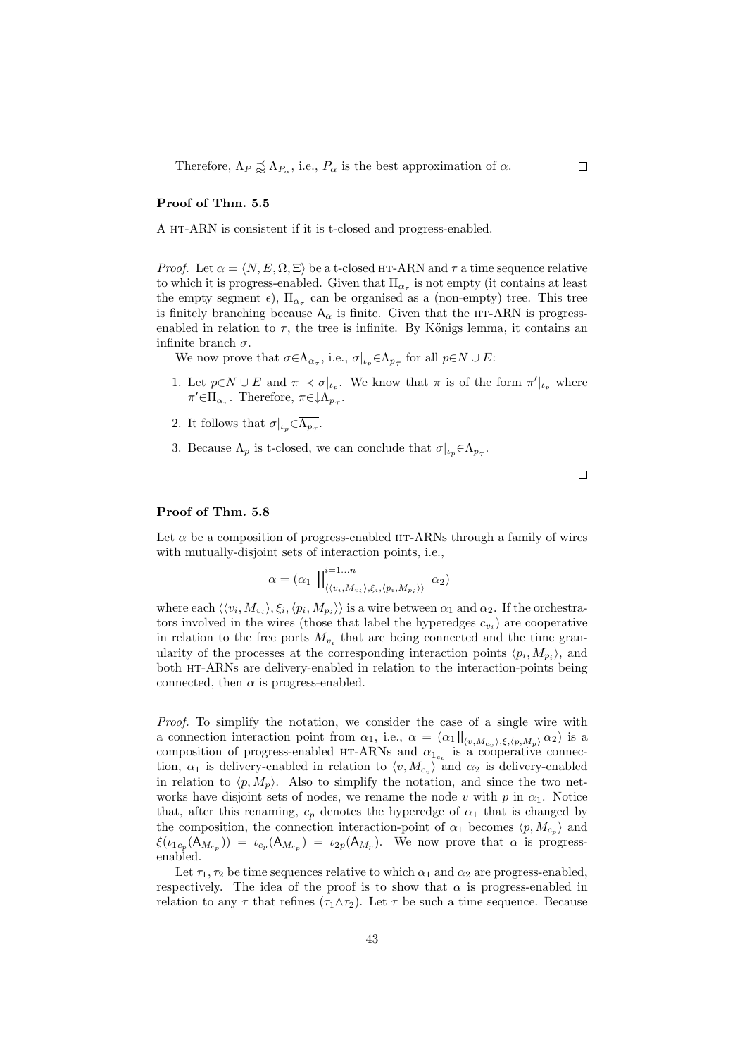Therefore, $\Lambda_P \precsim_{\approx} \Lambda_{P_\alpha}$, i.e., $P_\alpha$ is the best approximation of $\alpha$. $\square$

### Proof of Thm. 5.5

A HT-ARN is consistent if it is t-closed and progress-enabled.

*Proof.* Let $\alpha = \langle N, E, \Omega, \Xi \rangle$ be a t-closed HT-ARN and $\tau$ a time sequence relative to which it is progress-enabled. Given that $\Pi_{\alpha_\tau}$ is not empty (it contains at least the empty segment $\epsilon$), $\Pi_{\alpha_\tau}$ can be organised as a (non-empty) tree. This tree is finitely branching because $\mathsf{A}_\alpha$ is finite. Given that the HT-ARN is progress-enabled in relation to $\tau$, the tree is infinite. By Kőnigs lemma, it contains an infinite branch $\sigma$.

We now prove that $\sigma \in \Lambda_{\alpha_\tau}$, i.e., $\sigma|_{\iota_p} \in \Lambda_{p_\tau}$ for all $p \in N \cup E$:

1. Let $p \in N \cup E$ and $\pi \prec \sigma|_{\iota_p}$. We know that $\pi$ is of the form $\pi'|_{\iota_p}$ where $\pi' \in \Pi_{\alpha_\tau}$. Therefore, $\pi \in \downarrow\Lambda_{p_\tau}$.
2. It follows that $\sigma|_{\iota_p} \in \overline{\Lambda_{p_\tau}}$.
3. Because $\Lambda_p$ is t-closed, we can conclude that $\sigma|_{\iota_p} \in \Lambda_{p_\tau}$.

$\square$

### Proof of Thm. 5.8

Let $\alpha$ be a composition of progress-enabled HT-ARNs through a family of wires with mutually-disjoint sets of interaction points, i.e.,

$$\alpha = (\alpha_1 \, \|^{i=1\ldots n}_{\langle\langle v_i, M_{v_i}\rangle, \xi_i, \langle p_i, M_{p_i}\rangle\rangle} \, \alpha_2)$$

where each $\langle\langle v_i, M_{v_i}\rangle, \xi_i, \langle p_i, M_{p_i}\rangle\rangle$ is a wire between $\alpha_1$ and $\alpha_2$. If the orchestrators involved in the wires (those that label the hyperedges $c_{v_i}$) are cooperative in relation to the free ports $M_{v_i}$ that are being connected and the time granularity of the processes at the corresponding interaction points $\langle p_i, M_{p_i}\rangle$, and both HT-ARNs are delivery-enabled in relation to the interaction-points being connected, then $\alpha$ is progress-enabled.

*Proof.* To simplify the notation, we consider the case of a single wire with a connection interaction point from $\alpha_1$, i.e., $\alpha = (\alpha_1 \|_{\langle v, M_{c_v}\rangle, \xi, \langle p, M_p\rangle} \alpha_2)$ is a composition of progress-enabled HT-ARNs and $\alpha_{1_{c_v}}$ is a cooperative connection, $\alpha_1$ is delivery-enabled in relation to $\langle v, M_{c_v}\rangle$ and $\alpha_2$ is delivery-enabled in relation to $\langle p, M_p\rangle$. Also to simplify the notation, and since the two networks have disjoint sets of nodes, we rename the node $v$ with $p$ in $\alpha_1$. Notice that, after this renaming, $c_p$ denotes the hyperedge of $\alpha_1$ that is changed by the composition, the connection interaction-point of $\alpha_1$ becomes $\langle p, M_{c_p}\rangle$ and $\xi(\iota_{1c_p}(\mathsf{A}_{M_{c_p}})) = \iota_{c_p}(\mathsf{A}_{M_{c_p}}) = \iota_{2p}(\mathsf{A}_{M_p})$. We now prove that $\alpha$ is progress-enabled.

Let $\tau_1, \tau_2$ be time sequences relative to which $\alpha_1$ and $\alpha_2$ are progress-enabled, respectively. The idea of the proof is to show that $\alpha$ is progress-enabled in relation to any $\tau$ that refines $(\tau_1 \wedge \tau_2)$. Let $\tau$ be such a time sequence. Because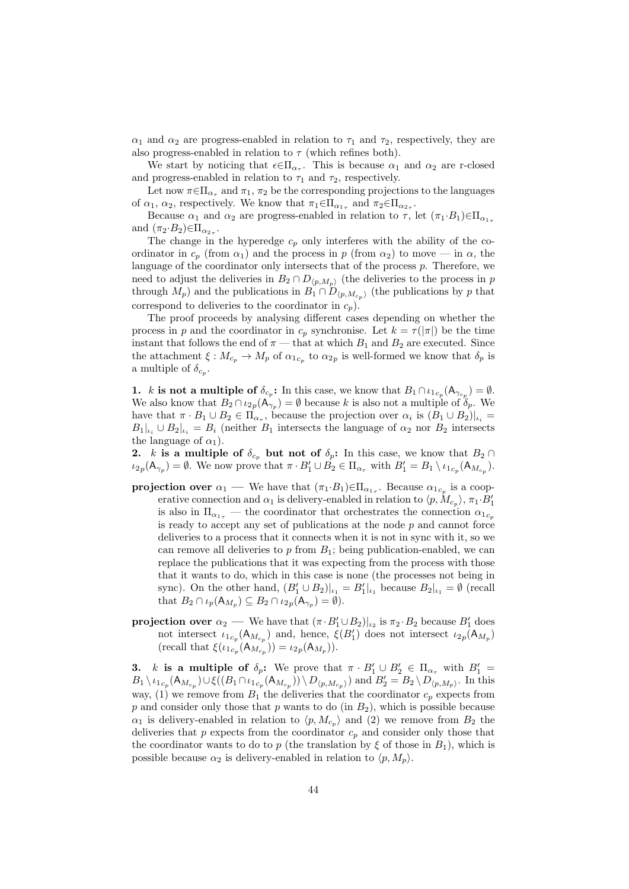$\alpha_1$ and $\alpha_2$ are progress-enabled in relation to $\tau_1$ and $\tau_2$, respectively, they are also progress-enabled in relation to $\tau$ (which refines both).

We start by noticing that $\epsilon\in\Pi_{\alpha_\tau}$. This is because $\alpha_1$ and $\alpha_2$ are r-closed and progress-enabled in relation to $\tau_1$ and $\tau_2$, respectively.

Let now $\pi\in\Pi_{\alpha_\tau}$ and $\pi_1$, $\pi_2$ be the corresponding projections to the languages of $\alpha_1$, $\alpha_2$, respectively. We know that $\pi_1\in\Pi_{\alpha_{1\tau}}$ and $\pi_2\in\Pi_{\alpha_{2\tau}}$.

Because $\alpha_1$ and $\alpha_2$ are progress-enabled in relation to $\tau$, let $(\pi_1{\cdot}B_1)\in\Pi_{\alpha_{1\tau}}$ and $(\pi_2{\cdot}B_2)\in\Pi_{\alpha_{2\tau}}$.

The change in the hyperedge $c_p$ only interferes with the ability of the coordinator in $c_p$ (from $\alpha_1$) and the process in $p$ (from $\alpha_2$) to move — in $\alpha$, the language of the coordinator only intersects that of the process $p$. Therefore, we need to adjust the deliveries in $B_2 \cap D_{\langle p,M_p\rangle}$ (the deliveries to the process in $p$ through $M_p$) and the publications in $B_1 \cap D_{\langle p,M_{c_p}\rangle}$ (the publications by $p$ that correspond to deliveries to the coordinator in $c_p$).

The proof proceeds by analysing different cases depending on whether the process in $p$ and the coordinator in $c_p$ synchronise. Let $k = \tau(|\pi|)$ be the time instant that follows the end of $\pi$ — that at which $B_1$ and $B_2$ are executed. Since the attachment $\xi : M_{c_p} \to M_p$ of $\alpha_{1c_p}$ to $\alpha_{2p}$ is well-formed we know that $\delta_p$ is a multiple of $\delta_{c_p}$.

**1. $k$ is not a multiple of $\delta_{c_p}$:** In this case, we know that $B_1 \cap \iota_{1c_p}(\mathsf{A}_{\gamma_{c_p}}) = \emptyset$. We also know that $B_2 \cap \iota_{2p}(\mathsf{A}_{\gamma_p}) = \emptyset$ because $k$ is also not a multiple of $\delta_p$. We have that $\pi \cdot B_1 \cup B_2 \in \Pi_{\alpha_\tau}$, because the projection over $\alpha_i$ is $(B_1 \cup B_2)|_{\iota_i} = B_1|_{\iota_i} \cup B_2|_{\iota_i} = B_i$ (neither $B_1$ intersects the language of $\alpha_2$ nor $B_2$ intersects the language of $\alpha_1$).

**2. $k$ is a multiple of $\delta_{c_p}$ but not of $\delta_p$:** In this case, we know that $B_2 \cap \iota_{2p}(\mathsf{A}_{\gamma_p}) = \emptyset$. We now prove that $\pi \cdot B_1' \cup B_2 \in \Pi_{\alpha_\tau}$ with $B_1' = B_1 \setminus \iota_{1c_p}(\mathsf{A}_{M_{c_p}})$.

- **projection over $\alpha_1$** — We have that $(\pi_1{\cdot}B_1)\in\Pi_{\alpha_{1\tau}}$. Because $\alpha_{1c_p}$ is a cooperative connection and $\alpha_1$ is delivery-enabled in relation to $\langle p, M_{c_p}\rangle$, $\pi_1{\cdot}B_1'$ is also in $\Pi_{\alpha_{1\tau}}$ — the coordinator that orchestrates the connection $\alpha_{1c_p}$ is ready to accept any set of publications at the node $p$ and cannot force deliveries to a process that it connects when it is not in sync with it, so we can remove all deliveries to $p$ from $B_1$; being publication-enabled, we can replace the publications that it was expecting from the process with those that it wants to do, which in this case is none (the processes not being in sync). On the other hand, $(B_1' \cup B_2)|_{\iota_1} = B_1'|_{\iota_1}$ because $B_2|_{\iota_1} = \emptyset$ (recall that $B_2 \cap \iota_p(\mathsf{A}_{M_p}) \subseteq B_2 \cap \iota_{2p}(\mathsf{A}_{\gamma_p}) = \emptyset$).

- **projection over $\alpha_2$** — We have that $(\pi \cdot B_1' \cup B_2)|_{\iota_2}$ is $\pi_2 \cdot B_2$ because $B_1'$ does not intersect $\iota_{1c_p}(\mathsf{A}_{M_{c_p}})$ and, hence, $\xi(B_1')$ does not intersect $\iota_{2p}(\mathsf{A}_{M_p})$ (recall that $\xi(\iota_{1c_p}(\mathsf{A}_{M_{c_p}})) = \iota_{2p}(\mathsf{A}_{M_p})$).

**3. $k$ is a multiple of $\delta_p$:** We prove that $\pi \cdot B_1' \cup B_2' \in \Pi_{\alpha_\tau}$ with $B_1' = B_1 \setminus \iota_{1c_p}(\mathsf{A}_{M_{c_p}}) \cup \xi((B_1 \cap \iota_{1c_p}(\mathsf{A}_{M_{c_p}})) \setminus D_{\langle p,M_{c_p}\rangle})$ and $B_2' = B_2 \setminus D_{\langle p,M_p\rangle}$. In this way, (1) we remove from $B_1$ the deliveries that the coordinator $c_p$ expects from $p$ and consider only those that $p$ wants to do (in $B_2$), which is possible because $\alpha_1$ is delivery-enabled in relation to $\langle p, M_{c_p}\rangle$ and (2) we remove from $B_2$ the deliveries that $p$ expects from the coordinator $c_p$ and consider only those that the coordinator wants to do to $p$ (the translation by $\xi$ of those in $B_1$), which is possible because $\alpha_2$ is delivery-enabled in relation to $\langle p, M_p\rangle$.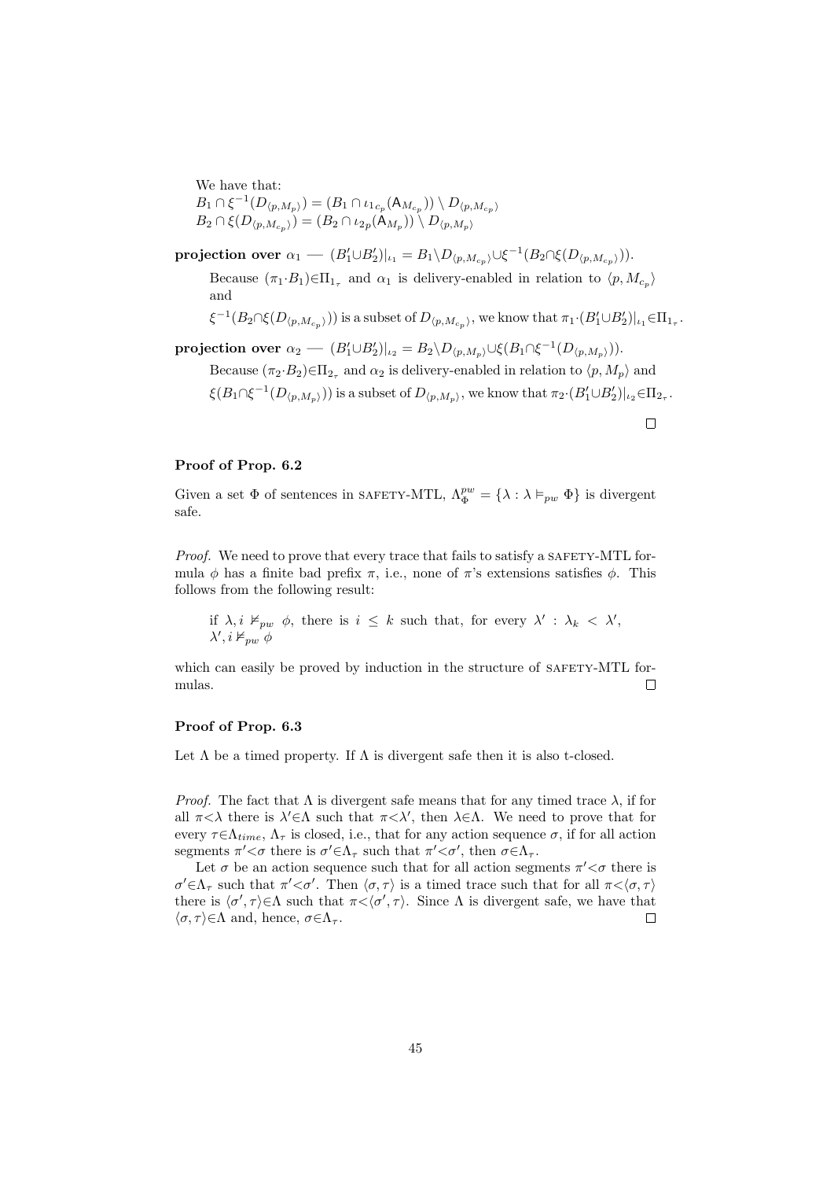We have that:
$B_1 \cap \xi^{-1}(D_{\langle p,M_p\rangle}) = (B_1 \cap \iota_{1c_p}(\mathsf{A}_{M_{c_p}})) \setminus D_{\langle p,M_{c_p}\rangle}$
$B_2 \cap \xi(D_{\langle p,M_{c_p}\rangle}) = (B_2 \cap \iota_{2p}(\mathsf{A}_{M_p})) \setminus D_{\langle p,M_p\rangle}$

**projection over** $\alpha_1$ — $(B_1' \cup B_2')|_{\iota_1} = B_1 \setminus D_{\langle p,M_{c_p}\rangle} \cup \xi^{-1}(B_2 \cap \xi(D_{\langle p,M_{c_p}\rangle}))$.

Because $(\pi_1 \cdot B_1) \in \Pi_{1_\tau}$ and $\alpha_1$ is delivery-enabled in relation to $\langle p, M_{c_p}\rangle$ and

$\xi^{-1}(B_2 \cap \xi(D_{\langle p,M_{c_p}\rangle}))$ is a subset of $D_{\langle p,M_{c_p}\rangle}$, we know that $\pi_1 \cdot (B_1' \cup B_2')|_{\iota_1} \in \Pi_{1_\tau}$.

**projection over** $\alpha_2$ — $(B_1' \cup B_2')|_{\iota_2} = B_2 \setminus D_{\langle p,M_p\rangle} \cup \xi(B_1 \cap \xi^{-1}(D_{\langle p,M_p\rangle}))$.

Because $(\pi_2 \cdot B_2) \in \Pi_{2_\tau}$ and $\alpha_2$ is delivery-enabled in relation to $\langle p, M_p\rangle$ and

$\xi(B_1 \cap \xi^{-1}(D_{\langle p,M_p\rangle}))$ is a subset of $D_{\langle p,M_p\rangle}$, we know that $\pi_2 \cdot (B_1' \cup B_2')|_{\iota_2} \in \Pi_{2_\tau}$.

□

### Proof of Prop. 6.2

Given a set $\Phi$ of sentences in SAFETY-MTL, $\Lambda_\Phi^{pw} = \{\lambda : \lambda \vDash_{pw} \Phi\}$ is divergent safe.

*Proof.* We need to prove that every trace that fails to satisfy a SAFETY-MTL formula $\phi$ has a finite bad prefix $\pi$, i.e., none of $\pi$'s extensions satisfies $\phi$. This follows from the following result:

> if $\lambda, i \nvDash_{pw} \phi$, there is $i \leq k$ such that, for every $\lambda' : \lambda_k < \lambda'$, $\lambda', i \nvDash_{pw} \phi$

which can easily be proved by induction in the structure of SAFETY-MTL formulas. □

### Proof of Prop. 6.3

Let $\Lambda$ be a timed property. If $\Lambda$ is divergent safe then it is also t-closed.

*Proof.* The fact that $\Lambda$ is divergent safe means that for any timed trace $\lambda$, if for all $\pi < \lambda$ there is $\lambda' \in \Lambda$ such that $\pi < \lambda'$, then $\lambda \in \Lambda$. We need to prove that for every $\tau \in \Lambda_{time}$, $\Lambda_\tau$ is closed, i.e., that for any action sequence $\sigma$, if for all action segments $\pi' < \sigma$ there is $\sigma' \in \Lambda_\tau$ such that $\pi' < \sigma'$, then $\sigma \in \Lambda_\tau$.

Let $\sigma$ be an action sequence such that for all action segments $\pi' < \sigma$ there is $\sigma' \in \Lambda_\tau$ such that $\pi' < \sigma'$. Then $\langle \sigma, \tau\rangle$ is a timed trace such that for all $\pi < \langle \sigma, \tau\rangle$ there is $\langle \sigma', \tau\rangle \in \Lambda$ such that $\pi < \langle \sigma', \tau\rangle$. Since $\Lambda$ is divergent safe, we have that $\langle \sigma, \tau\rangle \in \Lambda$ and, hence, $\sigma \in \Lambda_\tau$. □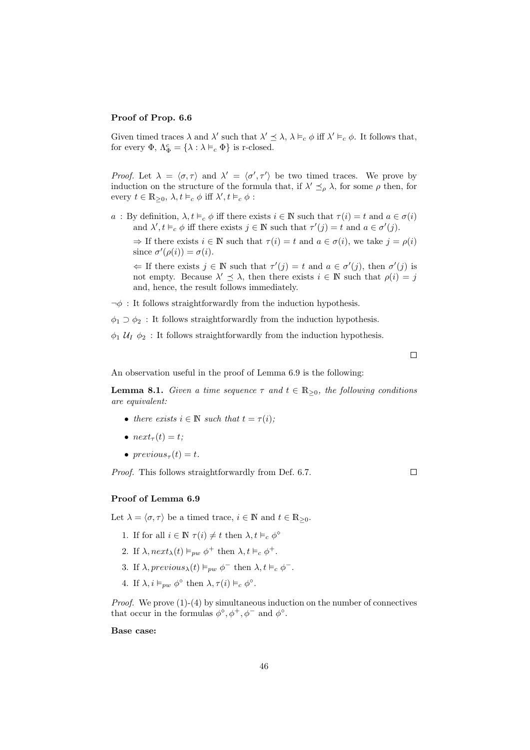**Proof of Prop. 6.6**

Given timed traces $\lambda$ and $\lambda'$ such that $\lambda' \preceq \lambda$, $\lambda \vDash_c \phi$ iff $\lambda' \vDash_c \phi$. It follows that, for every $\Phi$, $\Lambda^c_\Phi = \{\lambda : \lambda \vDash_c \Phi\}$ is r-closed.

*Proof.* Let $\lambda = \langle \sigma, \tau \rangle$ and $\lambda' = \langle \sigma', \tau' \rangle$ be two timed traces. We prove by induction on the structure of the formula that, if $\lambda' \preceq_\rho \lambda$, for some $\rho$ then, for every $t \in \mathbb{R}_{\geq 0}$, $\lambda, t \vDash_c \phi$ iff $\lambda', t \vDash_c \phi$ :

$a$ : By definition, $\lambda, t \vDash_c \phi$ iff there exists $i \in \mathbb{N}$ such that $\tau(i) = t$ and $a \in \sigma(i)$ and $\lambda', t \vDash_c \phi$ iff there exists $j \in \mathbb{N}$ such that $\tau'(j) = t$ and $a \in \sigma'(j)$.

$\Rightarrow$ If there exists $i \in \mathbb{N}$ such that $\tau(i) = t$ and $a \in \sigma(i)$, we take $j = \rho(i)$ since $\sigma'(\rho(i)) = \sigma(i)$.

$\Leftarrow$ If there exists $j \in \mathbb{N}$ such that $\tau'(j) = t$ and $a \in \sigma'(j)$, then $\sigma'(j)$ is not empty. Because $\lambda' \preceq \lambda$, then there exists $i \in \mathbb{N}$ such that $\rho(i) = j$ and, hence, the result follows immediately.

$\neg\phi$ : It follows straightforwardly from the induction hypothesis.

$\phi_1 \supset \phi_2$ : It follows straightforwardly from the induction hypothesis.

$\phi_1 \; \mathcal{U}_I \; \phi_2$ : It follows straightforwardly from the induction hypothesis.

$\square$

An observation useful in the proof of Lemma 6.9 is the following:

**Lemma 8.1.** *Given a time sequence $\tau$ and $t \in \mathbb{R}_{\geq 0}$, the following conditions are equivalent:*

- *there exists $i \in \mathbb{N}$ such that $t = \tau(i)$;*
- *$next_\tau(t) = t$;*
- *$previous_\tau(t) = t$.*

*Proof.* This follows straightforwardly from Def. 6.7. $\square$

**Proof of Lemma 6.9**

Let $\lambda = \langle \sigma, \tau \rangle$ be a timed trace, $i \in \mathbb{N}$ and $t \in \mathbb{R}_{\geq 0}$.

1. If for all $i \in \mathbb{N}$ $\tau(i) \neq t$ then $\lambda, t \vDash_c \phi^\diamond$
2. If $\lambda, next_\lambda(t) \vDash_{pw} \phi^+$ then $\lambda, t \vDash_c \phi^+$.
3. If $\lambda, previous_\lambda(t) \vDash_{pw} \phi^-$ then $\lambda, t \vDash_c \phi^-$.
4. If $\lambda, i \vDash_{pw} \phi^\circ$ then $\lambda, \tau(i) \vDash_c \phi^\circ$.

*Proof.* We prove (1)-(4) by simultaneous induction on the number of connectives that occur in the formulas $\phi^\diamond, \phi^+, \phi^-$ and $\phi^\circ$.

**Base case:**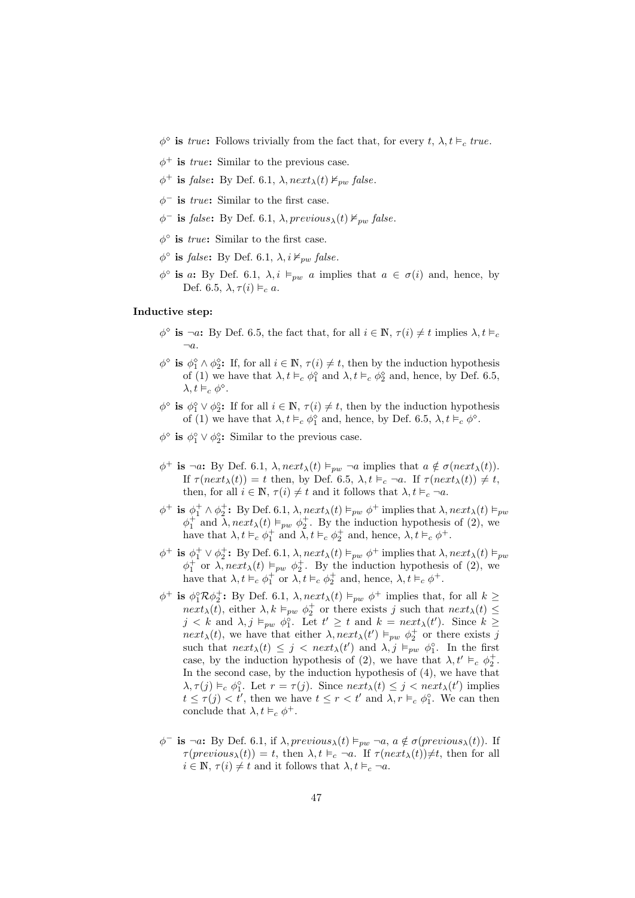- $\phi^\diamond$ **is** *true***:** Follows trivially from the fact that, for every $t$, $\lambda, t \vDash_c true$.
- $\phi^+$ **is** *true***:** Similar to the previous case.
- $\phi^+$ **is** *false***:** By Def. 6.1, $\lambda, next_\lambda(t) \nvDash_{pw} false$.
- $\phi^-$ **is** *true***:** Similar to the first case.
- $\phi^-$ **is** *false***:** By Def. 6.1, $\lambda, previous_\lambda(t) \nvDash_{pw} false$.
- $\phi^\circ$ **is** *true***:** Similar to the first case.
- $\phi^\circ$ **is** *false***:** By Def. 6.1, $\lambda, i \nvDash_{pw} false$.
- $\phi^\circ$ **is** $a$**:** By Def. 6.1, $\lambda, i \vDash_{pw} a$ implies that $a \in \sigma(i)$ and, hence, by Def. 6.5, $\lambda, \tau(i) \vDash_c a$.

**Inductive step:**

- $\phi^\diamond$ **is** $\neg a$**:** By Def. 6.5, the fact that, for all $i \in \mathbb{N}$, $\tau(i) \neq t$ implies $\lambda, t \vDash_c \neg a$.
- $\phi^\diamond$ **is** $\phi_1^\diamond \wedge \phi_2^\diamond$**:** If, for all $i \in \mathbb{N}$, $\tau(i) \neq t$, then by the induction hypothesis of (1) we have that $\lambda, t \vDash_c \phi_1^\diamond$ and $\lambda, t \vDash_c \phi_2^\diamond$ and, hence, by Def. 6.5, $\lambda, t \vDash_c \phi^\diamond$.
- $\phi^\diamond$ **is** $\phi_1^\diamond \vee \phi_2^\diamond$**:** If for all $i \in \mathbb{N}$, $\tau(i) \neq t$, then by the induction hypothesis of (1) we have that $\lambda, t \vDash_c \phi_1^\diamond$ and, hence, by Def. 6.5, $\lambda, t \vDash_c \phi^\diamond$.
- $\phi^\diamond$ **is** $\phi_1^\diamond \vee \phi_2^\diamond$**:** Similar to the previous case.

- $\phi^+$ **is** $\neg a$**:** By Def. 6.1, $\lambda, next_\lambda(t) \vDash_{pw} \neg a$ implies that $a \notin \sigma(next_\lambda(t))$. If $\tau(next_\lambda(t)) = t$ then, by Def. 6.5, $\lambda, t \vDash_c \neg a$. If $\tau(next_\lambda(t)) \neq t$, then, for all $i \in \mathbb{N}$, $\tau(i) \neq t$ and it follows that $\lambda, t \vDash_c \neg a$.
- $\phi^+$ **is** $\phi_1^+ \wedge \phi_2^+$**:** By Def. 6.1, $\lambda, next_\lambda(t) \vDash_{pw} \phi^+$ implies that $\lambda, next_\lambda(t) \vDash_{pw} \phi_1^+$ and $\lambda, next_\lambda(t) \vDash_{pw} \phi_2^+$. By the induction hypothesis of (2), we have that $\lambda, t \vDash_c \phi_1^+$ and $\lambda, t \vDash_c \phi_2^+$ and, hence, $\lambda, t \vDash_c \phi^+$.
- $\phi^+$ **is** $\phi_1^+ \vee \phi_2^+$**:** By Def. 6.1, $\lambda, next_\lambda(t) \vDash_{pw} \phi^+$ implies that $\lambda, next_\lambda(t) \vDash_{pw} \phi_1^+$ or $\lambda, next_\lambda(t) \vDash_{pw} \phi_2^+$. By the induction hypothesis of (2), we have that $\lambda, t \vDash_c \phi_1^+$ or $\lambda, t \vDash_c \phi_2^+$ and, hence, $\lambda, t \vDash_c \phi^+$.
- $\phi^+$ **is** $\phi_1^\circ \mathcal{R} \phi_2^+$**:** By Def. 6.1, $\lambda, next_\lambda(t) \vDash_{pw} \phi^+$ implies that, for all $k \geq next_\lambda(t)$, either $\lambda, k \vDash_{pw} \phi_2^+$ or there exists $j$ such that $next_\lambda(t) \leq j < k$ and $\lambda, j \vDash_{pw} \phi_1^\circ$. Let $t' \geq t$ and $k = next_\lambda(t')$. Since $k \geq next_\lambda(t)$, we have that either $\lambda, next_\lambda(t') \vDash_{pw} \phi_2^+$ or there exists $j$ such that $next_\lambda(t) \leq j < next_\lambda(t')$ and $\lambda, j \vDash_{pw} \phi_1^\circ$. In the first case, by the induction hypothesis of (2), we have that $\lambda, t' \vDash_c \phi_2^+$. In the second case, by the induction hypothesis of (4), we have that $\lambda, \tau(j) \vDash_c \phi_1^\circ$. Let $r = \tau(j)$. Since $next_\lambda(t) \leq j < next_\lambda(t')$ implies $t \leq \tau(j) < t'$, then we have $t \leq r < t'$ and $\lambda, r \vDash_c \phi_1^\circ$. We can then conclude that $\lambda, t \vDash_c \phi^+$.

- $\phi^-$ **is** $\neg a$**:** By Def. 6.1, if $\lambda, previous_\lambda(t) \vDash_{pw} \neg a$, $a \notin \sigma(previous_\lambda(t))$. If $\tau(previous_\lambda(t)) = t$, then $\lambda, t \vDash_c \neg a$. If $\tau(next_\lambda(t)) \neq t$, then for all $i \in \mathbb{N}$, $\tau(i) \neq t$ and it follows that $\lambda, t \vDash_c \neg a$.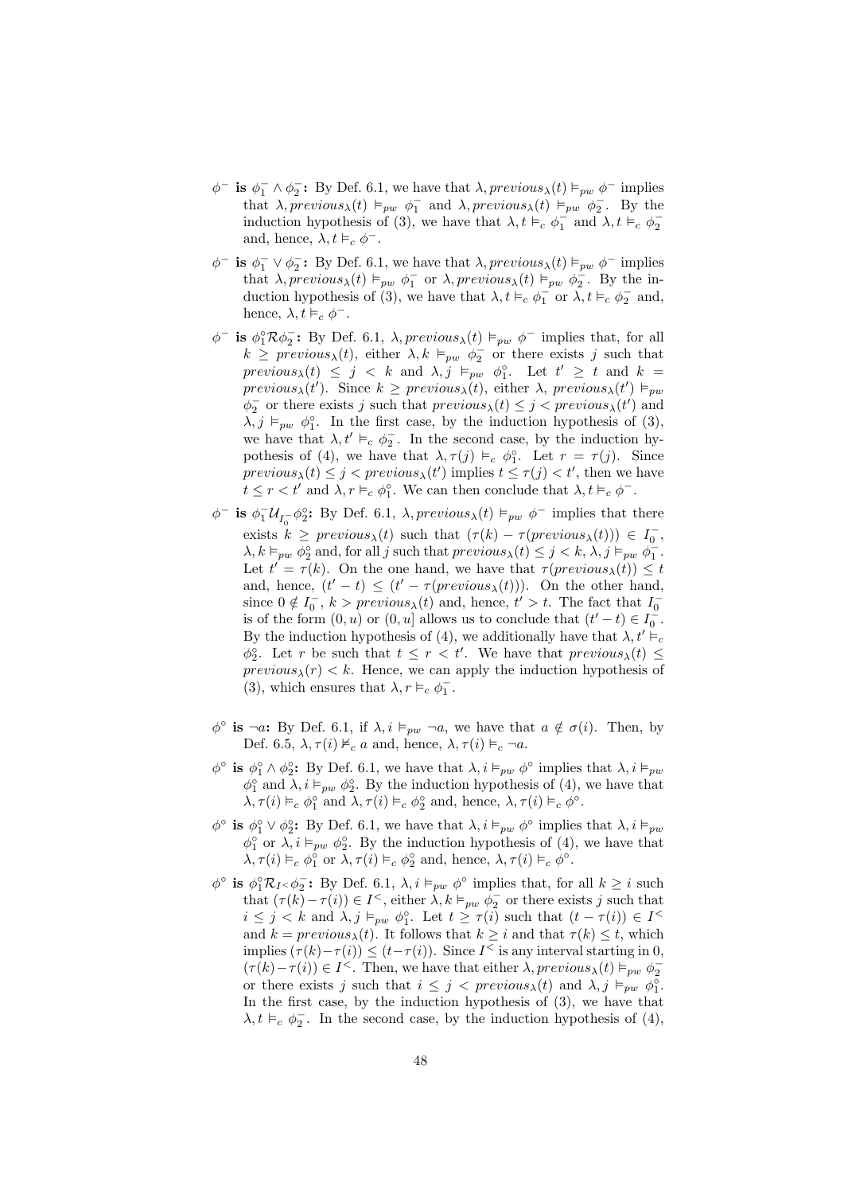- $\phi^-$ **is** $\phi_1^- \wedge \phi_2^-$**:** By Def. 6.1, we have that $\lambda, previous_\lambda(t) \vDash_{pw} \phi^-$ implies that $\lambda, previous_\lambda(t) \vDash_{pw} \phi_1^-$ and $\lambda, previous_\lambda(t) \vDash_{pw} \phi_2^-$. By the induction hypothesis of (3), we have that $\lambda, t \vDash_c \phi_1^-$ and $\lambda, t \vDash_c \phi_2^-$ and, hence, $\lambda, t \vDash_c \phi^-$.

- $\phi^-$ **is** $\phi_1^- \vee \phi_2^-$**:** By Def. 6.1, we have that $\lambda, previous_\lambda(t) \vDash_{pw} \phi^-$ implies that $\lambda, previous_\lambda(t) \vDash_{pw} \phi_1^-$ or $\lambda, previous_\lambda(t) \vDash_{pw} \phi_2^-$. By the induction hypothesis of (3), we have that $\lambda, t \vDash_c \phi_1^-$ or $\lambda, t \vDash_c \phi_2^-$ and, hence, $\lambda, t \vDash_c \phi^-$.

- $\phi^-$ **is** $\phi_1^\circ \mathcal{R} \phi_2^-$**:** By Def. 6.1, $\lambda, previous_\lambda(t) \vDash_{pw} \phi^-$ implies that, for all $k \geq previous_\lambda(t)$, either $\lambda, k \vDash_{pw} \phi_2^-$ or there exists $j$ such that $previous_\lambda(t) \leq j < k$ and $\lambda, j \vDash_{pw} \phi_1^\circ$. Let $t' \geq t$ and $k = previous_\lambda(t')$. Since $k \geq previous_\lambda(t)$, either $\lambda$, $previous_\lambda(t') \vDash_{pw} \phi_2^-$ or there exists $j$ such that $previous_\lambda(t) \leq j < previous_\lambda(t')$ and $\lambda, j \vDash_{pw} \phi_1^\circ$. In the first case, by the induction hypothesis of (3), we have that $\lambda, t' \vDash_c \phi_2^-$. In the second case, by the induction hypothesis of (4), we have that $\lambda, \tau(j) \vDash_c \phi_1^\circ$. Let $r = \tau(j)$. Since $previous_\lambda(t) \leq j < previous_\lambda(t')$ implies $t \leq \tau(j) < t'$, then we have $t \leq r < t'$ and $\lambda, r \vDash_c \phi_1^\circ$. We can then conclude that $\lambda, t \vDash_c \phi^-$.

- $\phi^-$ **is** $\phi_1^- \mathcal{U}_{I_0^-} \phi_2^\circ$**:** By Def. 6.1, $\lambda, previous_\lambda(t) \vDash_{pw} \phi^-$ implies that there exists $k \geq previous_\lambda(t)$ such that $(\tau(k) - \tau(previous_\lambda(t))) \in I_0^-$, $\lambda, k \vDash_{pw} \phi_2^\circ$ and, for all $j$ such that $previous_\lambda(t) \leq j < k$, $\lambda, j \vDash_{pw} \phi_1^-$. Let $t' = \tau(k)$. On the one hand, we have that $\tau(previous_\lambda(t)) \leq t$ and, hence, $(t' - t) \leq (t' - \tau(previous_\lambda(t)))$. On the other hand, since $0 \notin I_0^-$, $k > previous_\lambda(t)$ and, hence, $t' > t$. The fact that $I_0^-$ is of the form $(0, u)$ or $(0, u]$ allows us to conclude that $(t' - t) \in I_0^-$. By the induction hypothesis of (4), we additionally have that $\lambda, t' \vDash_c \phi_2^\circ$. Let $r$ be such that $t \leq r < t'$. We have that $previous_\lambda(t) \leq previous_\lambda(r) < k$. Hence, we can apply the induction hypothesis of (3), which ensures that $\lambda, r \vDash_c \phi_1^-$.

- $\phi^\circ$ **is** $\neg a$**:** By Def. 6.1, if $\lambda, i \vDash_{pw} \neg a$, we have that $a \notin \sigma(i)$. Then, by Def. 6.5, $\lambda, \tau(i) \nvDash_c a$ and, hence, $\lambda, \tau(i) \vDash_c \neg a$.

- $\phi^\circ$ **is** $\phi_1^\circ \wedge \phi_2^\circ$**:** By Def. 6.1, we have that $\lambda, i \vDash_{pw} \phi^\circ$ implies that $\lambda, i \vDash_{pw} \phi_1^\circ$ and $\lambda, i \vDash_{pw} \phi_2^\circ$. By the induction hypothesis of (4), we have that $\lambda, \tau(i) \vDash_c \phi_1^\circ$ and $\lambda, \tau(i) \vDash_c \phi_2^\circ$ and, hence, $\lambda, \tau(i) \vDash_c \phi^\circ$.

- $\phi^\circ$ **is** $\phi_1^\circ \vee \phi_2^\circ$**:** By Def. 6.1, we have that $\lambda, i \vDash_{pw} \phi^\circ$ implies that $\lambda, i \vDash_{pw} \phi_1^\circ$ or $\lambda, i \vDash_{pw} \phi_2^\circ$. By the induction hypothesis of (4), we have that $\lambda, \tau(i) \vDash_c \phi_1^\circ$ or $\lambda, \tau(i) \vDash_c \phi_2^\circ$ and, hence, $\lambda, \tau(i) \vDash_c \phi^\circ$.

- $\phi^\circ$ **is** $\phi_1^\circ \mathcal{R}_{I^<} \phi_2^-$**:** By Def. 6.1, $\lambda, i \vDash_{pw} \phi^\circ$ implies that, for all $k \geq i$ such that $(\tau(k) - \tau(i)) \in I^<$, either $\lambda, k \vDash_{pw} \phi_2^-$ or there exists $j$ such that $i \leq j < k$ and $\lambda, j \vDash_{pw} \phi_1^\circ$. Let $t \geq \tau(i)$ such that $(t - \tau(i)) \in I^<$ and $k = previous_\lambda(t)$. It follows that $k \geq i$ and that $\tau(k) \leq t$, which implies $(\tau(k) - \tau(i)) \leq (t - \tau(i))$. Since $I^<$ is any interval starting in 0, $(\tau(k) - \tau(i)) \in I^<$. Then, we have that either $\lambda, previous_\lambda(t) \vDash_{pw} \phi_2^-$ or there exists $j$ such that $i \leq j < previous_\lambda(t)$ and $\lambda, j \vDash_{pw} \phi_1^\circ$. In the first case, by the induction hypothesis of (3), we have that $\lambda, t \vDash_c \phi_2^-$. In the second case, by the induction hypothesis of (4),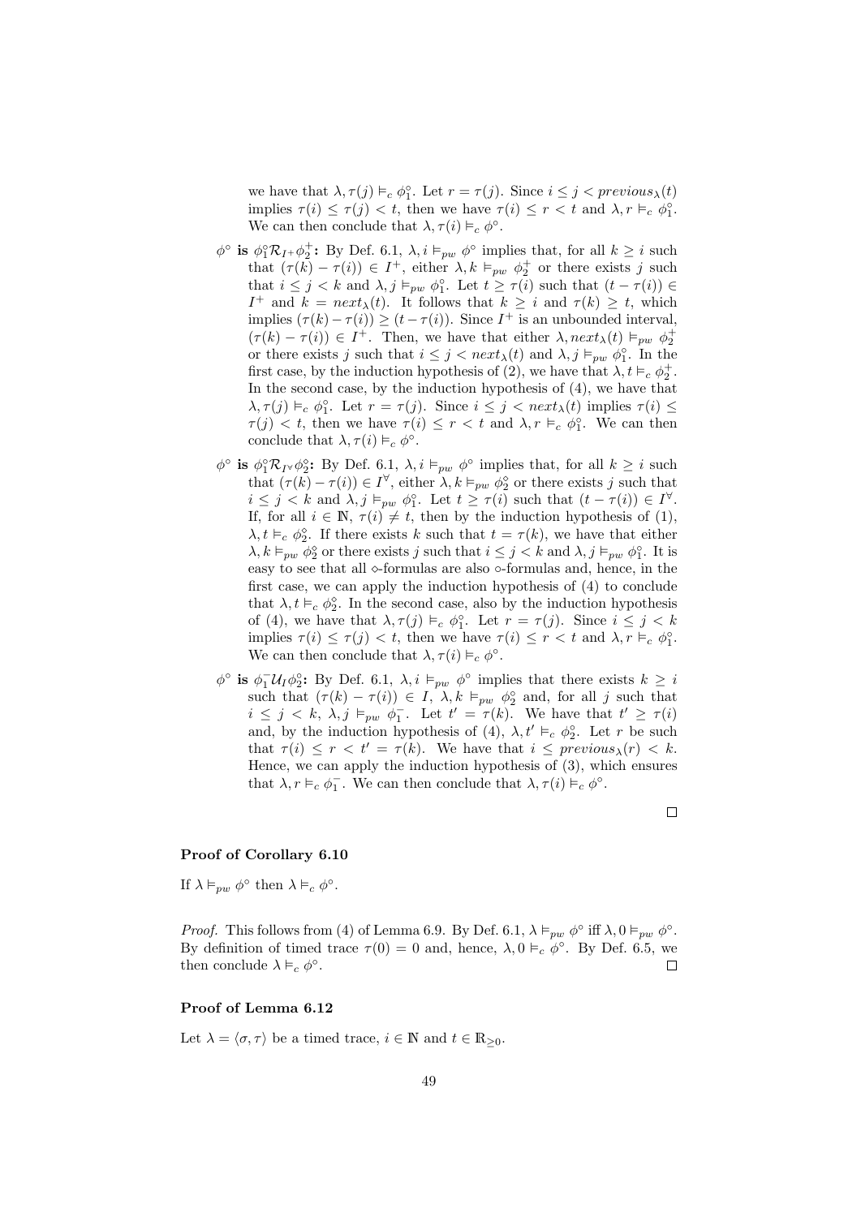we have that $\lambda, \tau(j) \vDash_c \phi_1^\circ$. Let $r = \tau(j)$. Since $i \leq j < previous_\lambda(t)$ implies $\tau(i) \leq \tau(j) < t$, then we have $\tau(i) \leq r < t$ and $\lambda, r \vDash_c \phi_1^\circ$. We can then conclude that $\lambda, \tau(i) \vDash_c \phi^\circ$.

- **$\phi^\circ$ is $\phi_1^\circ \mathcal{R}_{I^+} \phi_2^+$:** By Def. 6.1, $\lambda, i \vDash_{pw} \phi^\circ$ implies that, for all $k \geq i$ such that $(\tau(k) - \tau(i)) \in I^+$, either $\lambda, k \vDash_{pw} \phi_2^+$ or there exists $j$ such that $i \leq j < k$ and $\lambda, j \vDash_{pw} \phi_1^\circ$. Let $t \geq \tau(i)$ such that $(t - \tau(i)) \in I^+$ and $k = next_\lambda(t)$. It follows that $k \geq i$ and $\tau(k) \geq t$, which implies $(\tau(k) - \tau(i)) \geq (t - \tau(i))$. Since $I^+$ is an unbounded interval, $(\tau(k) - \tau(i)) \in I^+$. Then, we have that either $\lambda, next_\lambda(t) \vDash_{pw} \phi_2^+$ or there exists $j$ such that $i \leq j < next_\lambda(t)$ and $\lambda, j \vDash_{pw} \phi_1^\circ$. In the first case, by the induction hypothesis of (2), we have that $\lambda, t \vDash_c \phi_2^+$. In the second case, by the induction hypothesis of (4), we have that $\lambda, \tau(j) \vDash_c \phi_1^\circ$. Let $r = \tau(j)$. Since $i \leq j < next_\lambda(t)$ implies $\tau(i) \leq \tau(j) < t$, then we have $\tau(i) \leq r < t$ and $\lambda, r \vDash_c \phi_1^\circ$. We can then conclude that $\lambda, \tau(i) \vDash_c \phi^\circ$.

- **$\phi^\circ$ is $\phi_1^\circ \mathcal{R}_{I^\forall} \phi_2^\diamond$:** By Def. 6.1, $\lambda, i \vDash_{pw} \phi^\circ$ implies that, for all $k \geq i$ such that $(\tau(k) - \tau(i)) \in I^\forall$, either $\lambda, k \vDash_{pw} \phi_2^\diamond$ or there exists $j$ such that $i \leq j < k$ and $\lambda, j \vDash_{pw} \phi_1^\circ$. Let $t \geq \tau(i)$ such that $(t - \tau(i)) \in I^\forall$. If, for all $i \in \mathbb{N}$, $\tau(i) \neq t$, then by the induction hypothesis of (1), $\lambda, t \vDash_c \phi_2^\diamond$. If there exists $k$ such that $t = \tau(k)$, we have that either $\lambda, k \vDash_{pw} \phi_2^\diamond$ or there exists $j$ such that $i \leq j < k$ and $\lambda, j \vDash_{pw} \phi_1^\circ$. It is easy to see that all $\diamond$-formulas are also $\circ$-formulas and, hence, in the first case, we can apply the induction hypothesis of (4) to conclude that $\lambda, t \vDash_c \phi_2^\diamond$. In the second case, also by the induction hypothesis of (4), we have that $\lambda, \tau(j) \vDash_c \phi_1^\circ$. Let $r = \tau(j)$. Since $i \leq j < k$ implies $\tau(i) \leq \tau(j) < t$, then we have $\tau(i) \leq r < t$ and $\lambda, r \vDash_c \phi_1^\circ$. We can then conclude that $\lambda, \tau(i) \vDash_c \phi^\circ$.

- **$\phi^\circ$ is $\phi_1^- \mathcal{U}_I \phi_2^\circ$:** By Def. 6.1, $\lambda, i \vDash_{pw} \phi^\circ$ implies that there exists $k \geq i$ such that $(\tau(k) - \tau(i)) \in I$, $\lambda, k \vDash_{pw} \phi_2^\circ$ and, for all $j$ such that $i \leq j < k$, $\lambda, j \vDash_{pw} \phi_1^-$. Let $t' = \tau(k)$. We have that $t' \geq \tau(i)$ and, by the induction hypothesis of (4), $\lambda, t' \vDash_c \phi_2^\circ$. Let $r$ be such that $\tau(i) \leq r < t' = \tau(k)$. We have that $i \leq previous_\lambda(r) < k$. Hence, we can apply the induction hypothesis of (3), which ensures that $\lambda, r \vDash_c \phi_1^-$. We can then conclude that $\lambda, \tau(i) \vDash_c \phi^\circ$.

□

### Proof of Corollary 6.10

If $\lambda \vDash_{pw} \phi^\circ$ then $\lambda \vDash_c \phi^\circ$.

*Proof.* This follows from (4) of Lemma 6.9. By Def. 6.1, $\lambda \vDash_{pw} \phi^\circ$ iff $\lambda, 0 \vDash_{pw} \phi^\circ$. By definition of timed trace $\tau(0) = 0$ and, hence, $\lambda, 0 \vDash_c \phi^\circ$. By Def. 6.5, we then conclude $\lambda \vDash_c \phi^\circ$. □

### Proof of Lemma 6.12

Let $\lambda = \langle \sigma, \tau \rangle$ be a timed trace, $i \in \mathbb{N}$ and $t \in \mathbb{R}_{\geq 0}$.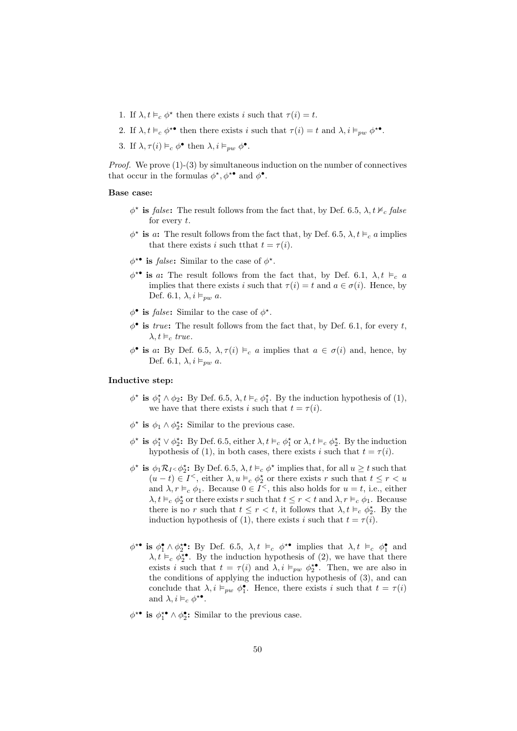1. If $\lambda, t \vDash_c \phi^\star$ then there exists $i$ such that $\tau(i) = t$.
2. If $\lambda, t \vDash_c \phi^{\star\bullet}$ then there exists $i$ such that $\tau(i) = t$ and $\lambda, i \vDash_{pw} \phi^{\star\bullet}$.
3. If $\lambda, \tau(i) \vDash_c \phi^\bullet$ then $\lambda, i \vDash_{pw} \phi^\bullet$.

*Proof.* We prove (1)-(3) by simultaneous induction on the number of connectives that occur in the formulas $\phi^\star, \phi^{\star\bullet}$ and $\phi^\bullet$.

**Base case:**

- **$\phi^\star$ is *false*:** The result follows from the fact that, by Def. 6.5, $\lambda, t \nvDash_c \mathit{false}$ for every $t$.
- **$\phi^\star$ is $a$:** The result follows from the fact that, by Def. 6.5, $\lambda, t \vDash_c a$ implies that there exists $i$ such tthat $t = \tau(i)$.
- **$\phi^{\star\bullet}$ is *false*:** Similar to the case of $\phi^\star$.
- **$\phi^{\star\bullet}$ is $a$:** The result follows from the fact that, by Def. 6.1, $\lambda, t \vDash_c a$ implies that there exists $i$ such that $\tau(i) = t$ and $a \in \sigma(i)$. Hence, by Def. 6.1, $\lambda, i \vDash_{pw} a$.
- **$\phi^\bullet$ is *false*:** Similar to the case of $\phi^\star$.
- **$\phi^\bullet$ is *true*:** The result follows from the fact that, by Def. 6.1, for every $t$, $\lambda, t \vDash_c \mathit{true}$.
- **$\phi^\bullet$ is $a$:** By Def. 6.5, $\lambda, \tau(i) \vDash_c a$ implies that $a \in \sigma(i)$ and, hence, by Def. 6.1, $\lambda, i \vDash_{pw} a$.

**Inductive step:**

- **$\phi^\star$ is $\phi_1^\star \wedge \phi_2$:** By Def. 6.5, $\lambda, t \vDash_c \phi_1^\star$. By the induction hypothesis of (1), we have that there exists $i$ such that $t = \tau(i)$.
- **$\phi^\star$ is $\phi_1 \wedge \phi_2^\star$:** Similar to the previous case.
- **$\phi^\star$ is $\phi_1^\star \vee \phi_2^\star$:** By Def. 6.5, either $\lambda, t \vDash_c \phi_1^\star$ or $\lambda, t \vDash_c \phi_2^\star$. By the induction hypothesis of (1), in both cases, there exists $i$ such that $t = \tau(i)$.
- **$\phi^\star$ is $\phi_1 \mathcal{R}_{I^<} \phi_2^\star$:** By Def. 6.5, $\lambda, t \vDash_c \phi^\star$ implies that, for all $u \geq t$ such that $(u - t) \in I^<$, either $\lambda, u \vDash_c \phi_2^\star$ or there exists $r$ such that $t \leq r < u$ and $\lambda, r \vDash_c \phi_1$. Because $0 \in I^<$, this also holds for $u = t$, i.e., either $\lambda, t \vDash_c \phi_2^\star$ or there exists $r$ such that $t \leq r < t$ and $\lambda, r \vDash_c \phi_1$. Because there is no $r$ such that $t \leq r < t$, it follows that $\lambda, t \vDash_c \phi_2^\star$. By the induction hypothesis of (1), there exists $i$ such that $t = \tau(i)$.
- **$\phi^{\star\bullet}$ is $\phi_1^\bullet \wedge \phi_2^{\star\bullet}$:** By Def. 6.5, $\lambda, t \vDash_c \phi^{\star\bullet}$ implies that $\lambda, t \vDash_c \phi_1^\bullet$ and $\lambda, t \vDash_c \phi_2^{\star\bullet}$. By the induction hypothesis of (2), we have that there exists $i$ such that $t = \tau(i)$ and $\lambda, i \vDash_{pw} \phi_2^{\star\bullet}$. Then, we are also in the conditions of applying the induction hypothesis of (3), and can conclude that $\lambda, i \vDash_{pw} \phi_1^\bullet$. Hence, there exists $i$ such that $t = \tau(i)$ and $\lambda, i \vDash_c \phi^{\star\bullet}$.
- **$\phi^{\star\bullet}$ is $\phi_1^{\star\bullet} \wedge \phi_2^\bullet$:** Similar to the previous case.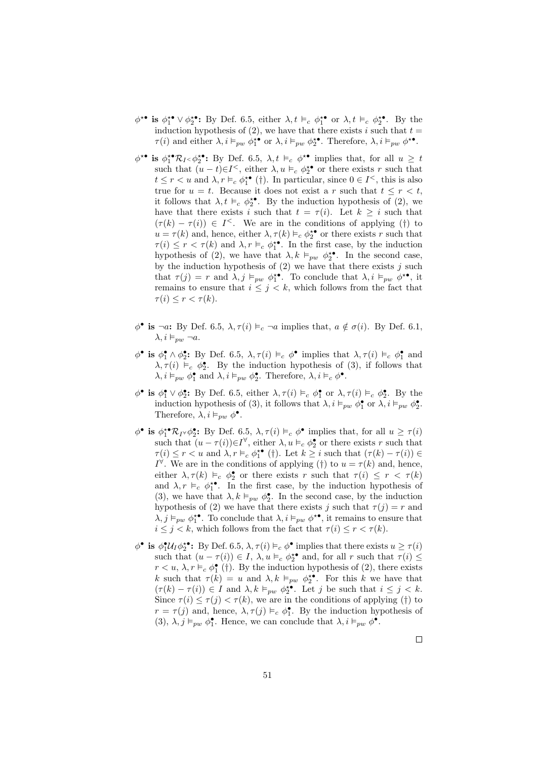- $\phi^{\star\bullet}$ **is** $\phi_1^{\star\bullet} \vee \phi_2^{\star\bullet}$**:** By Def. 6.5, either $\lambda, t \vDash_c \phi_1^{\star\bullet}$ or $\lambda, t \vDash_c \phi_2^{\star\bullet}$. By the induction hypothesis of (2), we have that there exists $i$ such that $t = \tau(i)$ and either $\lambda, i \vDash_{pw} \phi_1^{\star\bullet}$ or $\lambda, i \vDash_{pw} \phi_2^{\star\bullet}$. Therefore, $\lambda, i \vDash_{pw} \phi^{\star\bullet}$.

- $\phi^{\star\bullet}$ **is** $\phi_1^{\star\bullet} \mathcal{R}_{I^<} \phi_2^{\star\bullet}$**:** By Def. 6.5, $\lambda, t \vDash_c \phi^{\star\bullet}$ implies that, for all $u \geq t$ such that $(u - t) \in I^<$, either $\lambda, u \vDash_c \phi_2^{\star\bullet}$ or there exists $r$ such that $t \leq r < u$ and $\lambda, r \vDash_c \phi_1^{\star\bullet}$ (†). In particular, since $0 \in I^<$, this is also true for $u = t$. Because it does not exist a $r$ such that $t \leq r < t$, it follows that $\lambda, t \vDash_c \phi_2^{\star\bullet}$. By the induction hypothesis of (2), we have that there exists $i$ such that $t = \tau(i)$. Let $k \geq i$ such that $(\tau(k) - \tau(i)) \in I^<$. We are in the conditions of applying (†) to $u = \tau(k)$ and, hence, either $\lambda, \tau(k) \vDash_c \phi_2^{\star\bullet}$ or there exists $r$ such that $\tau(i) \leq r < \tau(k)$ and $\lambda, r \vDash_c \phi_1^{\star\bullet}$. In the first case, by the induction hypothesis of (2), we have that $\lambda, k \vDash_{pw} \phi_2^{\star\bullet}$. In the second case, by the induction hypothesis of (2) we have that there exists $j$ such that $\tau(j) = r$ and $\lambda, j \vDash_{pw} \phi_1^{\star\bullet}$. To conclude that $\lambda, i \vDash_{pw} \phi^{\star\bullet}$, it remains to ensure that $i \leq j < k$, which follows from the fact that $\tau(i) \leq r < \tau(k)$.

- $\phi^{\bullet}$ **is** $\neg a$**:** By Def. 6.5, $\lambda, \tau(i) \vDash_c \neg a$ implies that, $a \notin \sigma(i)$. By Def. 6.1, $\lambda, i \vDash_{pw} \neg a$.

- $\phi^{\bullet}$ **is** $\phi_1^{\bullet} \wedge \phi_2^{\bullet}$**:** By Def. 6.5, $\lambda, \tau(i) \vDash_c \phi^{\bullet}$ implies that $\lambda, \tau(i) \vDash_c \phi_1^{\bullet}$ and $\lambda, \tau(i) \vDash_c \phi_2^{\bullet}$. By the induction hypothesis of (3), if follows that $\lambda, i \vDash_{pw} \phi_1^{\bullet}$ and $\lambda, i \vDash_{pw} \phi_2^{\bullet}$. Therefore, $\lambda, i \vDash_c \phi^{\bullet}$.

- $\phi^{\bullet}$ **is** $\phi_1^{\bullet} \vee \phi_2^{\bullet}$**:** By Def. 6.5, either $\lambda, \tau(i) \vDash_c \phi_1^{\bullet}$ or $\lambda, \tau(i) \vDash_c \phi_2^{\bullet}$. By the induction hypothesis of (3), it follows that $\lambda, i \vDash_{pw} \phi_1^{\bullet}$ or $\lambda, i \vDash_{pw} \phi_2^{\bullet}$. Therefore, $\lambda, i \vDash_{pw} \phi^{\bullet}$.

- $\phi^{\bullet}$ **is** $\phi_1^{\star\bullet} \mathcal{R}_{I^\forall} \phi_2^{\bullet}$**:** By Def. 6.5, $\lambda, \tau(i) \vDash_c \phi^{\bullet}$ implies that, for all $u \geq \tau(i)$ such that $(u - \tau(i)) \in I^\forall$, either $\lambda, u \vDash_c \phi_2^{\bullet}$ or there exists $r$ such that $\tau(i) \leq r < u$ and $\lambda, r \vDash_c \phi_1^{\star\bullet}$ (†). Let $k \geq i$ such that $(\tau(k) - \tau(i)) \in I^\forall$. We are in the conditions of applying (†) to $u = \tau(k)$ and, hence, either $\lambda, \tau(k) \vDash_c \phi_2^{\bullet}$ or there exists $r$ such that $\tau(i) \leq r < \tau(k)$ and $\lambda, r \vDash_c \phi_1^{\star\bullet}$. In the first case, by the induction hypothesis of (3), we have that $\lambda, k \vDash_{pw} \phi_2^{\bullet}$. In the second case, by the induction hypothesis of (2) we have that there exists $j$ such that $\tau(j) = r$ and $\lambda, j \vDash_{pw} \phi_1^{\star\bullet}$. To conclude that $\lambda, i \vDash_{pw} \phi^{\star\bullet}$, it remains to ensure that $i \leq j < k$, which follows from the fact that $\tau(i) \leq r < \tau(k)$.

- $\phi^{\bullet}$ **is** $\phi_1^{\bullet} \mathcal{U}_I \phi_2^{\star\bullet}$**:** By Def. 6.5, $\lambda, \tau(i) \vDash_c \phi^{\bullet}$ implies that there exists $u \geq \tau(i)$ such that $(u - \tau(i)) \in I$, $\lambda, u \vDash_c \phi_2^{\star\bullet}$ and, for all $r$ such that $\tau(i) \leq r < u$, $\lambda, r \vDash_c \phi_1^{\bullet}$ (†). By the induction hypothesis of (2), there exists $k$ such that $\tau(k) = u$ and $\lambda, k \vDash_{pw} \phi_2^{\star\bullet}$. For this $k$ we have that $(\tau(k) - \tau(i)) \in I$ and $\lambda, k \vDash_{pw} \phi_2^{\star\bullet}$. Let $j$ be such that $i \leq j < k$. Since $\tau(i) \leq \tau(j) < \tau(k)$, we are in the conditions of applying (†) to $r = \tau(j)$ and, hence, $\lambda, \tau(j) \vDash_c \phi_1^{\bullet}$. By the induction hypothesis of (3), $\lambda, j \vDash_{pw} \phi_1^{\bullet}$. Hence, we can conclude that $\lambda, i \vDash_{pw} \phi^{\bullet}$.

□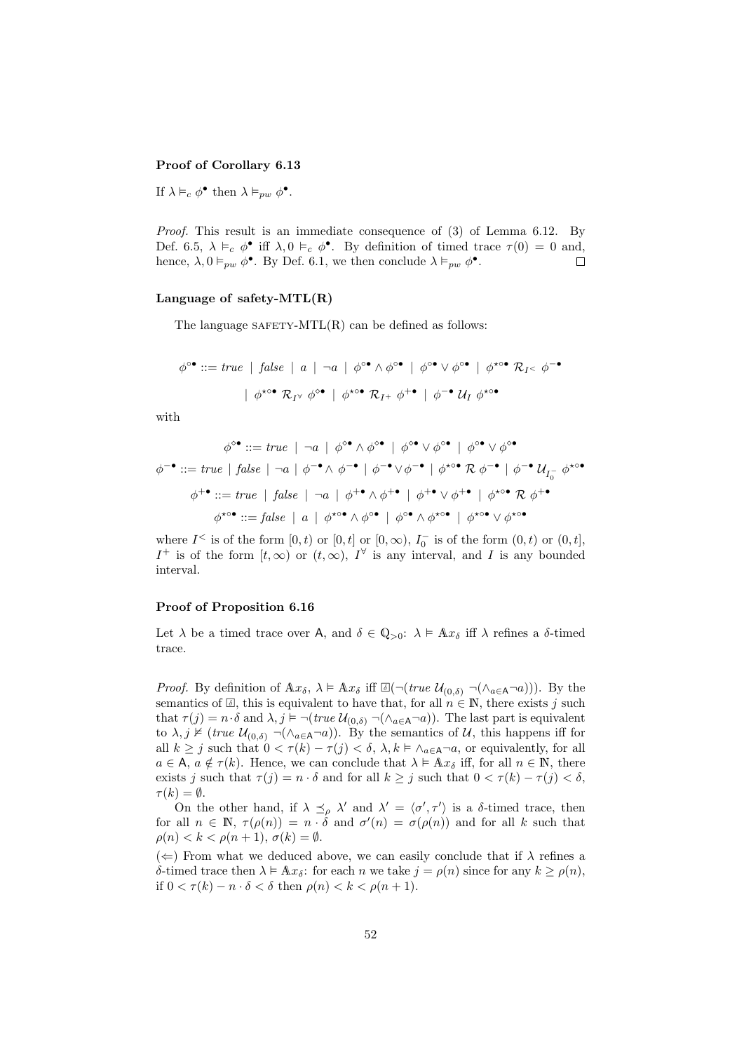**Proof of Corollary 6.13**

If $\lambda \vDash_c \phi^\bullet$ then $\lambda \vDash_{pw} \phi^\bullet$.

*Proof.* This result is an immediate consequence of (3) of Lemma 6.12. By Def. 6.5, $\lambda \vDash_c \phi^\bullet$ iff $\lambda, 0 \vDash_c \phi^\bullet$. By definition of timed trace $\tau(0) = 0$ and, hence, $\lambda, 0 \vDash_{pw} \phi^\bullet$. By Def. 6.1, we then conclude $\lambda \vDash_{pw} \phi^\bullet$. $\square$

**Language of safety-MTL(R)**

The language SAFETY-MTL(R) can be defined as follows:

$$\phi^{\circ\bullet} ::= \mathit{true} \mid \mathit{false} \mid a \mid \neg a \mid \phi^{\circ\bullet} \wedge \phi^{\circ\bullet} \mid \phi^{\circ\bullet} \vee \phi^{\circ\bullet} \mid \phi^{\star\circ\bullet}\ \mathcal{R}_{I^<}\ \phi^{-\bullet}$$

$$\mid \phi^{\star\circ\bullet}\ \mathcal{R}_{I^\forall}\ \phi^{\circ\bullet} \mid \phi^{\star\circ\bullet}\ \mathcal{R}_{I^+}\ \phi^{+\bullet} \mid \phi^{-\bullet}\ \mathcal{U}_I\ \phi^{\star\circ\bullet}$$

with

$$\phi^{\diamond\bullet} ::= \mathit{true} \mid \neg a \mid \phi^{\diamond\bullet} \wedge \phi^{\diamond\bullet} \mid \phi^{\diamond\bullet} \vee \phi^{\diamond\bullet} \mid \phi^{\circ\bullet} \vee \phi^{\diamond\bullet}$$

$$\phi^{-\bullet} ::= \mathit{true} \mid \mathit{false} \mid \neg a \mid \phi^{-\bullet} \wedge\ \phi^{-\bullet} \mid \phi^{-\bullet} \vee \phi^{-\bullet} \mid \phi^{\star\circ\bullet}\ \mathcal{R}\ \phi^{-\bullet} \mid \phi^{-\bullet}\ \mathcal{U}_{I_0^-}\ \phi^{\star\circ\bullet}$$

$$\phi^{+\bullet} ::= \mathit{true} \mid \mathit{false} \mid \neg a \mid \phi^{+\bullet} \wedge \phi^{+\bullet} \mid \phi^{+\bullet} \vee \phi^{+\bullet} \mid \phi^{\star\circ\bullet}\ \mathcal{R}\ \phi^{+\bullet}$$

$$\phi^{\star\circ\bullet} ::= \mathit{false} \mid a \mid \phi^{\star\circ\bullet} \wedge \phi^{\diamond\bullet} \mid \phi^{\diamond\bullet} \wedge \phi^{\star\circ\bullet} \mid \phi^{\star\circ\bullet} \vee \phi^{\star\circ\bullet}$$

where $I^<$ is of the form $[0, t)$ or $[0, t]$ or $[0, \infty)$, $I_0^-$ is of the form $(0, t)$ or $(0, t]$, $I^+$ is of the form $[t, \infty)$ or $(t, \infty)$, $I^\forall$ is any interval, and $I$ is any bounded interval.

**Proof of Proposition 6.16**

Let $\lambda$ be a timed trace over $\mathsf{A}$, and $\delta \in \mathbb{Q}_{>0}$: $\lambda \vDash \mathbb{A}x_\delta$ iff $\lambda$ refines a $\delta$-timed trace.

*Proof.* By definition of $\mathbb{A}x_\delta$, $\lambda \vDash \mathbb{A}x_\delta$ iff $\boxdot(\neg(\mathit{true}\ \mathcal{U}_{(0,\delta)}\ \neg(\wedge_{a\in\mathsf{A}}\neg a)))$. By the semantics of $\boxdot$, this is equivalent to have that, for all $n \in \mathbb{N}$, there exists $j$ such that $\tau(j) = n \cdot \delta$ and $\lambda, j \vDash \neg(\mathit{true}\ \mathcal{U}_{(0,\delta)}\ \neg(\wedge_{a\in\mathsf{A}}\neg a))$. The last part is equivalent to $\lambda, j \nvDash (\mathit{true}\ \mathcal{U}_{(0,\delta)}\ \neg(\wedge_{a\in\mathsf{A}}\neg a))$. By the semantics of $\mathcal{U}$, this happens iff for all $k \geq j$ such that $0 < \tau(k) - \tau(j) < \delta$, $\lambda, k \vDash \wedge_{a\in\mathsf{A}}\neg a$, or equivalently, for all $a \in \mathsf{A}$, $a \notin \tau(k)$. Hence, we can conclude that $\lambda \vDash \mathbb{A}x_\delta$ iff, for all $n \in \mathbb{N}$, there exists $j$ such that $\tau(j) = n \cdot \delta$ and for all $k \geq j$ such that $0 < \tau(k) - \tau(j) < \delta$, $\tau(k) = \emptyset$.

On the other hand, if $\lambda \preceq_\rho \lambda'$ and $\lambda' = \langle \sigma', \tau' \rangle$ is a $\delta$-timed trace, then for all $n \in \mathbb{N}$, $\tau(\rho(n)) = n \cdot \delta$ and $\sigma'(n) = \sigma(\rho(n))$ and for all $k$ such that $\rho(n) < k < \rho(n+1)$, $\sigma(k) = \emptyset$.

($\Leftarrow$) From what we deduced above, we can easily conclude that if $\lambda$ refines a $\delta$-timed trace then $\lambda \vDash \mathbb{A}x_\delta$: for each $n$ we take $j = \rho(n)$ since for any $k \geq \rho(n)$, if $0 < \tau(k) - n \cdot \delta < \delta$ then $\rho(n) < k < \rho(n+1)$.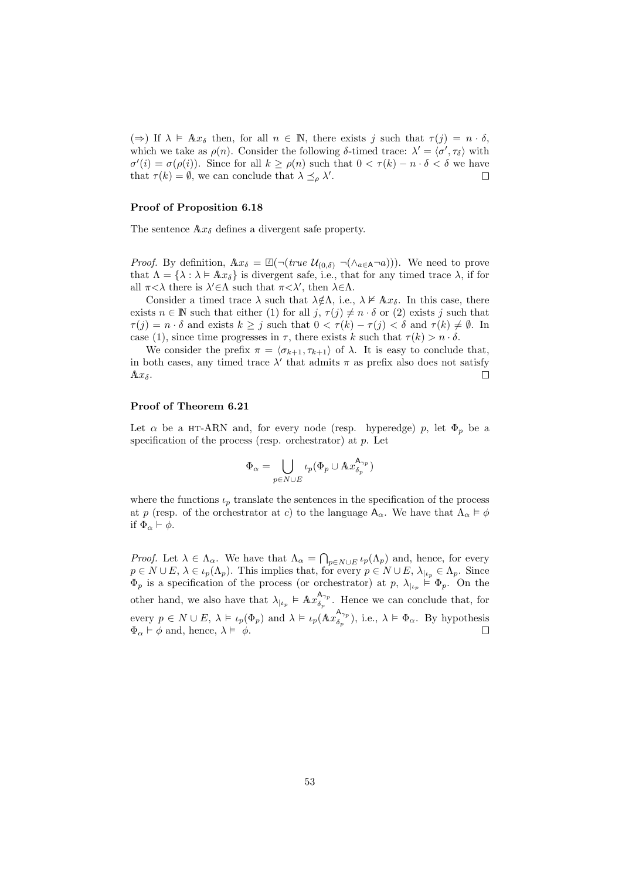(⇒) If $\lambda \vDash \mathbb{A}x_\delta$ then, for all $n \in \mathbb{N}$, there exists $j$ such that $\tau(j) = n \cdot \delta$, which we take as $\rho(n)$. Consider the following $\delta$-timed trace: $\lambda' = \langle \sigma', \tau_\delta \rangle$ with $\sigma'(i) = \sigma(\rho(i))$. Since for all $k \geq \rho(n)$ such that $0 < \tau(k) - n \cdot \delta < \delta$ we have that $\tau(k) = \emptyset$, we can conclude that $\lambda \preceq_\rho \lambda'$. □

**Proof of Proposition 6.18**

The sentence $\mathbb{A}x_\delta$ defines a divergent safe property.

*Proof.* By definition, $\mathbb{A}x_\delta = \boxdot(\neg(\mathit{true}\ \mathcal{U}_{(0,\delta)}\ \neg(\wedge_{a \in \mathsf{A}} \neg a)))$. We need to prove that $\Lambda = \{\lambda : \lambda \vDash \mathbb{A}x_\delta\}$ is divergent safe, i.e., that for any timed trace $\lambda$, if for all $\pi{<}\lambda$ there is $\lambda'{\in}\Lambda$ such that $\pi{<}\lambda'$, then $\lambda{\in}\Lambda$.

Consider a timed trace $\lambda$ such that $\lambda{\notin}\Lambda$, i.e., $\lambda \nvDash \mathbb{A}x_\delta$. In this case, there exists $n \in \mathbb{N}$ such that either (1) for all $j$, $\tau(j) \neq n \cdot \delta$ or (2) exists $j$ such that $\tau(j) = n \cdot \delta$ and exists $k \geq j$ such that $0 < \tau(k) - \tau(j) < \delta$ and $\tau(k) \neq \emptyset$. In case (1), since time progresses in $\tau$, there exists $k$ such that $\tau(k) > n \cdot \delta$.

We consider the prefix $\pi = \langle \sigma_{k+1}, \tau_{k+1} \rangle$ of $\lambda$. It is easy to conclude that, in both cases, any timed trace $\lambda'$ that admits $\pi$ as prefix also does not satisfy $\mathbb{A}x_\delta$. □

**Proof of Theorem 6.21**

Let $\alpha$ be a HT-ARN and, for every node (resp. hyperedge) $p$, let $\Phi_p$ be a specification of the process (resp. orchestrator) at $p$. Let

$$\Phi_\alpha = \bigcup_{p \in N \cup E} \iota_p(\Phi_p \cup \mathbb{A}x_{\delta_p}^{\mathsf{A}_{\gamma_p}})$$

where the functions $\iota_p$ translate the sentences in the specification of the process at $p$ (resp. of the orchestrator at $c$) to the language $\mathsf{A}_\alpha$. We have that $\Lambda_\alpha \vDash \phi$ if $\Phi_\alpha \vdash \phi$.

*Proof.* Let $\lambda \in \Lambda_\alpha$. We have that $\Lambda_\alpha = \bigcap_{p \in N \cup E} \iota_p(\Lambda_p)$ and, hence, for every $p \in N \cup E$, $\lambda \in \iota_p(\Lambda_p)$. This implies that, for every $p \in N \cup E$, $\lambda_{|\iota_p} \in \Lambda_p$. Since $\Phi_p$ is a specification of the process (or orchestrator) at $p$, $\lambda_{|\iota_p} \vDash \Phi_p$. On the other hand, we also have that $\lambda_{|\iota_p} \vDash \mathbb{A}x_{\delta_p}^{\mathsf{A}_{\gamma_p}}$. Hence we can conclude that, for every $p \in N \cup E$, $\lambda \vDash \iota_p(\Phi_p)$ and $\lambda \vDash \iota_p(\mathbb{A}x_{\delta_p}^{\mathsf{A}_{\gamma_p}})$, i.e., $\lambda \vDash \Phi_\alpha$. By hypothesis $\Phi_\alpha \vdash \phi$ and, hence, $\lambda \vDash \phi$. □